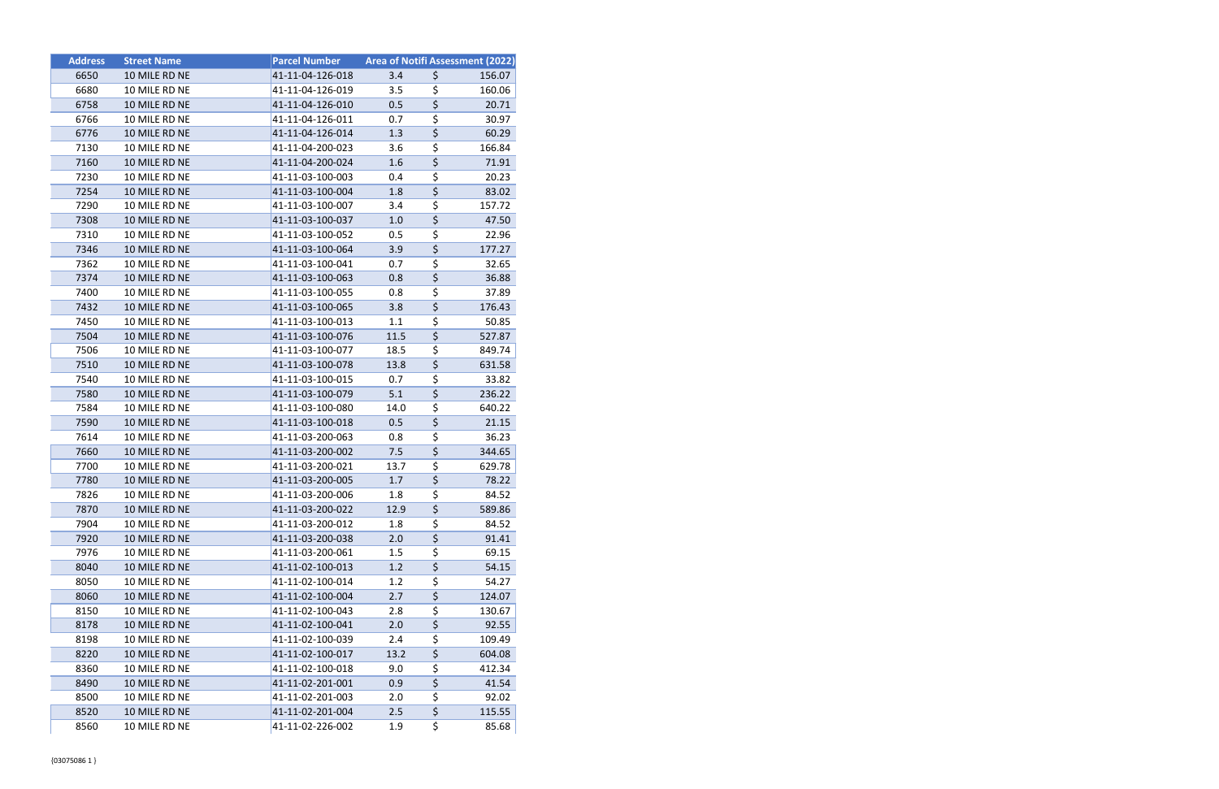| Address | Street Name | Parcel Number | Area of Notifi | Assessment (2022) |
|---|---|---|---|---|
| 6650 | 10 MILE RD NE | 41-11-04-126-018 | 3.4 | $ 156.07 |
| 6680 | 10 MILE RD NE | 41-11-04-126-019 | 3.5 | $ 160.06 |
| 6758 | 10 MILE RD NE | 41-11-04-126-010 | 0.5 | $ 20.71 |
| 6766 | 10 MILE RD NE | 41-11-04-126-011 | 0.7 | $ 30.97 |
| 6776 | 10 MILE RD NE | 41-11-04-126-014 | 1.3 | $ 60.29 |
| 7130 | 10 MILE RD NE | 41-11-04-200-023 | 3.6 | $ 166.84 |
| 7160 | 10 MILE RD NE | 41-11-04-200-024 | 1.6 | $ 71.91 |
| 7230 | 10 MILE RD NE | 41-11-03-100-003 | 0.4 | $ 20.23 |
| 7254 | 10 MILE RD NE | 41-11-03-100-004 | 1.8 | $ 83.02 |
| 7290 | 10 MILE RD NE | 41-11-03-100-007 | 3.4 | $ 157.72 |
| 7308 | 10 MILE RD NE | 41-11-03-100-037 | 1.0 | $ 47.50 |
| 7310 | 10 MILE RD NE | 41-11-03-100-052 | 0.5 | $ 22.96 |
| 7346 | 10 MILE RD NE | 41-11-03-100-064 | 3.9 | $ 177.27 |
| 7362 | 10 MILE RD NE | 41-11-03-100-041 | 0.7 | $ 32.65 |
| 7374 | 10 MILE RD NE | 41-11-03-100-063 | 0.8 | $ 36.88 |
| 7400 | 10 MILE RD NE | 41-11-03-100-055 | 0.8 | $ 37.89 |
| 7432 | 10 MILE RD NE | 41-11-03-100-065 | 3.8 | $ 176.43 |
| 7450 | 10 MILE RD NE | 41-11-03-100-013 | 1.1 | $ 50.85 |
| 7504 | 10 MILE RD NE | 41-11-03-100-076 | 11.5 | $ 527.87 |
| 7506 | 10 MILE RD NE | 41-11-03-100-077 | 18.5 | $ 849.74 |
| 7510 | 10 MILE RD NE | 41-11-03-100-078 | 13.8 | $ 631.58 |
| 7540 | 10 MILE RD NE | 41-11-03-100-015 | 0.7 | $ 33.82 |
| 7580 | 10 MILE RD NE | 41-11-03-100-079 | 5.1 | $ 236.22 |
| 7584 | 10 MILE RD NE | 41-11-03-100-080 | 14.0 | $ 640.22 |
| 7590 | 10 MILE RD NE | 41-11-03-100-018 | 0.5 | $ 21.15 |
| 7614 | 10 MILE RD NE | 41-11-03-200-063 | 0.8 | $ 36.23 |
| 7660 | 10 MILE RD NE | 41-11-03-200-002 | 7.5 | $ 344.65 |
| 7700 | 10 MILE RD NE | 41-11-03-200-021 | 13.7 | $ 629.78 |
| 7780 | 10 MILE RD NE | 41-11-03-200-005 | 1.7 | $ 78.22 |
| 7826 | 10 MILE RD NE | 41-11-03-200-006 | 1.8 | $ 84.52 |
| 7870 | 10 MILE RD NE | 41-11-03-200-022 | 12.9 | $ 589.86 |
| 7904 | 10 MILE RD NE | 41-11-03-200-012 | 1.8 | $ 84.52 |
| 7920 | 10 MILE RD NE | 41-11-03-200-038 | 2.0 | $ 91.41 |
| 7976 | 10 MILE RD NE | 41-11-03-200-061 | 1.5 | $ 69.15 |
| 8040 | 10 MILE RD NE | 41-11-02-100-013 | 1.2 | $ 54.15 |
| 8050 | 10 MILE RD NE | 41-11-02-100-014 | 1.2 | $ 54.27 |
| 8060 | 10 MILE RD NE | 41-11-02-100-004 | 2.7 | $ 124.07 |
| 8150 | 10 MILE RD NE | 41-11-02-100-043 | 2.8 | $ 130.67 |
| 8178 | 10 MILE RD NE | 41-11-02-100-041 | 2.0 | $ 92.55 |
| 8198 | 10 MILE RD NE | 41-11-02-100-039 | 2.4 | $ 109.49 |
| 8220 | 10 MILE RD NE | 41-11-02-100-017 | 13.2 | $ 604.08 |
| 8360 | 10 MILE RD NE | 41-11-02-100-018 | 9.0 | $ 412.34 |
| 8490 | 10 MILE RD NE | 41-11-02-201-001 | 0.9 | $ 41.54 |
| 8500 | 10 MILE RD NE | 41-11-02-201-003 | 2.0 | $ 92.02 |
| 8520 | 10 MILE RD NE | 41-11-02-201-004 | 2.5 | $ 115.55 |
| 8560 | 10 MILE RD NE | 41-11-02-226-002 | 1.9 | $ 85.68 |

{03075086 1 }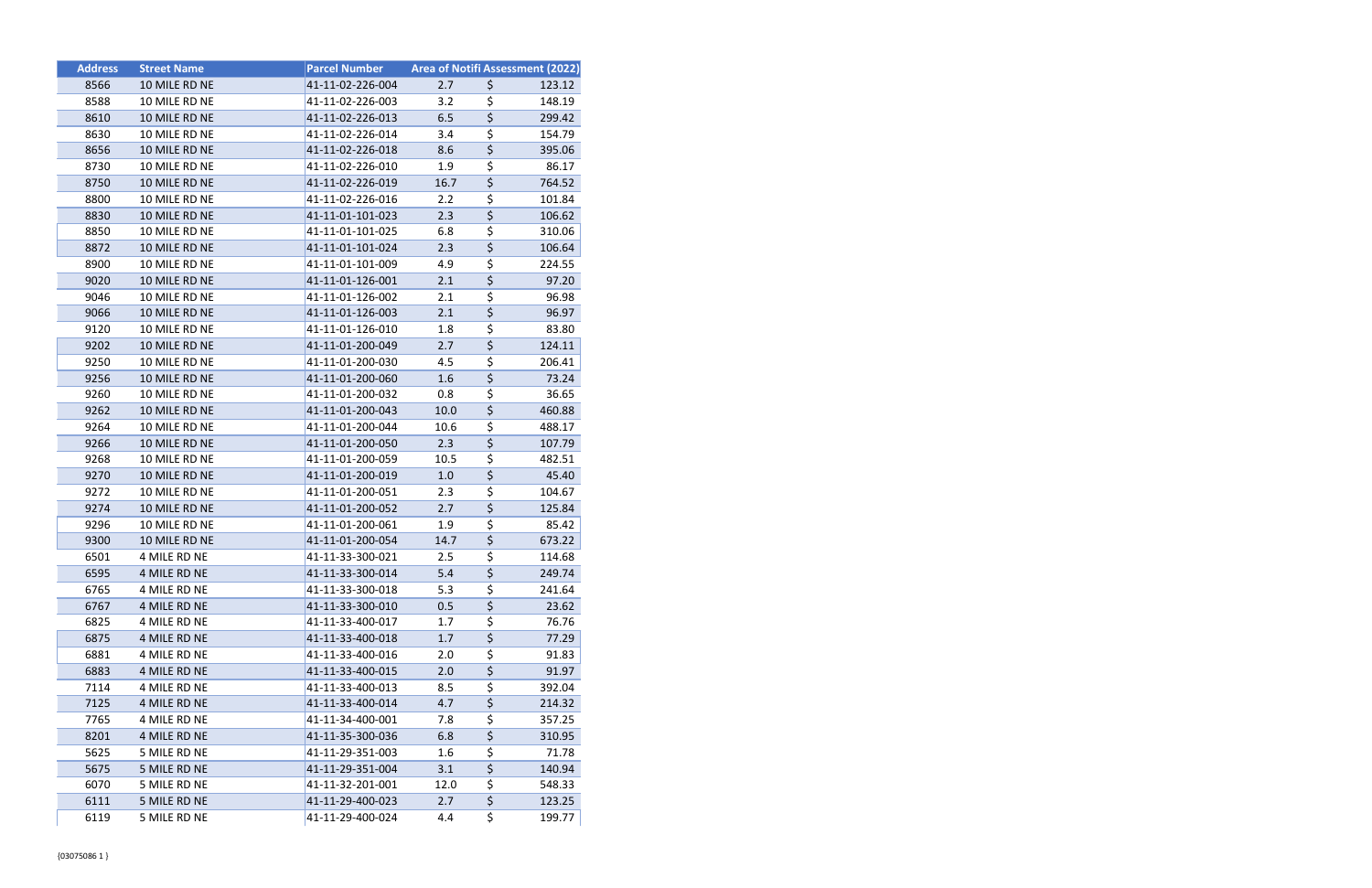| Address | Street Name | Parcel Number | Area of Notifi | Assessment (2022) |
|---|---|---|---|---|
| 8566 | 10 MILE RD NE | 41-11-02-226-004 | 2.7 | $ 123.12 |
| 8588 | 10 MILE RD NE | 41-11-02-226-003 | 3.2 | $ 148.19 |
| 8610 | 10 MILE RD NE | 41-11-02-226-013 | 6.5 | $ 299.42 |
| 8630 | 10 MILE RD NE | 41-11-02-226-014 | 3.4 | $ 154.79 |
| 8656 | 10 MILE RD NE | 41-11-02-226-018 | 8.6 | $ 395.06 |
| 8730 | 10 MILE RD NE | 41-11-02-226-010 | 1.9 | $ 86.17 |
| 8750 | 10 MILE RD NE | 41-11-02-226-019 | 16.7 | $ 764.52 |
| 8800 | 10 MILE RD NE | 41-11-02-226-016 | 2.2 | $ 101.84 |
| 8830 | 10 MILE RD NE | 41-11-01-101-023 | 2.3 | $ 106.62 |
| 8850 | 10 MILE RD NE | 41-11-01-101-025 | 6.8 | $ 310.06 |
| 8872 | 10 MILE RD NE | 41-11-01-101-024 | 2.3 | $ 106.64 |
| 8900 | 10 MILE RD NE | 41-11-01-101-009 | 4.9 | $ 224.55 |
| 9020 | 10 MILE RD NE | 41-11-01-126-001 | 2.1 | $ 97.20 |
| 9046 | 10 MILE RD NE | 41-11-01-126-002 | 2.1 | $ 96.98 |
| 9066 | 10 MILE RD NE | 41-11-01-126-003 | 2.1 | $ 96.97 |
| 9120 | 10 MILE RD NE | 41-11-01-126-010 | 1.8 | $ 83.80 |
| 9202 | 10 MILE RD NE | 41-11-01-200-049 | 2.7 | $ 124.11 |
| 9250 | 10 MILE RD NE | 41-11-01-200-030 | 4.5 | $ 206.41 |
| 9256 | 10 MILE RD NE | 41-11-01-200-060 | 1.6 | $ 73.24 |
| 9260 | 10 MILE RD NE | 41-11-01-200-032 | 0.8 | $ 36.65 |
| 9262 | 10 MILE RD NE | 41-11-01-200-043 | 10.0 | $ 460.88 |
| 9264 | 10 MILE RD NE | 41-11-01-200-044 | 10.6 | $ 488.17 |
| 9266 | 10 MILE RD NE | 41-11-01-200-050 | 2.3 | $ 107.79 |
| 9268 | 10 MILE RD NE | 41-11-01-200-059 | 10.5 | $ 482.51 |
| 9270 | 10 MILE RD NE | 41-11-01-200-019 | 1.0 | $ 45.40 |
| 9272 | 10 MILE RD NE | 41-11-01-200-051 | 2.3 | $ 104.67 |
| 9274 | 10 MILE RD NE | 41-11-01-200-052 | 2.7 | $ 125.84 |
| 9296 | 10 MILE RD NE | 41-11-01-200-061 | 1.9 | $ 85.42 |
| 9300 | 10 MILE RD NE | 41-11-01-200-054 | 14.7 | $ 673.22 |
| 6501 | 4 MILE RD NE | 41-11-33-300-021 | 2.5 | $ 114.68 |
| 6595 | 4 MILE RD NE | 41-11-33-300-014 | 5.4 | $ 249.74 |
| 6765 | 4 MILE RD NE | 41-11-33-300-018 | 5.3 | $ 241.64 |
| 6767 | 4 MILE RD NE | 41-11-33-300-010 | 0.5 | $ 23.62 |
| 6825 | 4 MILE RD NE | 41-11-33-400-017 | 1.7 | $ 76.76 |
| 6875 | 4 MILE RD NE | 41-11-33-400-018 | 1.7 | $ 77.29 |
| 6881 | 4 MILE RD NE | 41-11-33-400-016 | 2.0 | $ 91.83 |
| 6883 | 4 MILE RD NE | 41-11-33-400-015 | 2.0 | $ 91.97 |
| 7114 | 4 MILE RD NE | 41-11-33-400-013 | 8.5 | $ 392.04 |
| 7125 | 4 MILE RD NE | 41-11-33-400-014 | 4.7 | $ 214.32 |
| 7765 | 4 MILE RD NE | 41-11-34-400-001 | 7.8 | $ 357.25 |
| 8201 | 4 MILE RD NE | 41-11-35-300-036 | 6.8 | $ 310.95 |
| 5625 | 5 MILE RD NE | 41-11-29-351-003 | 1.6 | $ 71.78 |
| 5675 | 5 MILE RD NE | 41-11-29-351-004 | 3.1 | $ 140.94 |
| 6070 | 5 MILE RD NE | 41-11-32-201-001 | 12.0 | $ 548.33 |
| 6111 | 5 MILE RD NE | 41-11-29-400-023 | 2.7 | $ 123.25 |
| 6119 | 5 MILE RD NE | 41-11-29-400-024 | 4.4 | $ 199.77 |

{03075086 1 }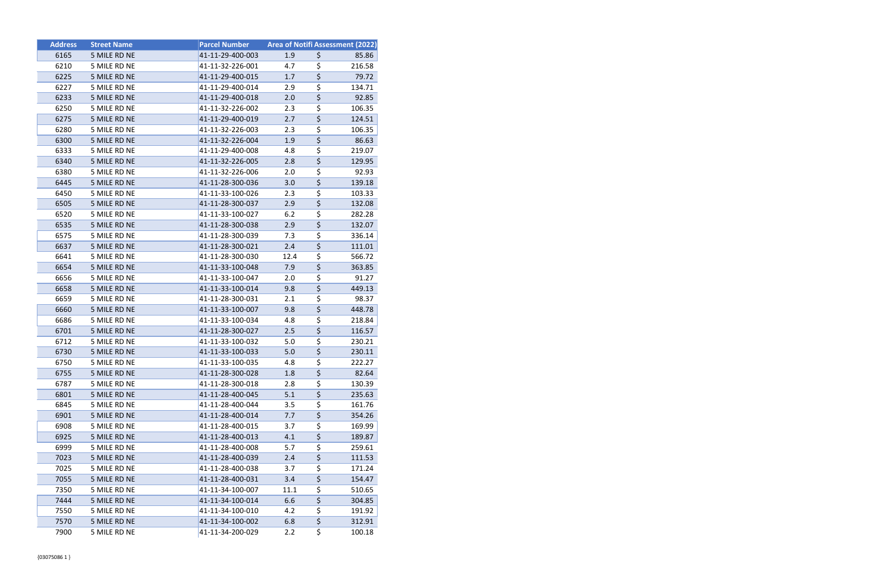| Address | Street Name | Parcel Number | Area of Notifi | Assessment (2022) |
|---|---|---|---|---|
| 6165 | 5 MILE RD NE | 41-11-29-400-003 | 1.9 | $ 85.86 |
| 6210 | 5 MILE RD NE | 41-11-32-226-001 | 4.7 | $ 216.58 |
| 6225 | 5 MILE RD NE | 41-11-29-400-015 | 1.7 | $ 79.72 |
| 6227 | 5 MILE RD NE | 41-11-29-400-014 | 2.9 | $ 134.71 |
| 6233 | 5 MILE RD NE | 41-11-29-400-018 | 2.0 | $ 92.85 |
| 6250 | 5 MILE RD NE | 41-11-32-226-002 | 2.3 | $ 106.35 |
| 6275 | 5 MILE RD NE | 41-11-29-400-019 | 2.7 | $ 124.51 |
| 6280 | 5 MILE RD NE | 41-11-32-226-003 | 2.3 | $ 106.35 |
| 6300 | 5 MILE RD NE | 41-11-32-226-004 | 1.9 | $ 86.63 |
| 6333 | 5 MILE RD NE | 41-11-29-400-008 | 4.8 | $ 219.07 |
| 6340 | 5 MILE RD NE | 41-11-32-226-005 | 2.8 | $ 129.95 |
| 6380 | 5 MILE RD NE | 41-11-32-226-006 | 2.0 | $ 92.93 |
| 6445 | 5 MILE RD NE | 41-11-28-300-036 | 3.0 | $ 139.18 |
| 6450 | 5 MILE RD NE | 41-11-33-100-026 | 2.3 | $ 103.33 |
| 6505 | 5 MILE RD NE | 41-11-28-300-037 | 2.9 | $ 132.08 |
| 6520 | 5 MILE RD NE | 41-11-33-100-027 | 6.2 | $ 282.28 |
| 6535 | 5 MILE RD NE | 41-11-28-300-038 | 2.9 | $ 132.07 |
| 6575 | 5 MILE RD NE | 41-11-28-300-039 | 7.3 | $ 336.14 |
| 6637 | 5 MILE RD NE | 41-11-28-300-021 | 2.4 | $ 111.01 |
| 6641 | 5 MILE RD NE | 41-11-28-300-030 | 12.4 | $ 566.72 |
| 6654 | 5 MILE RD NE | 41-11-33-100-048 | 7.9 | $ 363.85 |
| 6656 | 5 MILE RD NE | 41-11-33-100-047 | 2.0 | $ 91.27 |
| 6658 | 5 MILE RD NE | 41-11-33-100-014 | 9.8 | $ 449.13 |
| 6659 | 5 MILE RD NE | 41-11-28-300-031 | 2.1 | $ 98.37 |
| 6660 | 5 MILE RD NE | 41-11-33-100-007 | 9.8 | $ 448.78 |
| 6686 | 5 MILE RD NE | 41-11-33-100-034 | 4.8 | $ 218.84 |
| 6701 | 5 MILE RD NE | 41-11-28-300-027 | 2.5 | $ 116.57 |
| 6712 | 5 MILE RD NE | 41-11-33-100-032 | 5.0 | $ 230.21 |
| 6730 | 5 MILE RD NE | 41-11-33-100-033 | 5.0 | $ 230.11 |
| 6750 | 5 MILE RD NE | 41-11-33-100-035 | 4.8 | $ 222.27 |
| 6755 | 5 MILE RD NE | 41-11-28-300-028 | 1.8 | $ 82.64 |
| 6787 | 5 MILE RD NE | 41-11-28-300-018 | 2.8 | $ 130.39 |
| 6801 | 5 MILE RD NE | 41-11-28-400-045 | 5.1 | $ 235.63 |
| 6845 | 5 MILE RD NE | 41-11-28-400-044 | 3.5 | $ 161.76 |
| 6901 | 5 MILE RD NE | 41-11-28-400-014 | 7.7 | $ 354.26 |
| 6908 | 5 MILE RD NE | 41-11-28-400-015 | 3.7 | $ 169.99 |
| 6925 | 5 MILE RD NE | 41-11-28-400-013 | 4.1 | $ 189.87 |
| 6999 | 5 MILE RD NE | 41-11-28-400-008 | 5.7 | $ 259.61 |
| 7023 | 5 MILE RD NE | 41-11-28-400-039 | 2.4 | $ 111.53 |
| 7025 | 5 MILE RD NE | 41-11-28-400-038 | 3.7 | $ 171.24 |
| 7055 | 5 MILE RD NE | 41-11-28-400-031 | 3.4 | $ 154.47 |
| 7350 | 5 MILE RD NE | 41-11-34-100-007 | 11.1 | $ 510.65 |
| 7444 | 5 MILE RD NE | 41-11-34-100-014 | 6.6 | $ 304.85 |
| 7550 | 5 MILE RD NE | 41-11-34-100-010 | 4.2 | $ 191.92 |
| 7570 | 5 MILE RD NE | 41-11-34-100-002 | 6.8 | $ 312.91 |
| 7900 | 5 MILE RD NE | 41-11-34-200-029 | 2.2 | $ 100.18 |

{03075086 1 }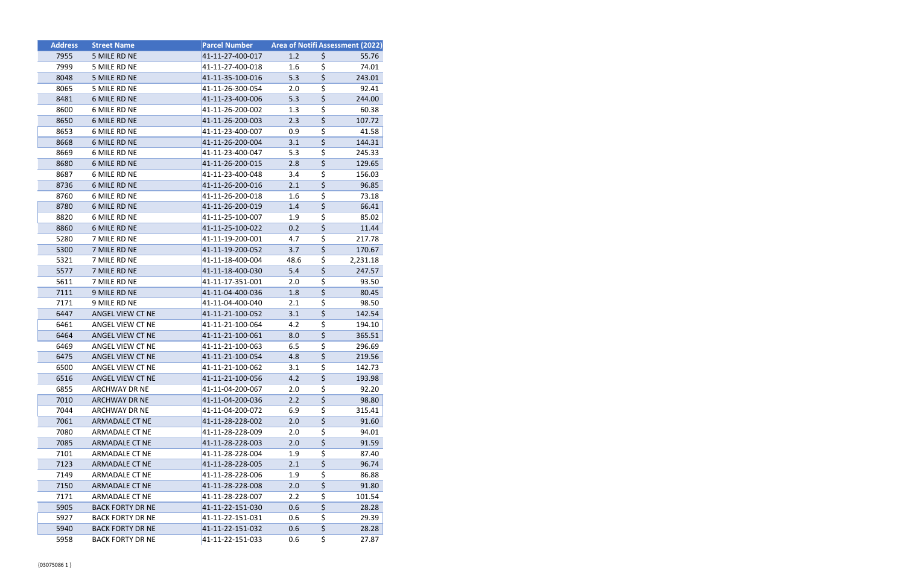| Address | Street Name | Parcel Number | Area of Notifi | Assessment (2022) |
|---|---|---|---|---|
| 7955 | 5 MILE RD NE | 41-11-27-400-017 | 1.2 | $ 55.76 |
| 7999 | 5 MILE RD NE | 41-11-27-400-018 | 1.6 | $ 74.01 |
| 8048 | 5 MILE RD NE | 41-11-35-100-016 | 5.3 | $ 243.01 |
| 8065 | 5 MILE RD NE | 41-11-26-300-054 | 2.0 | $ 92.41 |
| 8481 | 6 MILE RD NE | 41-11-23-400-006 | 5.3 | $ 244.00 |
| 8600 | 6 MILE RD NE | 41-11-26-200-002 | 1.3 | $ 60.38 |
| 8650 | 6 MILE RD NE | 41-11-26-200-003 | 2.3 | $ 107.72 |
| 8653 | 6 MILE RD NE | 41-11-23-400-007 | 0.9 | $ 41.58 |
| 8668 | 6 MILE RD NE | 41-11-26-200-004 | 3.1 | $ 144.31 |
| 8669 | 6 MILE RD NE | 41-11-23-400-047 | 5.3 | $ 245.33 |
| 8680 | 6 MILE RD NE | 41-11-26-200-015 | 2.8 | $ 129.65 |
| 8687 | 6 MILE RD NE | 41-11-23-400-048 | 3.4 | $ 156.03 |
| 8736 | 6 MILE RD NE | 41-11-26-200-016 | 2.1 | $ 96.85 |
| 8760 | 6 MILE RD NE | 41-11-26-200-018 | 1.6 | $ 73.18 |
| 8780 | 6 MILE RD NE | 41-11-26-200-019 | 1.4 | $ 66.41 |
| 8820 | 6 MILE RD NE | 41-11-25-100-007 | 1.9 | $ 85.02 |
| 8860 | 6 MILE RD NE | 41-11-25-100-022 | 0.2 | $ 11.44 |
| 5280 | 7 MILE RD NE | 41-11-19-200-001 | 4.7 | $ 217.78 |
| 5300 | 7 MILE RD NE | 41-11-19-200-052 | 3.7 | $ 170.67 |
| 5321 | 7 MILE RD NE | 41-11-18-400-004 | 48.6 | $ 2,231.18 |
| 5577 | 7 MILE RD NE | 41-11-18-400-030 | 5.4 | $ 247.57 |
| 5611 | 7 MILE RD NE | 41-11-17-351-001 | 2.0 | $ 93.50 |
| 7111 | 9 MILE RD NE | 41-11-04-400-036 | 1.8 | $ 80.45 |
| 7171 | 9 MILE RD NE | 41-11-04-400-040 | 2.1 | $ 98.50 |
| 6447 | ANGEL VIEW CT NE | 41-11-21-100-052 | 3.1 | $ 142.54 |
| 6461 | ANGEL VIEW CT NE | 41-11-21-100-064 | 4.2 | $ 194.10 |
| 6464 | ANGEL VIEW CT NE | 41-11-21-100-061 | 8.0 | $ 365.51 |
| 6469 | ANGEL VIEW CT NE | 41-11-21-100-063 | 6.5 | $ 296.69 |
| 6475 | ANGEL VIEW CT NE | 41-11-21-100-054 | 4.8 | $ 219.56 |
| 6500 | ANGEL VIEW CT NE | 41-11-21-100-062 | 3.1 | $ 142.73 |
| 6516 | ANGEL VIEW CT NE | 41-11-21-100-056 | 4.2 | $ 193.98 |
| 6855 | ARCHWAY DR NE | 41-11-04-200-067 | 2.0 | $ 92.20 |
| 7010 | ARCHWAY DR NE | 41-11-04-200-036 | 2.2 | $ 98.80 |
| 7044 | ARCHWAY DR NE | 41-11-04-200-072 | 6.9 | $ 315.41 |
| 7061 | ARMADALE CT NE | 41-11-28-228-002 | 2.0 | $ 91.60 |
| 7080 | ARMADALE CT NE | 41-11-28-228-009 | 2.0 | $ 94.01 |
| 7085 | ARMADALE CT NE | 41-11-28-228-003 | 2.0 | $ 91.59 |
| 7101 | ARMADALE CT NE | 41-11-28-228-004 | 1.9 | $ 87.40 |
| 7123 | ARMADALE CT NE | 41-11-28-228-005 | 2.1 | $ 96.74 |
| 7149 | ARMADALE CT NE | 41-11-28-228-006 | 1.9 | $ 86.88 |
| 7150 | ARMADALE CT NE | 41-11-28-228-008 | 2.0 | $ 91.80 |
| 7171 | ARMADALE CT NE | 41-11-28-228-007 | 2.2 | $ 101.54 |
| 5905 | BACK FORTY DR NE | 41-11-22-151-030 | 0.6 | $ 28.28 |
| 5927 | BACK FORTY DR NE | 41-11-22-151-031 | 0.6 | $ 29.39 |
| 5940 | BACK FORTY DR NE | 41-11-22-151-032 | 0.6 | $ 28.28 |
| 5958 | BACK FORTY DR NE | 41-11-22-151-033 | 0.6 | $ 27.87 |

{03075086 1 }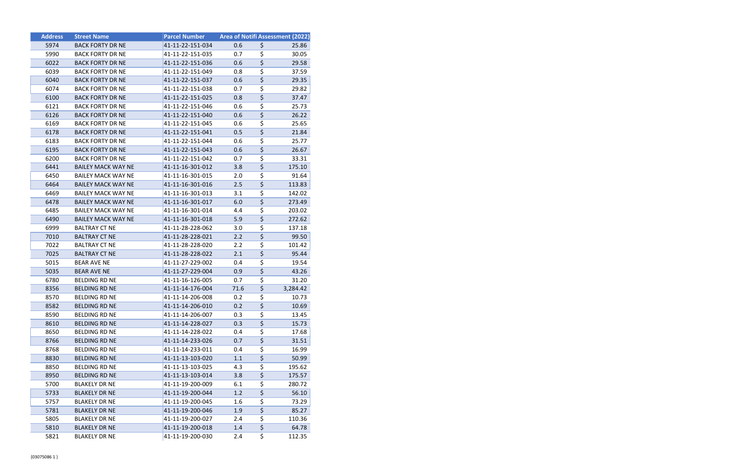| Address | Street Name | Parcel Number | Area of Notifi | Assessment (2022) |
|---|---|---|---|---|
| 5974 | BACK FORTY DR NE | 41-11-22-151-034 | 0.6 | $ 25.86 |
| 5990 | BACK FORTY DR NE | 41-11-22-151-035 | 0.7 | $ 30.05 |
| 6022 | BACK FORTY DR NE | 41-11-22-151-036 | 0.6 | $ 29.58 |
| 6039 | BACK FORTY DR NE | 41-11-22-151-049 | 0.8 | $ 37.59 |
| 6040 | BACK FORTY DR NE | 41-11-22-151-037 | 0.6 | $ 29.35 |
| 6074 | BACK FORTY DR NE | 41-11-22-151-038 | 0.7 | $ 29.82 |
| 6100 | BACK FORTY DR NE | 41-11-22-151-025 | 0.8 | $ 37.47 |
| 6121 | BACK FORTY DR NE | 41-11-22-151-046 | 0.6 | $ 25.73 |
| 6126 | BACK FORTY DR NE | 41-11-22-151-040 | 0.6 | $ 26.22 |
| 6169 | BACK FORTY DR NE | 41-11-22-151-045 | 0.6 | $ 25.65 |
| 6178 | BACK FORTY DR NE | 41-11-22-151-041 | 0.5 | $ 21.84 |
| 6183 | BACK FORTY DR NE | 41-11-22-151-044 | 0.6 | $ 25.77 |
| 6195 | BACK FORTY DR NE | 41-11-22-151-043 | 0.6 | $ 26.67 |
| 6200 | BACK FORTY DR NE | 41-11-22-151-042 | 0.7 | $ 33.31 |
| 6441 | BAILEY MACK WAY NE | 41-11-16-301-012 | 3.8 | $ 175.10 |
| 6450 | BAILEY MACK WAY NE | 41-11-16-301-015 | 2.0 | $ 91.64 |
| 6464 | BAILEY MACK WAY NE | 41-11-16-301-016 | 2.5 | $ 113.83 |
| 6469 | BAILEY MACK WAY NE | 41-11-16-301-013 | 3.1 | $ 142.02 |
| 6478 | BAILEY MACK WAY NE | 41-11-16-301-017 | 6.0 | $ 273.49 |
| 6485 | BAILEY MACK WAY NE | 41-11-16-301-014 | 4.4 | $ 203.02 |
| 6490 | BAILEY MACK WAY NE | 41-11-16-301-018 | 5.9 | $ 272.62 |
| 6999 | BALTRAY CT NE | 41-11-28-228-062 | 3.0 | $ 137.18 |
| 7010 | BALTRAY CT NE | 41-11-28-228-021 | 2.2 | $ 99.50 |
| 7022 | BALTRAY CT NE | 41-11-28-228-020 | 2.2 | $ 101.42 |
| 7025 | BALTRAY CT NE | 41-11-28-228-022 | 2.1 | $ 95.44 |
| 5015 | BEAR AVE NE | 41-11-27-229-002 | 0.4 | $ 19.54 |
| 5035 | BEAR AVE NE | 41-11-27-229-004 | 0.9 | $ 43.26 |
| 6780 | BELDING RD NE | 41-11-16-126-005 | 0.7 | $ 31.20 |
| 8356 | BELDING RD NE | 41-11-14-176-004 | 71.6 | $ 3,284.42 |
| 8570 | BELDING RD NE | 41-11-14-206-008 | 0.2 | $ 10.73 |
| 8582 | BELDING RD NE | 41-11-14-206-010 | 0.2 | $ 10.69 |
| 8590 | BELDING RD NE | 41-11-14-206-007 | 0.3 | $ 13.45 |
| 8610 | BELDING RD NE | 41-11-14-228-027 | 0.3 | $ 15.73 |
| 8650 | BELDING RD NE | 41-11-14-228-022 | 0.4 | $ 17.68 |
| 8766 | BELDING RD NE | 41-11-14-233-026 | 0.7 | $ 31.51 |
| 8768 | BELDING RD NE | 41-11-14-233-011 | 0.4 | $ 16.99 |
| 8830 | BELDING RD NE | 41-11-13-103-020 | 1.1 | $ 50.99 |
| 8850 | BELDING RD NE | 41-11-13-103-025 | 4.3 | $ 195.62 |
| 8950 | BELDING RD NE | 41-11-13-103-014 | 3.8 | $ 175.57 |
| 5700 | BLAKELY DR NE | 41-11-19-200-009 | 6.1 | $ 280.72 |
| 5733 | BLAKELY DR NE | 41-11-19-200-044 | 1.2 | $ 56.10 |
| 5757 | BLAKELY DR NE | 41-11-19-200-045 | 1.6 | $ 73.29 |
| 5781 | BLAKELY DR NE | 41-11-19-200-046 | 1.9 | $ 85.27 |
| 5805 | BLAKELY DR NE | 41-11-19-200-027 | 2.4 | $ 110.36 |
| 5810 | BLAKELY DR NE | 41-11-19-200-018 | 1.4 | $ 64.78 |
| 5821 | BLAKELY DR NE | 41-11-19-200-030 | 2.4 | $ 112.35 |

{03075086 1 }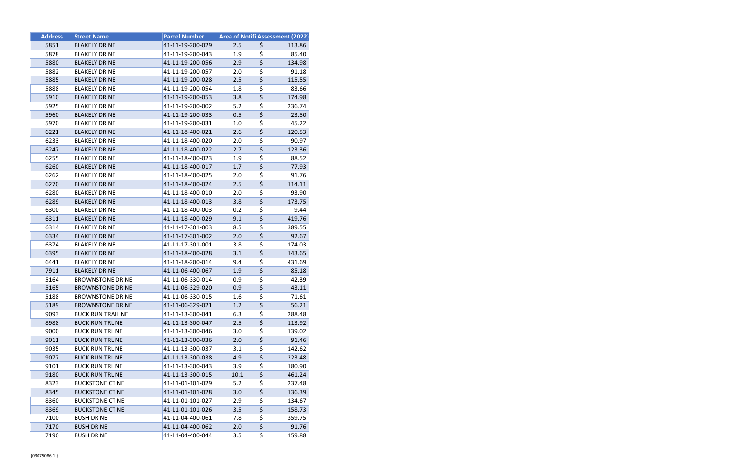| Address | Street Name | Parcel Number | Area of Notifi | Assessment (2022) |
|---|---|---|---|---|
| 5851 | BLAKELY DR NE | 41-11-19-200-029 | 2.5 | $ 113.86 |
| 5878 | BLAKELY DR NE | 41-11-19-200-043 | 1.9 | $ 85.40 |
| 5880 | BLAKELY DR NE | 41-11-19-200-056 | 2.9 | $ 134.98 |
| 5882 | BLAKELY DR NE | 41-11-19-200-057 | 2.0 | $ 91.18 |
| 5885 | BLAKELY DR NE | 41-11-19-200-028 | 2.5 | $ 115.55 |
| 5888 | BLAKELY DR NE | 41-11-19-200-054 | 1.8 | $ 83.66 |
| 5910 | BLAKELY DR NE | 41-11-19-200-053 | 3.8 | $ 174.98 |
| 5925 | BLAKELY DR NE | 41-11-19-200-002 | 5.2 | $ 236.74 |
| 5960 | BLAKELY DR NE | 41-11-19-200-033 | 0.5 | $ 23.50 |
| 5970 | BLAKELY DR NE | 41-11-19-200-031 | 1.0 | $ 45.22 |
| 6221 | BLAKELY DR NE | 41-11-18-400-021 | 2.6 | $ 120.53 |
| 6233 | BLAKELY DR NE | 41-11-18-400-020 | 2.0 | $ 90.97 |
| 6247 | BLAKELY DR NE | 41-11-18-400-022 | 2.7 | $ 123.36 |
| 6255 | BLAKELY DR NE | 41-11-18-400-023 | 1.9 | $ 88.52 |
| 6260 | BLAKELY DR NE | 41-11-18-400-017 | 1.7 | $ 77.93 |
| 6262 | BLAKELY DR NE | 41-11-18-400-025 | 2.0 | $ 91.76 |
| 6270 | BLAKELY DR NE | 41-11-18-400-024 | 2.5 | $ 114.11 |
| 6280 | BLAKELY DR NE | 41-11-18-400-010 | 2.0 | $ 93.90 |
| 6289 | BLAKELY DR NE | 41-11-18-400-013 | 3.8 | $ 173.75 |
| 6300 | BLAKELY DR NE | 41-11-18-400-003 | 0.2 | $ 9.44 |
| 6311 | BLAKELY DR NE | 41-11-18-400-029 | 9.1 | $ 419.76 |
| 6314 | BLAKELY DR NE | 41-11-17-301-003 | 8.5 | $ 389.55 |
| 6334 | BLAKELY DR NE | 41-11-17-301-002 | 2.0 | $ 92.67 |
| 6374 | BLAKELY DR NE | 41-11-17-301-001 | 3.8 | $ 174.03 |
| 6395 | BLAKELY DR NE | 41-11-18-400-028 | 3.1 | $ 143.65 |
| 6441 | BLAKELY DR NE | 41-11-18-200-014 | 9.4 | $ 431.69 |
| 7911 | BLAKELY DR NE | 41-11-06-400-067 | 1.9 | $ 85.18 |
| 5164 | BROWNSTONE DR NE | 41-11-06-330-014 | 0.9 | $ 42.39 |
| 5165 | BROWNSTONE DR NE | 41-11-06-329-020 | 0.9 | $ 43.11 |
| 5188 | BROWNSTONE DR NE | 41-11-06-330-015 | 1.6 | $ 71.61 |
| 5189 | BROWNSTONE DR NE | 41-11-06-329-021 | 1.2 | $ 56.21 |
| 9093 | BUCK RUN TRAIL NE | 41-11-13-300-041 | 6.3 | $ 288.48 |
| 8988 | BUCK RUN TRL NE | 41-11-13-300-047 | 2.5 | $ 113.92 |
| 9000 | BUCK RUN TRL NE | 41-11-13-300-046 | 3.0 | $ 139.02 |
| 9011 | BUCK RUN TRL NE | 41-11-13-300-036 | 2.0 | $ 91.46 |
| 9035 | BUCK RUN TRL NE | 41-11-13-300-037 | 3.1 | $ 142.62 |
| 9077 | BUCK RUN TRL NE | 41-11-13-300-038 | 4.9 | $ 223.48 |
| 9101 | BUCK RUN TRL NE | 41-11-13-300-043 | 3.9 | $ 180.90 |
| 9180 | BUCK RUN TRL NE | 41-11-13-300-015 | 10.1 | $ 461.24 |
| 8323 | BUCKSTONE CT NE | 41-11-01-101-029 | 5.2 | $ 237.48 |
| 8345 | BUCKSTONE CT NE | 41-11-01-101-028 | 3.0 | $ 136.39 |
| 8360 | BUCKSTONE CT NE | 41-11-01-101-027 | 2.9 | $ 134.67 |
| 8369 | BUCKSTONE CT NE | 41-11-01-101-026 | 3.5 | $ 158.73 |
| 7100 | BUSH DR NE | 41-11-04-400-061 | 7.8 | $ 359.75 |
| 7170 | BUSH DR NE | 41-11-04-400-062 | 2.0 | $ 91.76 |
| 7190 | BUSH DR NE | 41-11-04-400-044 | 3.5 | $ 159.88 |

{03075086 1 }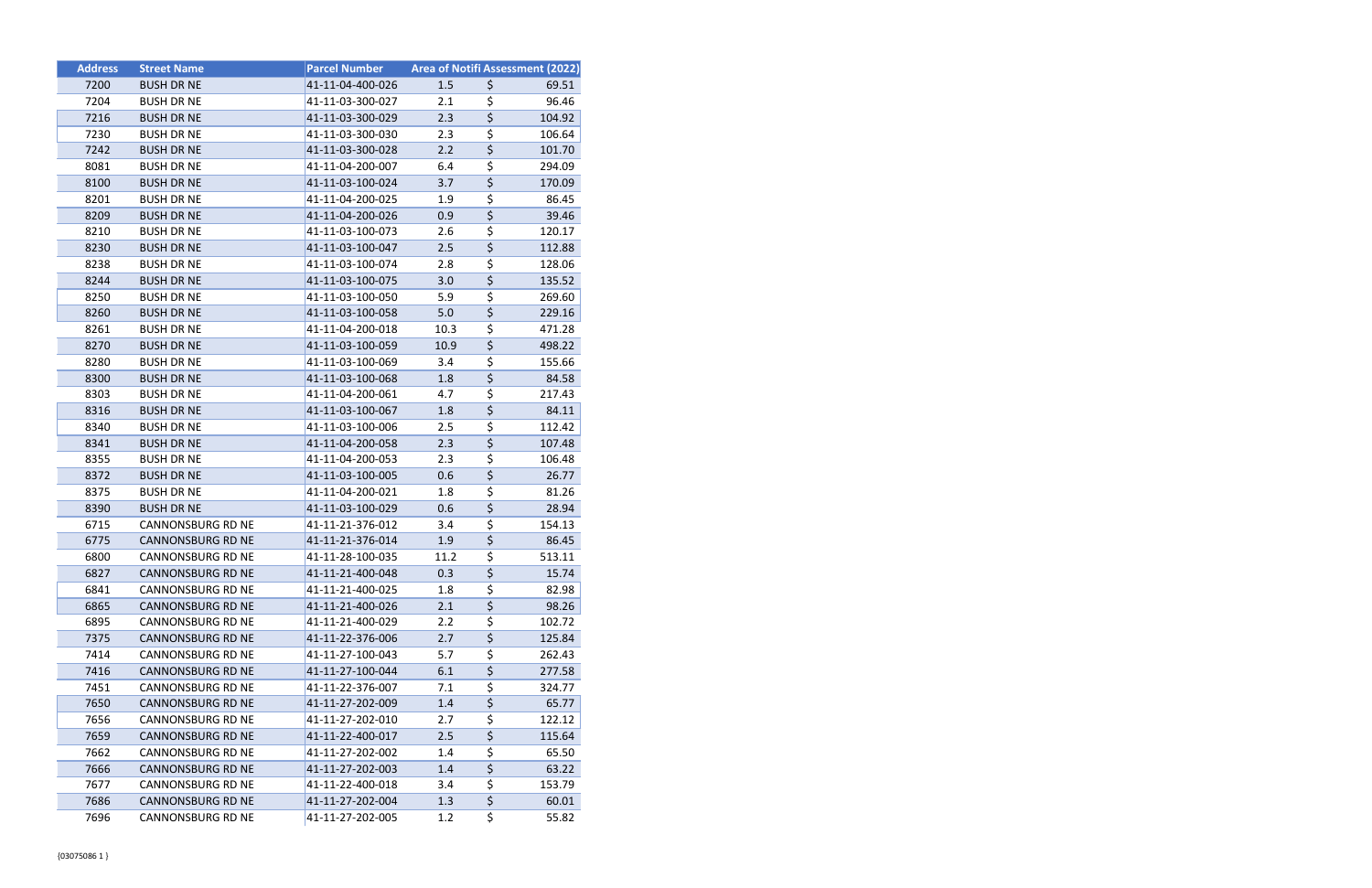| Address | Street Name | Parcel Number | Area of Notifi | Assessment (2022) |
|---|---|---|---|---|
| 7200 | BUSH DR NE | 41-11-04-400-026 | 1.5 | $ 69.51 |
| 7204 | BUSH DR NE | 41-11-03-300-027 | 2.1 | $ 96.46 |
| 7216 | BUSH DR NE | 41-11-03-300-029 | 2.3 | $ 104.92 |
| 7230 | BUSH DR NE | 41-11-03-300-030 | 2.3 | $ 106.64 |
| 7242 | BUSH DR NE | 41-11-03-300-028 | 2.2 | $ 101.70 |
| 8081 | BUSH DR NE | 41-11-04-200-007 | 6.4 | $ 294.09 |
| 8100 | BUSH DR NE | 41-11-03-100-024 | 3.7 | $ 170.09 |
| 8201 | BUSH DR NE | 41-11-04-200-025 | 1.9 | $ 86.45 |
| 8209 | BUSH DR NE | 41-11-04-200-026 | 0.9 | $ 39.46 |
| 8210 | BUSH DR NE | 41-11-03-100-073 | 2.6 | $ 120.17 |
| 8230 | BUSH DR NE | 41-11-03-100-047 | 2.5 | $ 112.88 |
| 8238 | BUSH DR NE | 41-11-03-100-074 | 2.8 | $ 128.06 |
| 8244 | BUSH DR NE | 41-11-03-100-075 | 3.0 | $ 135.52 |
| 8250 | BUSH DR NE | 41-11-03-100-050 | 5.9 | $ 269.60 |
| 8260 | BUSH DR NE | 41-11-03-100-058 | 5.0 | $ 229.16 |
| 8261 | BUSH DR NE | 41-11-04-200-018 | 10.3 | $ 471.28 |
| 8270 | BUSH DR NE | 41-11-03-100-059 | 10.9 | $ 498.22 |
| 8280 | BUSH DR NE | 41-11-03-100-069 | 3.4 | $ 155.66 |
| 8300 | BUSH DR NE | 41-11-03-100-068 | 1.8 | $ 84.58 |
| 8303 | BUSH DR NE | 41-11-04-200-061 | 4.7 | $ 217.43 |
| 8316 | BUSH DR NE | 41-11-03-100-067 | 1.8 | $ 84.11 |
| 8340 | BUSH DR NE | 41-11-03-100-006 | 2.5 | $ 112.42 |
| 8341 | BUSH DR NE | 41-11-04-200-058 | 2.3 | $ 107.48 |
| 8355 | BUSH DR NE | 41-11-04-200-053 | 2.3 | $ 106.48 |
| 8372 | BUSH DR NE | 41-11-03-100-005 | 0.6 | $ 26.77 |
| 8375 | BUSH DR NE | 41-11-04-200-021 | 1.8 | $ 81.26 |
| 8390 | BUSH DR NE | 41-11-03-100-029 | 0.6 | $ 28.94 |
| 6715 | CANNONSBURG RD NE | 41-11-21-376-012 | 3.4 | $ 154.13 |
| 6775 | CANNONSBURG RD NE | 41-11-21-376-014 | 1.9 | $ 86.45 |
| 6800 | CANNONSBURG RD NE | 41-11-28-100-035 | 11.2 | $ 513.11 |
| 6827 | CANNONSBURG RD NE | 41-11-21-400-048 | 0.3 | $ 15.74 |
| 6841 | CANNONSBURG RD NE | 41-11-21-400-025 | 1.8 | $ 82.98 |
| 6865 | CANNONSBURG RD NE | 41-11-21-400-026 | 2.1 | $ 98.26 |
| 6895 | CANNONSBURG RD NE | 41-11-21-400-029 | 2.2 | $ 102.72 |
| 7375 | CANNONSBURG RD NE | 41-11-22-376-006 | 2.7 | $ 125.84 |
| 7414 | CANNONSBURG RD NE | 41-11-27-100-043 | 5.7 | $ 262.43 |
| 7416 | CANNONSBURG RD NE | 41-11-27-100-044 | 6.1 | $ 277.58 |
| 7451 | CANNONSBURG RD NE | 41-11-22-376-007 | 7.1 | $ 324.77 |
| 7650 | CANNONSBURG RD NE | 41-11-27-202-009 | 1.4 | $ 65.77 |
| 7656 | CANNONSBURG RD NE | 41-11-27-202-010 | 2.7 | $ 122.12 |
| 7659 | CANNONSBURG RD NE | 41-11-22-400-017 | 2.5 | $ 115.64 |
| 7662 | CANNONSBURG RD NE | 41-11-27-202-002 | 1.4 | $ 65.50 |
| 7666 | CANNONSBURG RD NE | 41-11-27-202-003 | 1.4 | $ 63.22 |
| 7677 | CANNONSBURG RD NE | 41-11-22-400-018 | 3.4 | $ 153.79 |
| 7686 | CANNONSBURG RD NE | 41-11-27-202-004 | 1.3 | $ 60.01 |
| 7696 | CANNONSBURG RD NE | 41-11-27-202-005 | 1.2 | $ 55.82 |

{03075086 1 }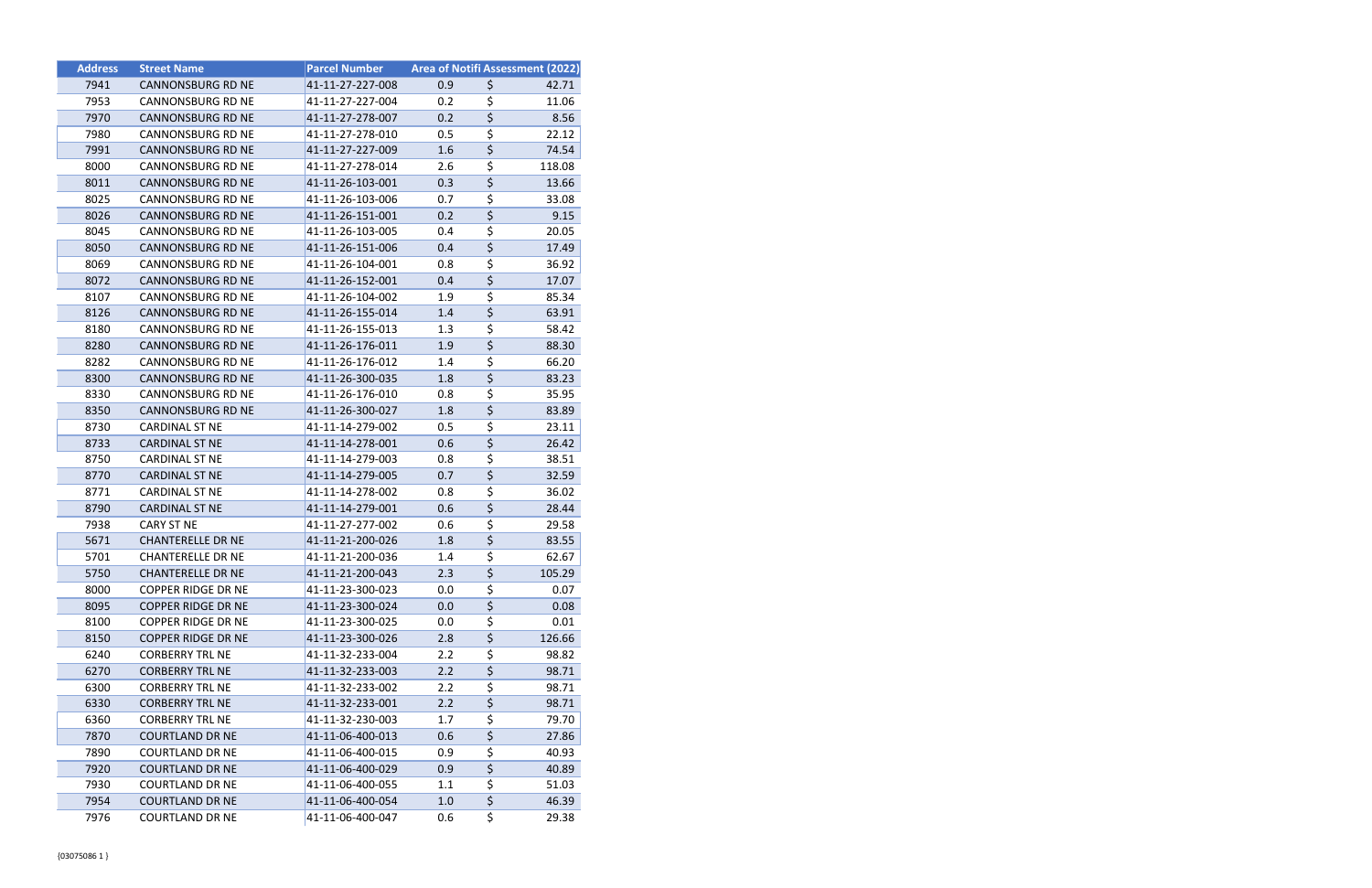| Address | Street Name | Parcel Number | Area of Notifi | Assessment (2022) |
|---|---|---|---|---|
| 7941 | CANNONSBURG RD NE | 41-11-27-227-008 | 0.9 | $ 42.71 |
| 7953 | CANNONSBURG RD NE | 41-11-27-227-004 | 0.2 | $ 11.06 |
| 7970 | CANNONSBURG RD NE | 41-11-27-278-007 | 0.2 | $ 8.56 |
| 7980 | CANNONSBURG RD NE | 41-11-27-278-010 | 0.5 | $ 22.12 |
| 7991 | CANNONSBURG RD NE | 41-11-27-227-009 | 1.6 | $ 74.54 |
| 8000 | CANNONSBURG RD NE | 41-11-27-278-014 | 2.6 | $ 118.08 |
| 8011 | CANNONSBURG RD NE | 41-11-26-103-001 | 0.3 | $ 13.66 |
| 8025 | CANNONSBURG RD NE | 41-11-26-103-006 | 0.7 | $ 33.08 |
| 8026 | CANNONSBURG RD NE | 41-11-26-151-001 | 0.2 | $ 9.15 |
| 8045 | CANNONSBURG RD NE | 41-11-26-103-005 | 0.4 | $ 20.05 |
| 8050 | CANNONSBURG RD NE | 41-11-26-151-006 | 0.4 | $ 17.49 |
| 8069 | CANNONSBURG RD NE | 41-11-26-104-001 | 0.8 | $ 36.92 |
| 8072 | CANNONSBURG RD NE | 41-11-26-152-001 | 0.4 | $ 17.07 |
| 8107 | CANNONSBURG RD NE | 41-11-26-104-002 | 1.9 | $ 85.34 |
| 8126 | CANNONSBURG RD NE | 41-11-26-155-014 | 1.4 | $ 63.91 |
| 8180 | CANNONSBURG RD NE | 41-11-26-155-013 | 1.3 | $ 58.42 |
| 8280 | CANNONSBURG RD NE | 41-11-26-176-011 | 1.9 | $ 88.30 |
| 8282 | CANNONSBURG RD NE | 41-11-26-176-012 | 1.4 | $ 66.20 |
| 8300 | CANNONSBURG RD NE | 41-11-26-300-035 | 1.8 | $ 83.23 |
| 8330 | CANNONSBURG RD NE | 41-11-26-176-010 | 0.8 | $ 35.95 |
| 8350 | CANNONSBURG RD NE | 41-11-26-300-027 | 1.8 | $ 83.89 |
| 8730 | CARDINAL ST NE | 41-11-14-279-002 | 0.5 | $ 23.11 |
| 8733 | CARDINAL ST NE | 41-11-14-278-001 | 0.6 | $ 26.42 |
| 8750 | CARDINAL ST NE | 41-11-14-279-003 | 0.8 | $ 38.51 |
| 8770 | CARDINAL ST NE | 41-11-14-279-005 | 0.7 | $ 32.59 |
| 8771 | CARDINAL ST NE | 41-11-14-278-002 | 0.8 | $ 36.02 |
| 8790 | CARDINAL ST NE | 41-11-14-279-001 | 0.6 | $ 28.44 |
| 7938 | CARY ST NE | 41-11-27-277-002 | 0.6 | $ 29.58 |
| 5671 | CHANTERELLE DR NE | 41-11-21-200-026 | 1.8 | $ 83.55 |
| 5701 | CHANTERELLE DR NE | 41-11-21-200-036 | 1.4 | $ 62.67 |
| 5750 | CHANTERELLE DR NE | 41-11-21-200-043 | 2.3 | $ 105.29 |
| 8000 | COPPER RIDGE DR NE | 41-11-23-300-023 | 0.0 | $ 0.07 |
| 8095 | COPPER RIDGE DR NE | 41-11-23-300-024 | 0.0 | $ 0.08 |
| 8100 | COPPER RIDGE DR NE | 41-11-23-300-025 | 0.0 | $ 0.01 |
| 8150 | COPPER RIDGE DR NE | 41-11-23-300-026 | 2.8 | $ 126.66 |
| 6240 | CORBERRY TRL NE | 41-11-32-233-004 | 2.2 | $ 98.82 |
| 6270 | CORBERRY TRL NE | 41-11-32-233-003 | 2.2 | $ 98.71 |
| 6300 | CORBERRY TRL NE | 41-11-32-233-002 | 2.2 | $ 98.71 |
| 6330 | CORBERRY TRL NE | 41-11-32-233-001 | 2.2 | $ 98.71 |
| 6360 | CORBERRY TRL NE | 41-11-32-230-003 | 1.7 | $ 79.70 |
| 7870 | COURTLAND DR NE | 41-11-06-400-013 | 0.6 | $ 27.86 |
| 7890 | COURTLAND DR NE | 41-11-06-400-015 | 0.9 | $ 40.93 |
| 7920 | COURTLAND DR NE | 41-11-06-400-029 | 0.9 | $ 40.89 |
| 7930 | COURTLAND DR NE | 41-11-06-400-055 | 1.1 | $ 51.03 |
| 7954 | COURTLAND DR NE | 41-11-06-400-054 | 1.0 | $ 46.39 |
| 7976 | COURTLAND DR NE | 41-11-06-400-047 | 0.6 | $ 29.38 |

{03075086 1 }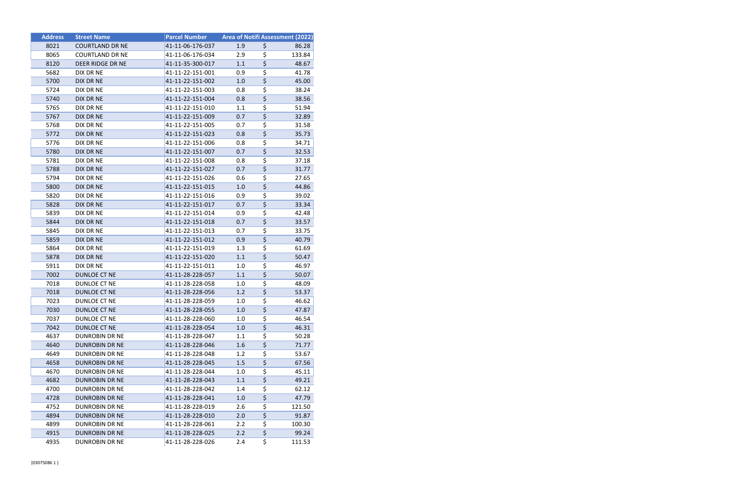| Address | Street Name | Parcel Number | Area of Notifi | Assessment (2022) |
|---|---|---|---|---|
| 8021 | COURTLAND DR NE | 41-11-06-176-037 | 1.9 | $ 86.28 |
| 8065 | COURTLAND DR NE | 41-11-06-176-034 | 2.9 | $ 133.84 |
| 8120 | DEER RIDGE DR NE | 41-11-35-300-017 | 1.1 | $ 48.67 |
| 5682 | DIX DR NE | 41-11-22-151-001 | 0.9 | $ 41.78 |
| 5700 | DIX DR NE | 41-11-22-151-002 | 1.0 | $ 45.00 |
| 5724 | DIX DR NE | 41-11-22-151-003 | 0.8 | $ 38.24 |
| 5740 | DIX DR NE | 41-11-22-151-004 | 0.8 | $ 38.56 |
| 5765 | DIX DR NE | 41-11-22-151-010 | 1.1 | $ 51.94 |
| 5767 | DIX DR NE | 41-11-22-151-009 | 0.7 | $ 32.89 |
| 5768 | DIX DR NE | 41-11-22-151-005 | 0.7 | $ 31.58 |
| 5772 | DIX DR NE | 41-11-22-151-023 | 0.8 | $ 35.73 |
| 5776 | DIX DR NE | 41-11-22-151-006 | 0.8 | $ 34.71 |
| 5780 | DIX DR NE | 41-11-22-151-007 | 0.7 | $ 32.53 |
| 5781 | DIX DR NE | 41-11-22-151-008 | 0.8 | $ 37.18 |
| 5788 | DIX DR NE | 41-11-22-151-027 | 0.7 | $ 31.77 |
| 5794 | DIX DR NE | 41-11-22-151-026 | 0.6 | $ 27.65 |
| 5800 | DIX DR NE | 41-11-22-151-015 | 1.0 | $ 44.86 |
| 5820 | DIX DR NE | 41-11-22-151-016 | 0.9 | $ 39.02 |
| 5828 | DIX DR NE | 41-11-22-151-017 | 0.7 | $ 33.34 |
| 5839 | DIX DR NE | 41-11-22-151-014 | 0.9 | $ 42.48 |
| 5844 | DIX DR NE | 41-11-22-151-018 | 0.7 | $ 33.57 |
| 5845 | DIX DR NE | 41-11-22-151-013 | 0.7 | $ 33.75 |
| 5859 | DIX DR NE | 41-11-22-151-012 | 0.9 | $ 40.79 |
| 5864 | DIX DR NE | 41-11-22-151-019 | 1.3 | $ 61.69 |
| 5878 | DIX DR NE | 41-11-22-151-020 | 1.1 | $ 50.47 |
| 5911 | DIX DR NE | 41-11-22-151-011 | 1.0 | $ 46.97 |
| 7002 | DUNLOE CT NE | 41-11-28-228-057 | 1.1 | $ 50.07 |
| 7018 | DUNLOE CT NE | 41-11-28-228-058 | 1.0 | $ 48.09 |
| 7018 | DUNLOE CT NE | 41-11-28-228-056 | 1.2 | $ 53.37 |
| 7023 | DUNLOE CT NE | 41-11-28-228-059 | 1.0 | $ 46.62 |
| 7030 | DUNLOE CT NE | 41-11-28-228-055 | 1.0 | $ 47.87 |
| 7037 | DUNLOE CT NE | 41-11-28-228-060 | 1.0 | $ 46.54 |
| 7042 | DUNLOE CT NE | 41-11-28-228-054 | 1.0 | $ 46.31 |
| 4637 | DUNROBIN DR NE | 41-11-28-228-047 | 1.1 | $ 50.28 |
| 4640 | DUNROBIN DR NE | 41-11-28-228-046 | 1.6 | $ 71.77 |
| 4649 | DUNROBIN DR NE | 41-11-28-228-048 | 1.2 | $ 53.67 |
| 4658 | DUNROBIN DR NE | 41-11-28-228-045 | 1.5 | $ 67.56 |
| 4670 | DUNROBIN DR NE | 41-11-28-228-044 | 1.0 | $ 45.11 |
| 4682 | DUNROBIN DR NE | 41-11-28-228-043 | 1.1 | $ 49.21 |
| 4700 | DUNROBIN DR NE | 41-11-28-228-042 | 1.4 | $ 62.12 |
| 4728 | DUNROBIN DR NE | 41-11-28-228-041 | 1.0 | $ 47.79 |
| 4752 | DUNROBIN DR NE | 41-11-28-228-019 | 2.6 | $ 121.50 |
| 4894 | DUNROBIN DR NE | 41-11-28-228-010 | 2.0 | $ 91.87 |
| 4899 | DUNROBIN DR NE | 41-11-28-228-061 | 2.2 | $ 100.30 |
| 4915 | DUNROBIN DR NE | 41-11-28-228-025 | 2.2 | $ 99.24 |
| 4935 | DUNROBIN DR NE | 41-11-28-228-026 | 2.4 | $ 111.53 |

{03075086 1 }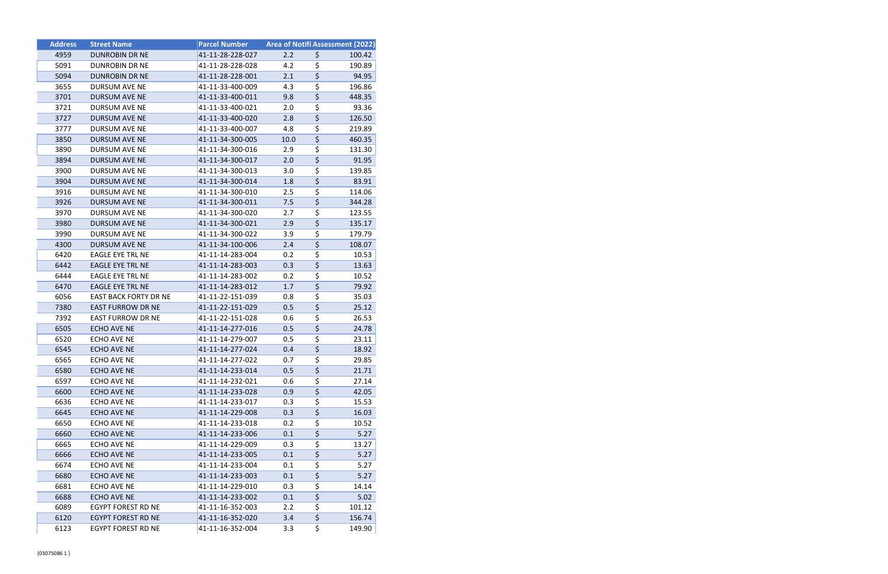| Address | Street Name | Parcel Number | Area of Notifi | Assessment (2022) |
|---|---|---|---|---|
| 4959 | DUNROBIN DR NE | 41-11-28-228-027 | 2.2 | $ 100.42 |
| 5091 | DUNROBIN DR NE | 41-11-28-228-028 | 4.2 | $ 190.89 |
| 5094 | DUNROBIN DR NE | 41-11-28-228-001 | 2.1 | $ 94.95 |
| 3655 | DURSUM AVE NE | 41-11-33-400-009 | 4.3 | $ 196.86 |
| 3701 | DURSUM AVE NE | 41-11-33-400-011 | 9.8 | $ 448.35 |
| 3721 | DURSUM AVE NE | 41-11-33-400-021 | 2.0 | $ 93.36 |
| 3727 | DURSUM AVE NE | 41-11-33-400-020 | 2.8 | $ 126.50 |
| 3777 | DURSUM AVE NE | 41-11-33-400-007 | 4.8 | $ 219.89 |
| 3850 | DURSUM AVE NE | 41-11-34-300-005 | 10.0 | $ 460.35 |
| 3890 | DURSUM AVE NE | 41-11-34-300-016 | 2.9 | $ 131.30 |
| 3894 | DURSUM AVE NE | 41-11-34-300-017 | 2.0 | $ 91.95 |
| 3900 | DURSUM AVE NE | 41-11-34-300-013 | 3.0 | $ 139.85 |
| 3904 | DURSUM AVE NE | 41-11-34-300-014 | 1.8 | $ 83.91 |
| 3916 | DURSUM AVE NE | 41-11-34-300-010 | 2.5 | $ 114.06 |
| 3926 | DURSUM AVE NE | 41-11-34-300-011 | 7.5 | $ 344.28 |
| 3970 | DURSUM AVE NE | 41-11-34-300-020 | 2.7 | $ 123.55 |
| 3980 | DURSUM AVE NE | 41-11-34-300-021 | 2.9 | $ 135.17 |
| 3990 | DURSUM AVE NE | 41-11-34-300-022 | 3.9 | $ 179.79 |
| 4300 | DURSUM AVE NE | 41-11-34-100-006 | 2.4 | $ 108.07 |
| 6420 | EAGLE EYE TRL NE | 41-11-14-283-004 | 0.2 | $ 10.53 |
| 6442 | EAGLE EYE TRL NE | 41-11-14-283-003 | 0.3 | $ 13.63 |
| 6444 | EAGLE EYE TRL NE | 41-11-14-283-002 | 0.2 | $ 10.52 |
| 6470 | EAGLE EYE TRL NE | 41-11-14-283-012 | 1.7 | $ 79.92 |
| 6056 | EAST BACK FORTY DR NE | 41-11-22-151-039 | 0.8 | $ 35.03 |
| 7380 | EAST FURROW DR NE | 41-11-22-151-029 | 0.5 | $ 25.12 |
| 7392 | EAST FURROW DR NE | 41-11-22-151-028 | 0.6 | $ 26.53 |
| 6505 | ECHO AVE NE | 41-11-14-277-016 | 0.5 | $ 24.78 |
| 6520 | ECHO AVE NE | 41-11-14-279-007 | 0.5 | $ 23.11 |
| 6545 | ECHO AVE NE | 41-11-14-277-024 | 0.4 | $ 18.92 |
| 6565 | ECHO AVE NE | 41-11-14-277-022 | 0.7 | $ 29.85 |
| 6580 | ECHO AVE NE | 41-11-14-233-014 | 0.5 | $ 21.71 |
| 6597 | ECHO AVE NE | 41-11-14-232-021 | 0.6 | $ 27.14 |
| 6600 | ECHO AVE NE | 41-11-14-233-028 | 0.9 | $ 42.05 |
| 6636 | ECHO AVE NE | 41-11-14-233-017 | 0.3 | $ 15.53 |
| 6645 | ECHO AVE NE | 41-11-14-229-008 | 0.3 | $ 16.03 |
| 6650 | ECHO AVE NE | 41-11-14-233-018 | 0.2 | $ 10.52 |
| 6660 | ECHO AVE NE | 41-11-14-233-006 | 0.1 | $ 5.27 |
| 6665 | ECHO AVE NE | 41-11-14-229-009 | 0.3 | $ 13.27 |
| 6666 | ECHO AVE NE | 41-11-14-233-005 | 0.1 | $ 5.27 |
| 6674 | ECHO AVE NE | 41-11-14-233-004 | 0.1 | $ 5.27 |
| 6680 | ECHO AVE NE | 41-11-14-233-003 | 0.1 | $ 5.27 |
| 6681 | ECHO AVE NE | 41-11-14-229-010 | 0.3 | $ 14.14 |
| 6688 | ECHO AVE NE | 41-11-14-233-002 | 0.1 | $ 5.02 |
| 6089 | EGYPT FOREST RD NE | 41-11-16-352-003 | 2.2 | $ 101.12 |
| 6120 | EGYPT FOREST RD NE | 41-11-16-352-020 | 3.4 | $ 156.74 |
| 6123 | EGYPT FOREST RD NE | 41-11-16-352-004 | 3.3 | $ 149.90 |

{03075086 1 }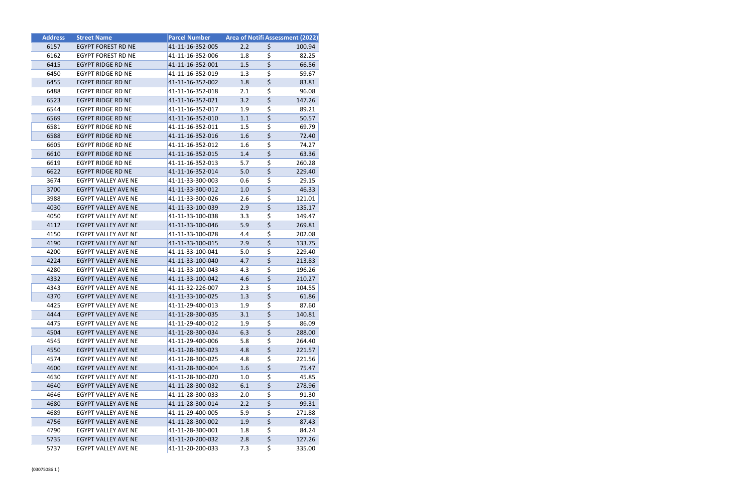| Address | Street Name | Parcel Number | Area of Notifi | Assessment (2022) |
|---|---|---|---|---|
| 6157 | EGYPT FOREST RD NE | 41-11-16-352-005 | 2.2 | $ 100.94 |
| 6162 | EGYPT FOREST RD NE | 41-11-16-352-006 | 1.8 | $ 82.25 |
| 6415 | EGYPT RIDGE RD NE | 41-11-16-352-001 | 1.5 | $ 66.56 |
| 6450 | EGYPT RIDGE RD NE | 41-11-16-352-019 | 1.3 | $ 59.67 |
| 6455 | EGYPT RIDGE RD NE | 41-11-16-352-002 | 1.8 | $ 83.81 |
| 6488 | EGYPT RIDGE RD NE | 41-11-16-352-018 | 2.1 | $ 96.08 |
| 6523 | EGYPT RIDGE RD NE | 41-11-16-352-021 | 3.2 | $ 147.26 |
| 6544 | EGYPT RIDGE RD NE | 41-11-16-352-017 | 1.9 | $ 89.21 |
| 6569 | EGYPT RIDGE RD NE | 41-11-16-352-010 | 1.1 | $ 50.57 |
| 6581 | EGYPT RIDGE RD NE | 41-11-16-352-011 | 1.5 | $ 69.79 |
| 6588 | EGYPT RIDGE RD NE | 41-11-16-352-016 | 1.6 | $ 72.40 |
| 6605 | EGYPT RIDGE RD NE | 41-11-16-352-012 | 1.6 | $ 74.27 |
| 6610 | EGYPT RIDGE RD NE | 41-11-16-352-015 | 1.4 | $ 63.36 |
| 6619 | EGYPT RIDGE RD NE | 41-11-16-352-013 | 5.7 | $ 260.28 |
| 6622 | EGYPT RIDGE RD NE | 41-11-16-352-014 | 5.0 | $ 229.40 |
| 3674 | EGYPT VALLEY AVE NE | 41-11-33-300-003 | 0.6 | $ 29.15 |
| 3700 | EGYPT VALLEY AVE NE | 41-11-33-300-012 | 1.0 | $ 46.33 |
| 3988 | EGYPT VALLEY AVE NE | 41-11-33-300-026 | 2.6 | $ 121.01 |
| 4030 | EGYPT VALLEY AVE NE | 41-11-33-100-039 | 2.9 | $ 135.17 |
| 4050 | EGYPT VALLEY AVE NE | 41-11-33-100-038 | 3.3 | $ 149.47 |
| 4112 | EGYPT VALLEY AVE NE | 41-11-33-100-046 | 5.9 | $ 269.81 |
| 4150 | EGYPT VALLEY AVE NE | 41-11-33-100-028 | 4.4 | $ 202.08 |
| 4190 | EGYPT VALLEY AVE NE | 41-11-33-100-015 | 2.9 | $ 133.75 |
| 4200 | EGYPT VALLEY AVE NE | 41-11-33-100-041 | 5.0 | $ 229.40 |
| 4224 | EGYPT VALLEY AVE NE | 41-11-33-100-040 | 4.7 | $ 213.83 |
| 4280 | EGYPT VALLEY AVE NE | 41-11-33-100-043 | 4.3 | $ 196.26 |
| 4332 | EGYPT VALLEY AVE NE | 41-11-33-100-042 | 4.6 | $ 210.27 |
| 4343 | EGYPT VALLEY AVE NE | 41-11-32-226-007 | 2.3 | $ 104.55 |
| 4370 | EGYPT VALLEY AVE NE | 41-11-33-100-025 | 1.3 | $ 61.86 |
| 4425 | EGYPT VALLEY AVE NE | 41-11-29-400-013 | 1.9 | $ 87.60 |
| 4444 | EGYPT VALLEY AVE NE | 41-11-28-300-035 | 3.1 | $ 140.81 |
| 4475 | EGYPT VALLEY AVE NE | 41-11-29-400-012 | 1.9 | $ 86.09 |
| 4504 | EGYPT VALLEY AVE NE | 41-11-28-300-034 | 6.3 | $ 288.00 |
| 4545 | EGYPT VALLEY AVE NE | 41-11-29-400-006 | 5.8 | $ 264.40 |
| 4550 | EGYPT VALLEY AVE NE | 41-11-28-300-023 | 4.8 | $ 221.57 |
| 4574 | EGYPT VALLEY AVE NE | 41-11-28-300-025 | 4.8 | $ 221.56 |
| 4600 | EGYPT VALLEY AVE NE | 41-11-28-300-004 | 1.6 | $ 75.47 |
| 4630 | EGYPT VALLEY AVE NE | 41-11-28-300-020 | 1.0 | $ 45.85 |
| 4640 | EGYPT VALLEY AVE NE | 41-11-28-300-032 | 6.1 | $ 278.96 |
| 4646 | EGYPT VALLEY AVE NE | 41-11-28-300-033 | 2.0 | $ 91.30 |
| 4680 | EGYPT VALLEY AVE NE | 41-11-28-300-014 | 2.2 | $ 99.31 |
| 4689 | EGYPT VALLEY AVE NE | 41-11-29-400-005 | 5.9 | $ 271.88 |
| 4756 | EGYPT VALLEY AVE NE | 41-11-28-300-002 | 1.9 | $ 87.43 |
| 4790 | EGYPT VALLEY AVE NE | 41-11-28-300-001 | 1.8 | $ 84.24 |
| 5735 | EGYPT VALLEY AVE NE | 41-11-20-200-032 | 2.8 | $ 127.26 |
| 5737 | EGYPT VALLEY AVE NE | 41-11-20-200-033 | 7.3 | $ 335.00 |

{03075086 1 }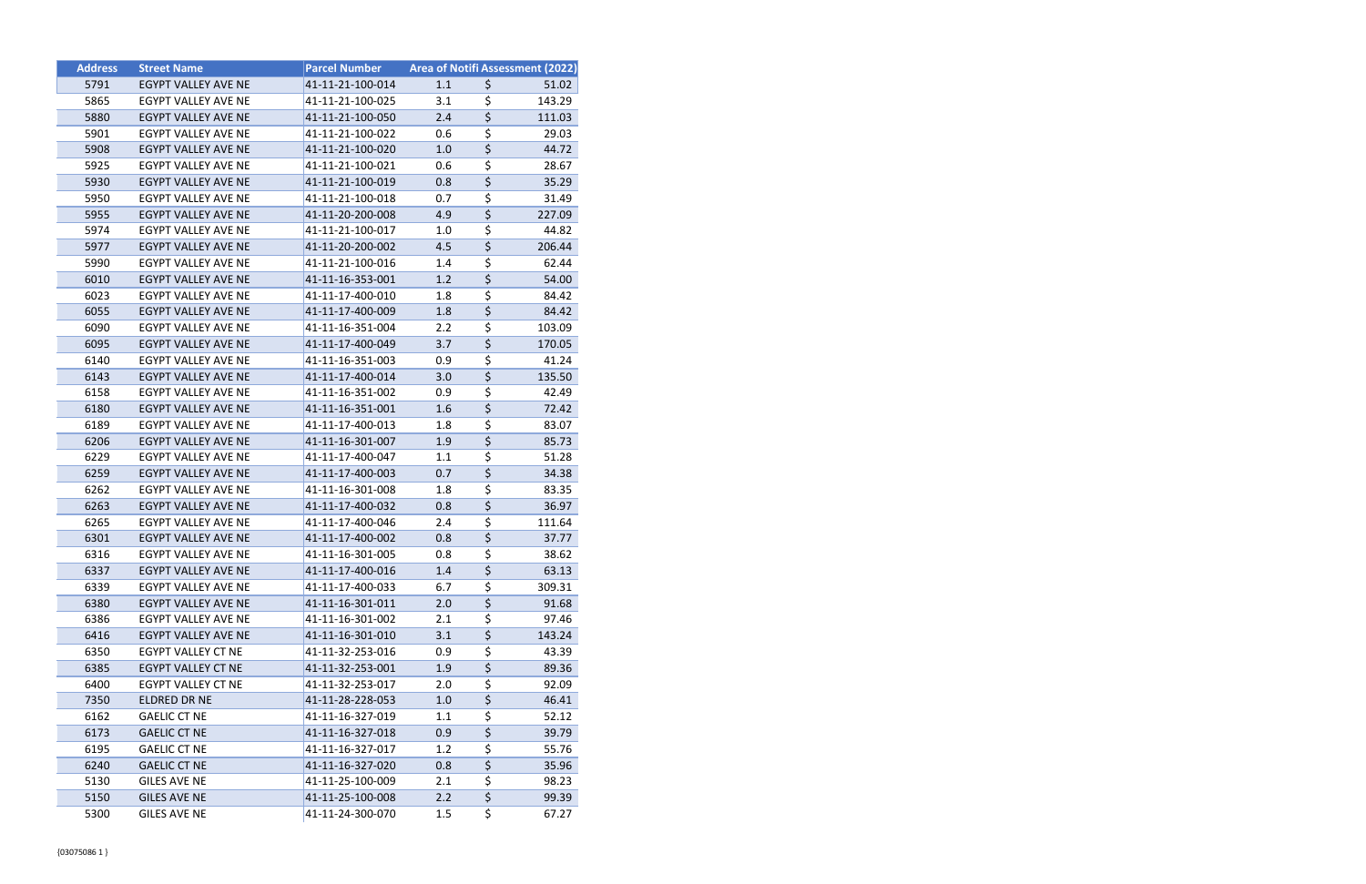| Address | Street Name | Parcel Number | Area of Notifi | Assessment (2022) |
|---|---|---|---|---|
| 5791 | EGYPT VALLEY AVE NE | 41-11-21-100-014 | 1.1 | $ 51.02 |
| 5865 | EGYPT VALLEY AVE NE | 41-11-21-100-025 | 3.1 | $ 143.29 |
| 5880 | EGYPT VALLEY AVE NE | 41-11-21-100-050 | 2.4 | $ 111.03 |
| 5901 | EGYPT VALLEY AVE NE | 41-11-21-100-022 | 0.6 | $ 29.03 |
| 5908 | EGYPT VALLEY AVE NE | 41-11-21-100-020 | 1.0 | $ 44.72 |
| 5925 | EGYPT VALLEY AVE NE | 41-11-21-100-021 | 0.6 | $ 28.67 |
| 5930 | EGYPT VALLEY AVE NE | 41-11-21-100-019 | 0.8 | $ 35.29 |
| 5950 | EGYPT VALLEY AVE NE | 41-11-21-100-018 | 0.7 | $ 31.49 |
| 5955 | EGYPT VALLEY AVE NE | 41-11-20-200-008 | 4.9 | $ 227.09 |
| 5974 | EGYPT VALLEY AVE NE | 41-11-21-100-017 | 1.0 | $ 44.82 |
| 5977 | EGYPT VALLEY AVE NE | 41-11-20-200-002 | 4.5 | $ 206.44 |
| 5990 | EGYPT VALLEY AVE NE | 41-11-21-100-016 | 1.4 | $ 62.44 |
| 6010 | EGYPT VALLEY AVE NE | 41-11-16-353-001 | 1.2 | $ 54.00 |
| 6023 | EGYPT VALLEY AVE NE | 41-11-17-400-010 | 1.8 | $ 84.42 |
| 6055 | EGYPT VALLEY AVE NE | 41-11-17-400-009 | 1.8 | $ 84.42 |
| 6090 | EGYPT VALLEY AVE NE | 41-11-16-351-004 | 2.2 | $ 103.09 |
| 6095 | EGYPT VALLEY AVE NE | 41-11-17-400-049 | 3.7 | $ 170.05 |
| 6140 | EGYPT VALLEY AVE NE | 41-11-16-351-003 | 0.9 | $ 41.24 |
| 6143 | EGYPT VALLEY AVE NE | 41-11-17-400-014 | 3.0 | $ 135.50 |
| 6158 | EGYPT VALLEY AVE NE | 41-11-16-351-002 | 0.9 | $ 42.49 |
| 6180 | EGYPT VALLEY AVE NE | 41-11-16-351-001 | 1.6 | $ 72.42 |
| 6189 | EGYPT VALLEY AVE NE | 41-11-17-400-013 | 1.8 | $ 83.07 |
| 6206 | EGYPT VALLEY AVE NE | 41-11-16-301-007 | 1.9 | $ 85.73 |
| 6229 | EGYPT VALLEY AVE NE | 41-11-17-400-047 | 1.1 | $ 51.28 |
| 6259 | EGYPT VALLEY AVE NE | 41-11-17-400-003 | 0.7 | $ 34.38 |
| 6262 | EGYPT VALLEY AVE NE | 41-11-16-301-008 | 1.8 | $ 83.35 |
| 6263 | EGYPT VALLEY AVE NE | 41-11-17-400-032 | 0.8 | $ 36.97 |
| 6265 | EGYPT VALLEY AVE NE | 41-11-17-400-046 | 2.4 | $ 111.64 |
| 6301 | EGYPT VALLEY AVE NE | 41-11-17-400-002 | 0.8 | $ 37.77 |
| 6316 | EGYPT VALLEY AVE NE | 41-11-16-301-005 | 0.8 | $ 38.62 |
| 6337 | EGYPT VALLEY AVE NE | 41-11-17-400-016 | 1.4 | $ 63.13 |
| 6339 | EGYPT VALLEY AVE NE | 41-11-17-400-033 | 6.7 | $ 309.31 |
| 6380 | EGYPT VALLEY AVE NE | 41-11-16-301-011 | 2.0 | $ 91.68 |
| 6386 | EGYPT VALLEY AVE NE | 41-11-16-301-002 | 2.1 | $ 97.46 |
| 6416 | EGYPT VALLEY AVE NE | 41-11-16-301-010 | 3.1 | $ 143.24 |
| 6350 | EGYPT VALLEY CT NE | 41-11-32-253-016 | 0.9 | $ 43.39 |
| 6385 | EGYPT VALLEY CT NE | 41-11-32-253-001 | 1.9 | $ 89.36 |
| 6400 | EGYPT VALLEY CT NE | 41-11-32-253-017 | 2.0 | $ 92.09 |
| 7350 | ELDRED DR NE | 41-11-28-228-053 | 1.0 | $ 46.41 |
| 6162 | GAELIC CT NE | 41-11-16-327-019 | 1.1 | $ 52.12 |
| 6173 | GAELIC CT NE | 41-11-16-327-018 | 0.9 | $ 39.79 |
| 6195 | GAELIC CT NE | 41-11-16-327-017 | 1.2 | $ 55.76 |
| 6240 | GAELIC CT NE | 41-11-16-327-020 | 0.8 | $ 35.96 |
| 5130 | GILES AVE NE | 41-11-25-100-009 | 2.1 | $ 98.23 |
| 5150 | GILES AVE NE | 41-11-25-100-008 | 2.2 | $ 99.39 |
| 5300 | GILES AVE NE | 41-11-24-300-070 | 1.5 | $ 67.27 |

{03075086 1 }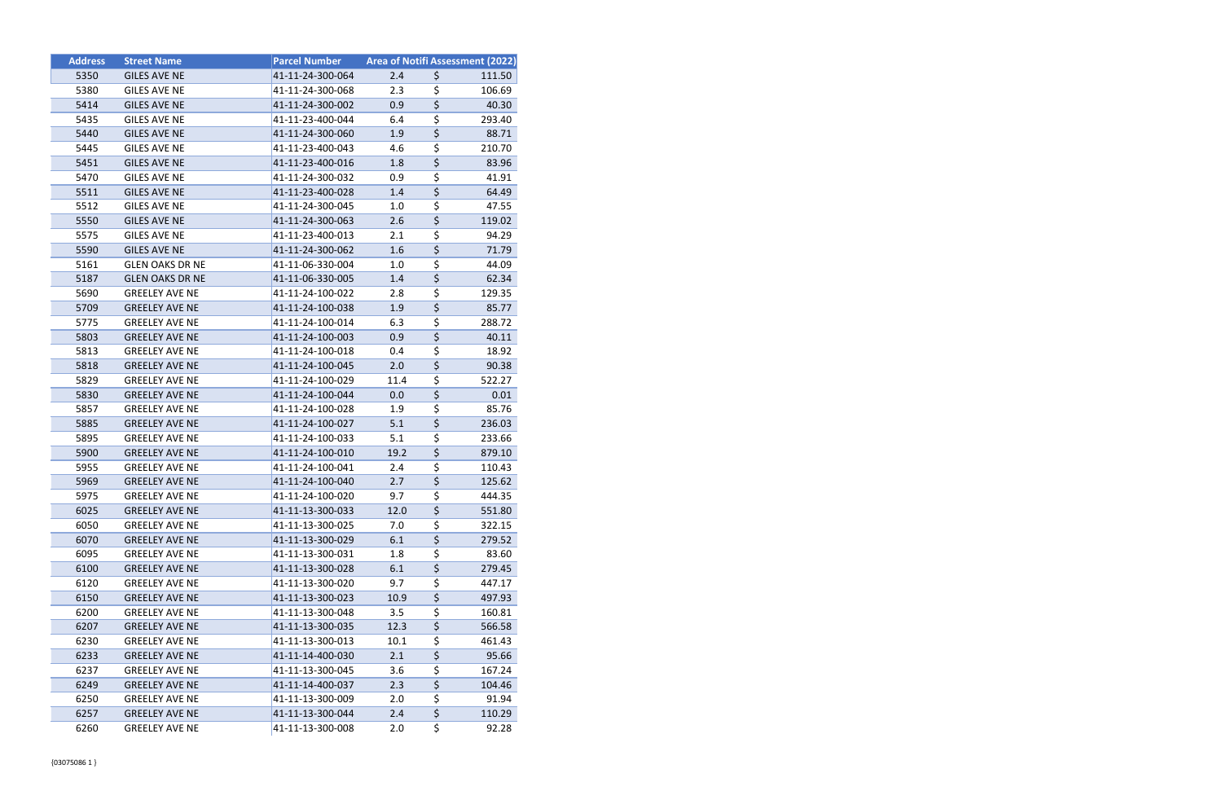| Address | Street Name | Parcel Number | Area of Notifi | Assessment (2022) |
|---|---|---|---|---|
| 5350 | GILES AVE NE | 41-11-24-300-064 | 2.4 | $ 111.50 |
| 5380 | GILES AVE NE | 41-11-24-300-068 | 2.3 | $ 106.69 |
| 5414 | GILES AVE NE | 41-11-24-300-002 | 0.9 | $ 40.30 |
| 5435 | GILES AVE NE | 41-11-23-400-044 | 6.4 | $ 293.40 |
| 5440 | GILES AVE NE | 41-11-24-300-060 | 1.9 | $ 88.71 |
| 5445 | GILES AVE NE | 41-11-23-400-043 | 4.6 | $ 210.70 |
| 5451 | GILES AVE NE | 41-11-23-400-016 | 1.8 | $ 83.96 |
| 5470 | GILES AVE NE | 41-11-24-300-032 | 0.9 | $ 41.91 |
| 5511 | GILES AVE NE | 41-11-23-400-028 | 1.4 | $ 64.49 |
| 5512 | GILES AVE NE | 41-11-24-300-045 | 1.0 | $ 47.55 |
| 5550 | GILES AVE NE | 41-11-24-300-063 | 2.6 | $ 119.02 |
| 5575 | GILES AVE NE | 41-11-23-400-013 | 2.1 | $ 94.29 |
| 5590 | GILES AVE NE | 41-11-24-300-062 | 1.6 | $ 71.79 |
| 5161 | GLEN OAKS DR NE | 41-11-06-330-004 | 1.0 | $ 44.09 |
| 5187 | GLEN OAKS DR NE | 41-11-06-330-005 | 1.4 | $ 62.34 |
| 5690 | GREELEY AVE NE | 41-11-24-100-022 | 2.8 | $ 129.35 |
| 5709 | GREELEY AVE NE | 41-11-24-100-038 | 1.9 | $ 85.77 |
| 5775 | GREELEY AVE NE | 41-11-24-100-014 | 6.3 | $ 288.72 |
| 5803 | GREELEY AVE NE | 41-11-24-100-003 | 0.9 | $ 40.11 |
| 5813 | GREELEY AVE NE | 41-11-24-100-018 | 0.4 | $ 18.92 |
| 5818 | GREELEY AVE NE | 41-11-24-100-045 | 2.0 | $ 90.38 |
| 5829 | GREELEY AVE NE | 41-11-24-100-029 | 11.4 | $ 522.27 |
| 5830 | GREELEY AVE NE | 41-11-24-100-044 | 0.0 | $ 0.01 |
| 5857 | GREELEY AVE NE | 41-11-24-100-028 | 1.9 | $ 85.76 |
| 5885 | GREELEY AVE NE | 41-11-24-100-027 | 5.1 | $ 236.03 |
| 5895 | GREELEY AVE NE | 41-11-24-100-033 | 5.1 | $ 233.66 |
| 5900 | GREELEY AVE NE | 41-11-24-100-010 | 19.2 | $ 879.10 |
| 5955 | GREELEY AVE NE | 41-11-24-100-041 | 2.4 | $ 110.43 |
| 5969 | GREELEY AVE NE | 41-11-24-100-040 | 2.7 | $ 125.62 |
| 5975 | GREELEY AVE NE | 41-11-24-100-020 | 9.7 | $ 444.35 |
| 6025 | GREELEY AVE NE | 41-11-13-300-033 | 12.0 | $ 551.80 |
| 6050 | GREELEY AVE NE | 41-11-13-300-025 | 7.0 | $ 322.15 |
| 6070 | GREELEY AVE NE | 41-11-13-300-029 | 6.1 | $ 279.52 |
| 6095 | GREELEY AVE NE | 41-11-13-300-031 | 1.8 | $ 83.60 |
| 6100 | GREELEY AVE NE | 41-11-13-300-028 | 6.1 | $ 279.45 |
| 6120 | GREELEY AVE NE | 41-11-13-300-020 | 9.7 | $ 447.17 |
| 6150 | GREELEY AVE NE | 41-11-13-300-023 | 10.9 | $ 497.93 |
| 6200 | GREELEY AVE NE | 41-11-13-300-048 | 3.5 | $ 160.81 |
| 6207 | GREELEY AVE NE | 41-11-13-300-035 | 12.3 | $ 566.58 |
| 6230 | GREELEY AVE NE | 41-11-13-300-013 | 10.1 | $ 461.43 |
| 6233 | GREELEY AVE NE | 41-11-14-400-030 | 2.1 | $ 95.66 |
| 6237 | GREELEY AVE NE | 41-11-13-300-045 | 3.6 | $ 167.24 |
| 6249 | GREELEY AVE NE | 41-11-14-400-037 | 2.3 | $ 104.46 |
| 6250 | GREELEY AVE NE | 41-11-13-300-009 | 2.0 | $ 91.94 |
| 6257 | GREELEY AVE NE | 41-11-13-300-044 | 2.4 | $ 110.29 |
| 6260 | GREELEY AVE NE | 41-11-13-300-008 | 2.0 | $ 92.28 |

{03075086 1 }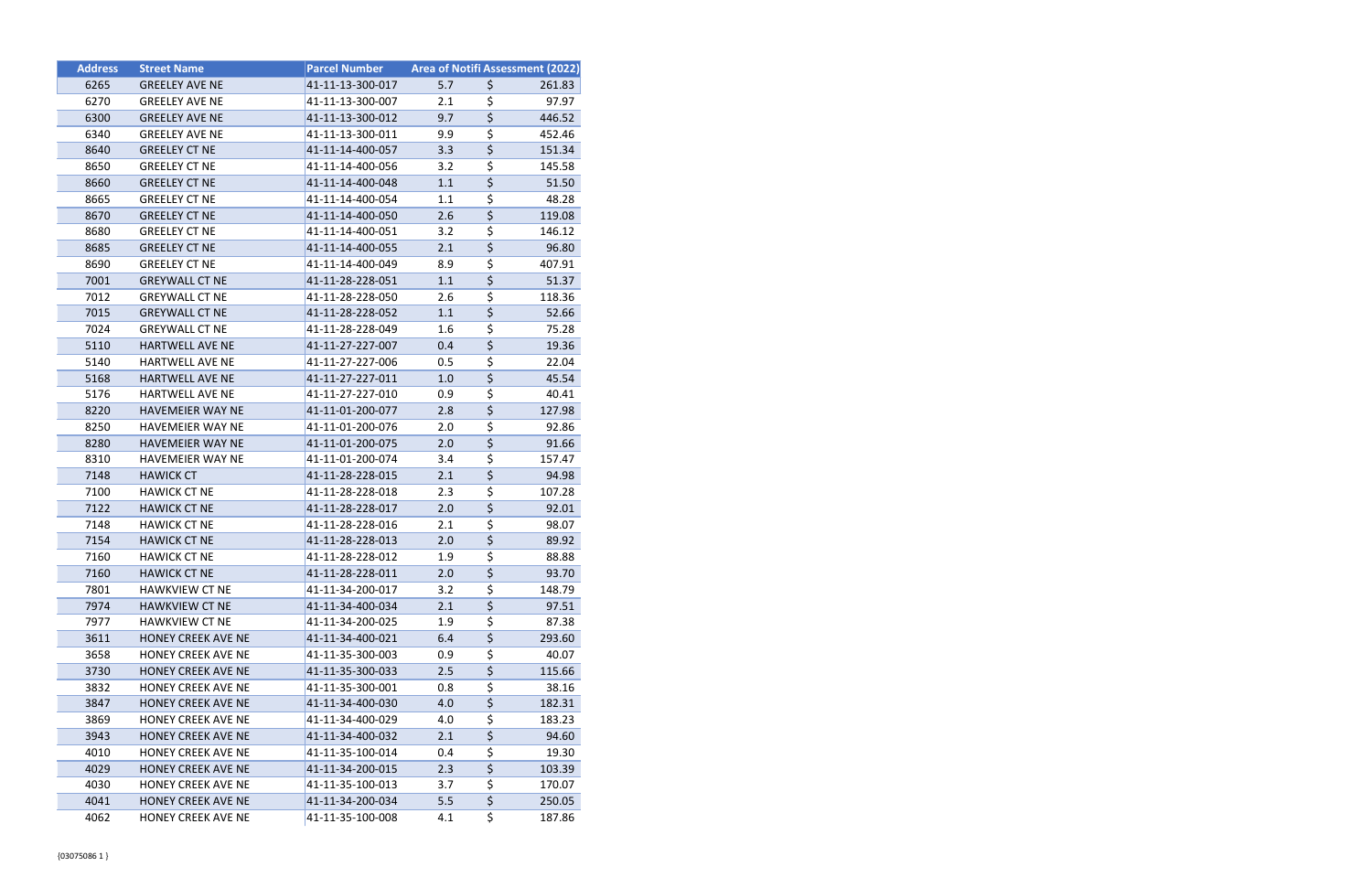| Address | Street Name | Parcel Number | Area of Notifi | Assessment (2022) |
|---|---|---|---|---|
| 6265 | GREELEY AVE NE | 41-11-13-300-017 | 5.7 | $ 261.83 |
| 6270 | GREELEY AVE NE | 41-11-13-300-007 | 2.1 | $ 97.97 |
| 6300 | GREELEY AVE NE | 41-11-13-300-012 | 9.7 | $ 446.52 |
| 6340 | GREELEY AVE NE | 41-11-13-300-011 | 9.9 | $ 452.46 |
| 8640 | GREELEY CT NE | 41-11-14-400-057 | 3.3 | $ 151.34 |
| 8650 | GREELEY CT NE | 41-11-14-400-056 | 3.2 | $ 145.58 |
| 8660 | GREELEY CT NE | 41-11-14-400-048 | 1.1 | $ 51.50 |
| 8665 | GREELEY CT NE | 41-11-14-400-054 | 1.1 | $ 48.28 |
| 8670 | GREELEY CT NE | 41-11-14-400-050 | 2.6 | $ 119.08 |
| 8680 | GREELEY CT NE | 41-11-14-400-051 | 3.2 | $ 146.12 |
| 8685 | GREELEY CT NE | 41-11-14-400-055 | 2.1 | $ 96.80 |
| 8690 | GREELEY CT NE | 41-11-14-400-049 | 8.9 | $ 407.91 |
| 7001 | GREYWALL CT NE | 41-11-28-228-051 | 1.1 | $ 51.37 |
| 7012 | GREYWALL CT NE | 41-11-28-228-050 | 2.6 | $ 118.36 |
| 7015 | GREYWALL CT NE | 41-11-28-228-052 | 1.1 | $ 52.66 |
| 7024 | GREYWALL CT NE | 41-11-28-228-049 | 1.6 | $ 75.28 |
| 5110 | HARTWELL AVE NE | 41-11-27-227-007 | 0.4 | $ 19.36 |
| 5140 | HARTWELL AVE NE | 41-11-27-227-006 | 0.5 | $ 22.04 |
| 5168 | HARTWELL AVE NE | 41-11-27-227-011 | 1.0 | $ 45.54 |
| 5176 | HARTWELL AVE NE | 41-11-27-227-010 | 0.9 | $ 40.41 |
| 8220 | HAVEMEIER WAY NE | 41-11-01-200-077 | 2.8 | $ 127.98 |
| 8250 | HAVEMEIER WAY NE | 41-11-01-200-076 | 2.0 | $ 92.86 |
| 8280 | HAVEMEIER WAY NE | 41-11-01-200-075 | 2.0 | $ 91.66 |
| 8310 | HAVEMEIER WAY NE | 41-11-01-200-074 | 3.4 | $ 157.47 |
| 7148 | HAWICK CT | 41-11-28-228-015 | 2.1 | $ 94.98 |
| 7100 | HAWICK CT NE | 41-11-28-228-018 | 2.3 | $ 107.28 |
| 7122 | HAWICK CT NE | 41-11-28-228-017 | 2.0 | $ 92.01 |
| 7148 | HAWICK CT NE | 41-11-28-228-016 | 2.1 | $ 98.07 |
| 7154 | HAWICK CT NE | 41-11-28-228-013 | 2.0 | $ 89.92 |
| 7160 | HAWICK CT NE | 41-11-28-228-012 | 1.9 | $ 88.88 |
| 7160 | HAWICK CT NE | 41-11-28-228-011 | 2.0 | $ 93.70 |
| 7801 | HAWKVIEW CT NE | 41-11-34-200-017 | 3.2 | $ 148.79 |
| 7974 | HAWKVIEW CT NE | 41-11-34-400-034 | 2.1 | $ 97.51 |
| 7977 | HAWKVIEW CT NE | 41-11-34-200-025 | 1.9 | $ 87.38 |
| 3611 | HONEY CREEK AVE NE | 41-11-34-400-021 | 6.4 | $ 293.60 |
| 3658 | HONEY CREEK AVE NE | 41-11-35-300-003 | 0.9 | $ 40.07 |
| 3730 | HONEY CREEK AVE NE | 41-11-35-300-033 | 2.5 | $ 115.66 |
| 3832 | HONEY CREEK AVE NE | 41-11-35-300-001 | 0.8 | $ 38.16 |
| 3847 | HONEY CREEK AVE NE | 41-11-34-400-030 | 4.0 | $ 182.31 |
| 3869 | HONEY CREEK AVE NE | 41-11-34-400-029 | 4.0 | $ 183.23 |
| 3943 | HONEY CREEK AVE NE | 41-11-34-400-032 | 2.1 | $ 94.60 |
| 4010 | HONEY CREEK AVE NE | 41-11-35-100-014 | 0.4 | $ 19.30 |
| 4029 | HONEY CREEK AVE NE | 41-11-34-200-015 | 2.3 | $ 103.39 |
| 4030 | HONEY CREEK AVE NE | 41-11-35-100-013 | 3.7 | $ 170.07 |
| 4041 | HONEY CREEK AVE NE | 41-11-34-200-034 | 5.5 | $ 250.05 |
| 4062 | HONEY CREEK AVE NE | 41-11-35-100-008 | 4.1 | $ 187.86 |

{03075086 1 }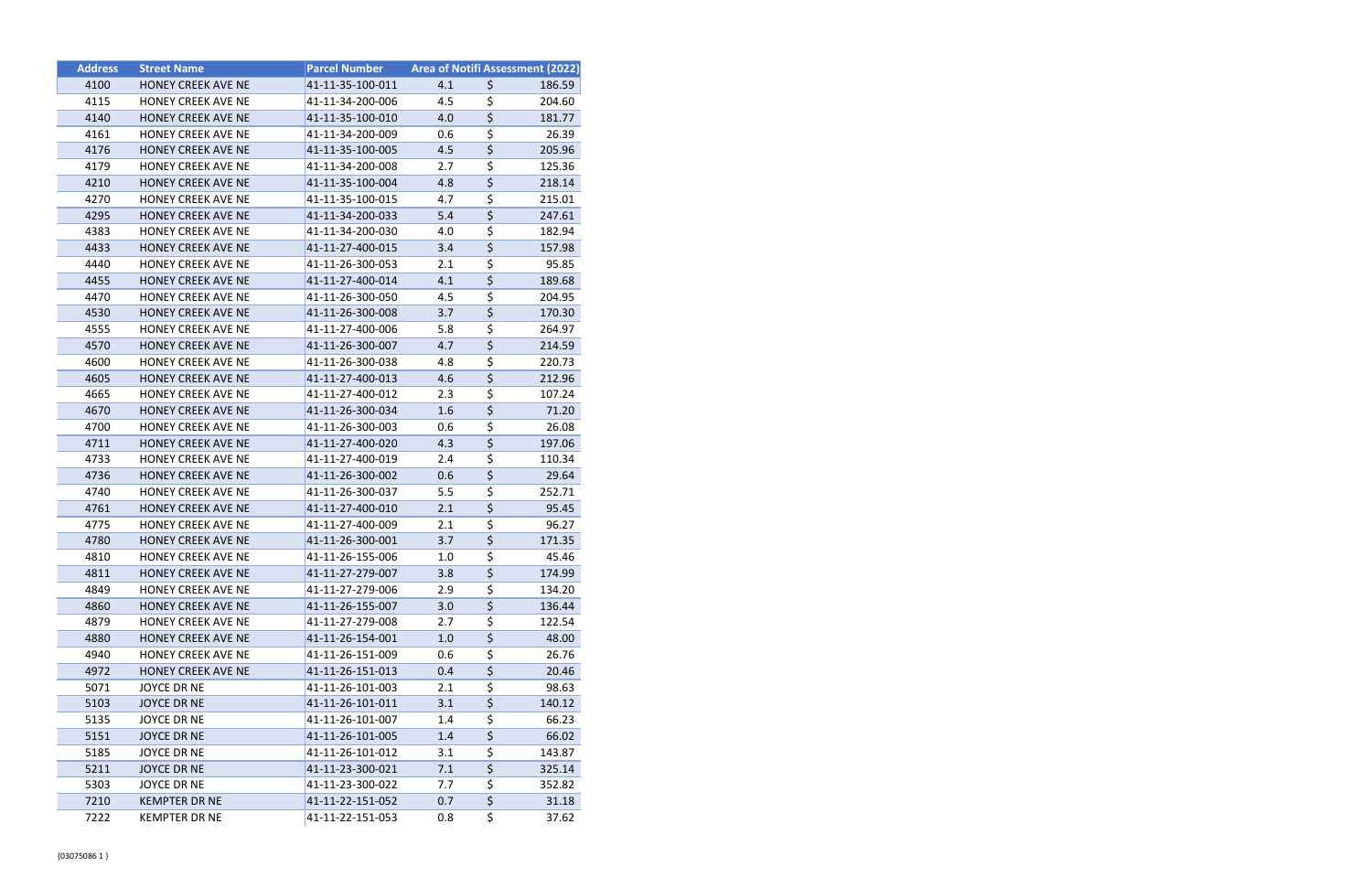| Address | Street Name | Parcel Number | Area of Notifi | Assessment (2022) |
|---|---|---|---|---|
| 4100 | HONEY CREEK AVE NE | 41-11-35-100-011 | 4.1 | $ 186.59 |
| 4115 | HONEY CREEK AVE NE | 41-11-34-200-006 | 4.5 | $ 204.60 |
| 4140 | HONEY CREEK AVE NE | 41-11-35-100-010 | 4.0 | $ 181.77 |
| 4161 | HONEY CREEK AVE NE | 41-11-34-200-009 | 0.6 | $ 26.39 |
| 4176 | HONEY CREEK AVE NE | 41-11-35-100-005 | 4.5 | $ 205.96 |
| 4179 | HONEY CREEK AVE NE | 41-11-34-200-008 | 2.7 | $ 125.36 |
| 4210 | HONEY CREEK AVE NE | 41-11-35-100-004 | 4.8 | $ 218.14 |
| 4270 | HONEY CREEK AVE NE | 41-11-35-100-015 | 4.7 | $ 215.01 |
| 4295 | HONEY CREEK AVE NE | 41-11-34-200-033 | 5.4 | $ 247.61 |
| 4383 | HONEY CREEK AVE NE | 41-11-34-200-030 | 4.0 | $ 182.94 |
| 4433 | HONEY CREEK AVE NE | 41-11-27-400-015 | 3.4 | $ 157.98 |
| 4440 | HONEY CREEK AVE NE | 41-11-26-300-053 | 2.1 | $ 95.85 |
| 4455 | HONEY CREEK AVE NE | 41-11-27-400-014 | 4.1 | $ 189.68 |
| 4470 | HONEY CREEK AVE NE | 41-11-26-300-050 | 4.5 | $ 204.95 |
| 4530 | HONEY CREEK AVE NE | 41-11-26-300-008 | 3.7 | $ 170.30 |
| 4555 | HONEY CREEK AVE NE | 41-11-27-400-006 | 5.8 | $ 264.97 |
| 4570 | HONEY CREEK AVE NE | 41-11-26-300-007 | 4.7 | $ 214.59 |
| 4600 | HONEY CREEK AVE NE | 41-11-26-300-038 | 4.8 | $ 220.73 |
| 4605 | HONEY CREEK AVE NE | 41-11-27-400-013 | 4.6 | $ 212.96 |
| 4665 | HONEY CREEK AVE NE | 41-11-27-400-012 | 2.3 | $ 107.24 |
| 4670 | HONEY CREEK AVE NE | 41-11-26-300-034 | 1.6 | $ 71.20 |
| 4700 | HONEY CREEK AVE NE | 41-11-26-300-003 | 0.6 | $ 26.08 |
| 4711 | HONEY CREEK AVE NE | 41-11-27-400-020 | 4.3 | $ 197.06 |
| 4733 | HONEY CREEK AVE NE | 41-11-27-400-019 | 2.4 | $ 110.34 |
| 4736 | HONEY CREEK AVE NE | 41-11-26-300-002 | 0.6 | $ 29.64 |
| 4740 | HONEY CREEK AVE NE | 41-11-26-300-037 | 5.5 | $ 252.71 |
| 4761 | HONEY CREEK AVE NE | 41-11-27-400-010 | 2.1 | $ 95.45 |
| 4775 | HONEY CREEK AVE NE | 41-11-27-400-009 | 2.1 | $ 96.27 |
| 4780 | HONEY CREEK AVE NE | 41-11-26-300-001 | 3.7 | $ 171.35 |
| 4810 | HONEY CREEK AVE NE | 41-11-26-155-006 | 1.0 | $ 45.46 |
| 4811 | HONEY CREEK AVE NE | 41-11-27-279-007 | 3.8 | $ 174.99 |
| 4849 | HONEY CREEK AVE NE | 41-11-27-279-006 | 2.9 | $ 134.20 |
| 4860 | HONEY CREEK AVE NE | 41-11-26-155-007 | 3.0 | $ 136.44 |
| 4879 | HONEY CREEK AVE NE | 41-11-27-279-008 | 2.7 | $ 122.54 |
| 4880 | HONEY CREEK AVE NE | 41-11-26-154-001 | 1.0 | $ 48.00 |
| 4940 | HONEY CREEK AVE NE | 41-11-26-151-009 | 0.6 | $ 26.76 |
| 4972 | HONEY CREEK AVE NE | 41-11-26-151-013 | 0.4 | $ 20.46 |
| 5071 | JOYCE DR NE | 41-11-26-101-003 | 2.1 | $ 98.63 |
| 5103 | JOYCE DR NE | 41-11-26-101-011 | 3.1 | $ 140.12 |
| 5135 | JOYCE DR NE | 41-11-26-101-007 | 1.4 | $ 66.23 |
| 5151 | JOYCE DR NE | 41-11-26-101-005 | 1.4 | $ 66.02 |
| 5185 | JOYCE DR NE | 41-11-26-101-012 | 3.1 | $ 143.87 |
| 5211 | JOYCE DR NE | 41-11-23-300-021 | 7.1 | $ 325.14 |
| 5303 | JOYCE DR NE | 41-11-23-300-022 | 7.7 | $ 352.82 |
| 7210 | KEMPTER DR NE | 41-11-22-151-052 | 0.7 | $ 31.18 |
| 7222 | KEMPTER DR NE | 41-11-22-151-053 | 0.8 | $ 37.62 |

{03075086 1 }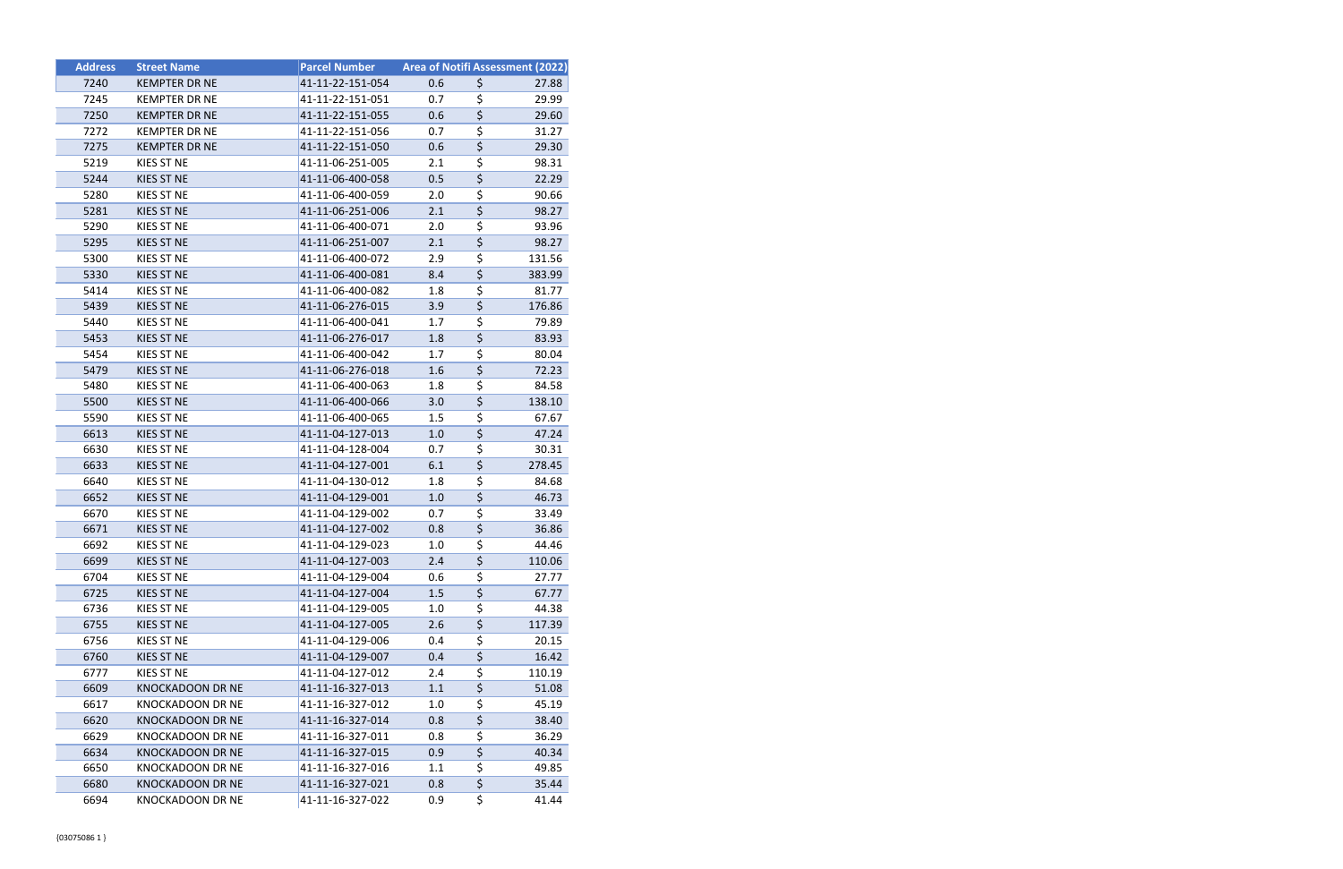| Address | Street Name | Parcel Number | Area of Notifi | Assessment (2022) |
|---|---|---|---|---|
| 7240 | KEMPTER DR NE | 41-11-22-151-054 | 0.6 | $ 27.88 |
| 7245 | KEMPTER DR NE | 41-11-22-151-051 | 0.7 | $ 29.99 |
| 7250 | KEMPTER DR NE | 41-11-22-151-055 | 0.6 | $ 29.60 |
| 7272 | KEMPTER DR NE | 41-11-22-151-056 | 0.7 | $ 31.27 |
| 7275 | KEMPTER DR NE | 41-11-22-151-050 | 0.6 | $ 29.30 |
| 5219 | KIES ST NE | 41-11-06-251-005 | 2.1 | $ 98.31 |
| 5244 | KIES ST NE | 41-11-06-400-058 | 0.5 | $ 22.29 |
| 5280 | KIES ST NE | 41-11-06-400-059 | 2.0 | $ 90.66 |
| 5281 | KIES ST NE | 41-11-06-251-006 | 2.1 | $ 98.27 |
| 5290 | KIES ST NE | 41-11-06-400-071 | 2.0 | $ 93.96 |
| 5295 | KIES ST NE | 41-11-06-251-007 | 2.1 | $ 98.27 |
| 5300 | KIES ST NE | 41-11-06-400-072 | 2.9 | $ 131.56 |
| 5330 | KIES ST NE | 41-11-06-400-081 | 8.4 | $ 383.99 |
| 5414 | KIES ST NE | 41-11-06-400-082 | 1.8 | $ 81.77 |
| 5439 | KIES ST NE | 41-11-06-276-015 | 3.9 | $ 176.86 |
| 5440 | KIES ST NE | 41-11-06-400-041 | 1.7 | $ 79.89 |
| 5453 | KIES ST NE | 41-11-06-276-017 | 1.8 | $ 83.93 |
| 5454 | KIES ST NE | 41-11-06-400-042 | 1.7 | $ 80.04 |
| 5479 | KIES ST NE | 41-11-06-276-018 | 1.6 | $ 72.23 |
| 5480 | KIES ST NE | 41-11-06-400-063 | 1.8 | $ 84.58 |
| 5500 | KIES ST NE | 41-11-06-400-066 | 3.0 | $ 138.10 |
| 5590 | KIES ST NE | 41-11-06-400-065 | 1.5 | $ 67.67 |
| 6613 | KIES ST NE | 41-11-04-127-013 | 1.0 | $ 47.24 |
| 6630 | KIES ST NE | 41-11-04-128-004 | 0.7 | $ 30.31 |
| 6633 | KIES ST NE | 41-11-04-127-001 | 6.1 | $ 278.45 |
| 6640 | KIES ST NE | 41-11-04-130-012 | 1.8 | $ 84.68 |
| 6652 | KIES ST NE | 41-11-04-129-001 | 1.0 | $ 46.73 |
| 6670 | KIES ST NE | 41-11-04-129-002 | 0.7 | $ 33.49 |
| 6671 | KIES ST NE | 41-11-04-127-002 | 0.8 | $ 36.86 |
| 6692 | KIES ST NE | 41-11-04-129-023 | 1.0 | $ 44.46 |
| 6699 | KIES ST NE | 41-11-04-127-003 | 2.4 | $ 110.06 |
| 6704 | KIES ST NE | 41-11-04-129-004 | 0.6 | $ 27.77 |
| 6725 | KIES ST NE | 41-11-04-127-004 | 1.5 | $ 67.77 |
| 6736 | KIES ST NE | 41-11-04-129-005 | 1.0 | $ 44.38 |
| 6755 | KIES ST NE | 41-11-04-127-005 | 2.6 | $ 117.39 |
| 6756 | KIES ST NE | 41-11-04-129-006 | 0.4 | $ 20.15 |
| 6760 | KIES ST NE | 41-11-04-129-007 | 0.4 | $ 16.42 |
| 6777 | KIES ST NE | 41-11-04-127-012 | 2.4 | $ 110.19 |
| 6609 | KNOCKADOON DR NE | 41-11-16-327-013 | 1.1 | $ 51.08 |
| 6617 | KNOCKADOON DR NE | 41-11-16-327-012 | 1.0 | $ 45.19 |
| 6620 | KNOCKADOON DR NE | 41-11-16-327-014 | 0.8 | $ 38.40 |
| 6629 | KNOCKADOON DR NE | 41-11-16-327-011 | 0.8 | $ 36.29 |
| 6634 | KNOCKADOON DR NE | 41-11-16-327-015 | 0.9 | $ 40.34 |
| 6650 | KNOCKADOON DR NE | 41-11-16-327-016 | 1.1 | $ 49.85 |
| 6680 | KNOCKADOON DR NE | 41-11-16-327-021 | 0.8 | $ 35.44 |
| 6694 | KNOCKADOON DR NE | 41-11-16-327-022 | 0.9 | $ 41.44 |

{03075086 1 }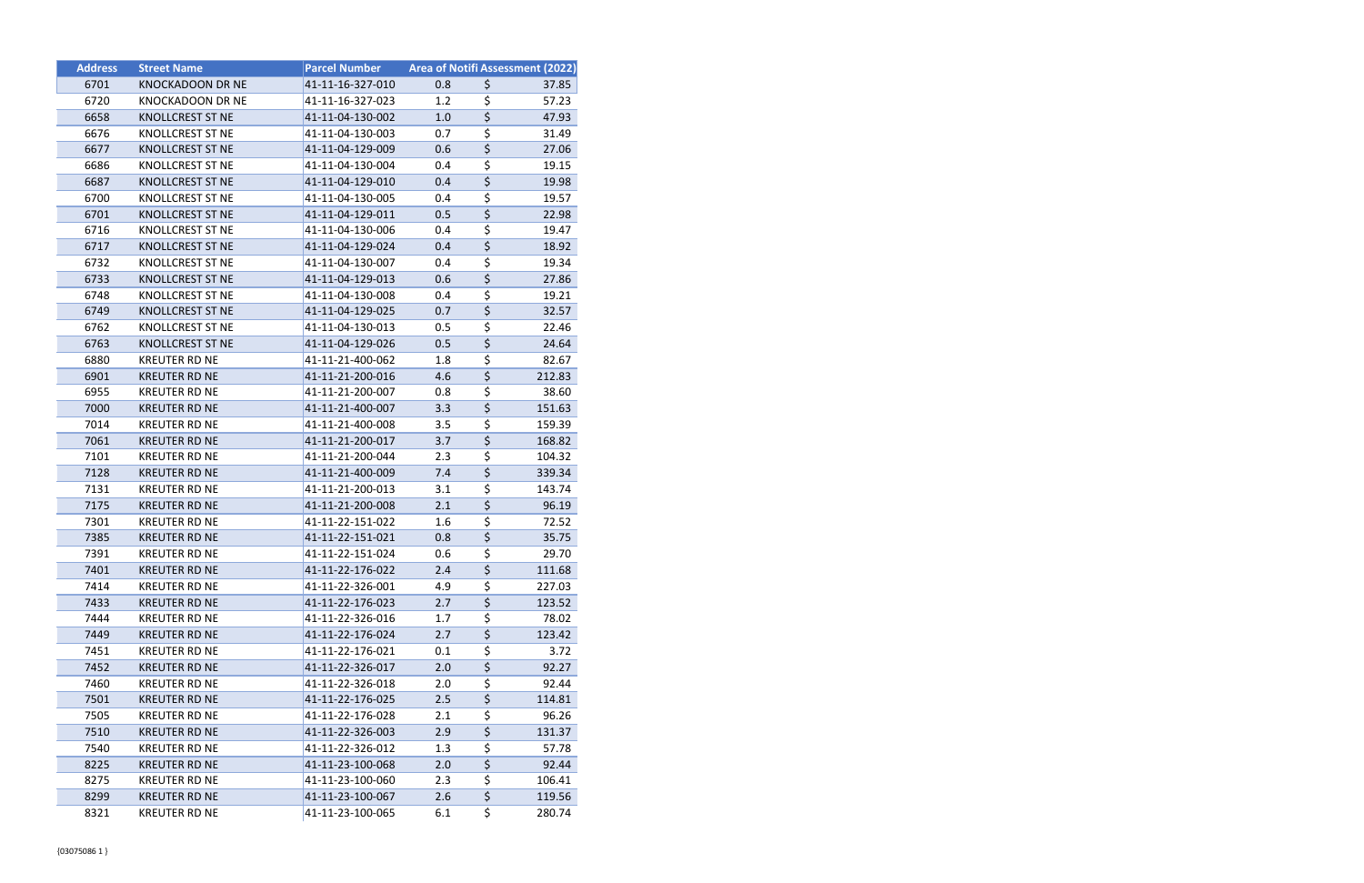| Address | Street Name | Parcel Number | Area of Notifi | Assessment (2022) |
|---|---|---|---|---|
| 6701 | KNOCKADOON DR NE | 41-11-16-327-010 | 0.8 | $ 37.85 |
| 6720 | KNOCKADOON DR NE | 41-11-16-327-023 | 1.2 | $ 57.23 |
| 6658 | KNOLLCREST ST NE | 41-11-04-130-002 | 1.0 | $ 47.93 |
| 6676 | KNOLLCREST ST NE | 41-11-04-130-003 | 0.7 | $ 31.49 |
| 6677 | KNOLLCREST ST NE | 41-11-04-129-009 | 0.6 | $ 27.06 |
| 6686 | KNOLLCREST ST NE | 41-11-04-130-004 | 0.4 | $ 19.15 |
| 6687 | KNOLLCREST ST NE | 41-11-04-129-010 | 0.4 | $ 19.98 |
| 6700 | KNOLLCREST ST NE | 41-11-04-130-005 | 0.4 | $ 19.57 |
| 6701 | KNOLLCREST ST NE | 41-11-04-129-011 | 0.5 | $ 22.98 |
| 6716 | KNOLLCREST ST NE | 41-11-04-130-006 | 0.4 | $ 19.47 |
| 6717 | KNOLLCREST ST NE | 41-11-04-129-024 | 0.4 | $ 18.92 |
| 6732 | KNOLLCREST ST NE | 41-11-04-130-007 | 0.4 | $ 19.34 |
| 6733 | KNOLLCREST ST NE | 41-11-04-129-013 | 0.6 | $ 27.86 |
| 6748 | KNOLLCREST ST NE | 41-11-04-130-008 | 0.4 | $ 19.21 |
| 6749 | KNOLLCREST ST NE | 41-11-04-129-025 | 0.7 | $ 32.57 |
| 6762 | KNOLLCREST ST NE | 41-11-04-130-013 | 0.5 | $ 22.46 |
| 6763 | KNOLLCREST ST NE | 41-11-04-129-026 | 0.5 | $ 24.64 |
| 6880 | KREUTER RD NE | 41-11-21-400-062 | 1.8 | $ 82.67 |
| 6901 | KREUTER RD NE | 41-11-21-200-016 | 4.6 | $ 212.83 |
| 6955 | KREUTER RD NE | 41-11-21-200-007 | 0.8 | $ 38.60 |
| 7000 | KREUTER RD NE | 41-11-21-400-007 | 3.3 | $ 151.63 |
| 7014 | KREUTER RD NE | 41-11-21-400-008 | 3.5 | $ 159.39 |
| 7061 | KREUTER RD NE | 41-11-21-200-017 | 3.7 | $ 168.82 |
| 7101 | KREUTER RD NE | 41-11-21-200-044 | 2.3 | $ 104.32 |
| 7128 | KREUTER RD NE | 41-11-21-400-009 | 7.4 | $ 339.34 |
| 7131 | KREUTER RD NE | 41-11-21-200-013 | 3.1 | $ 143.74 |
| 7175 | KREUTER RD NE | 41-11-21-200-008 | 2.1 | $ 96.19 |
| 7301 | KREUTER RD NE | 41-11-22-151-022 | 1.6 | $ 72.52 |
| 7385 | KREUTER RD NE | 41-11-22-151-021 | 0.8 | $ 35.75 |
| 7391 | KREUTER RD NE | 41-11-22-151-024 | 0.6 | $ 29.70 |
| 7401 | KREUTER RD NE | 41-11-22-176-022 | 2.4 | $ 111.68 |
| 7414 | KREUTER RD NE | 41-11-22-326-001 | 4.9 | $ 227.03 |
| 7433 | KREUTER RD NE | 41-11-22-176-023 | 2.7 | $ 123.52 |
| 7444 | KREUTER RD NE | 41-11-22-326-016 | 1.7 | $ 78.02 |
| 7449 | KREUTER RD NE | 41-11-22-176-024 | 2.7 | $ 123.42 |
| 7451 | KREUTER RD NE | 41-11-22-176-021 | 0.1 | $ 3.72 |
| 7452 | KREUTER RD NE | 41-11-22-326-017 | 2.0 | $ 92.27 |
| 7460 | KREUTER RD NE | 41-11-22-326-018 | 2.0 | $ 92.44 |
| 7501 | KREUTER RD NE | 41-11-22-176-025 | 2.5 | $ 114.81 |
| 7505 | KREUTER RD NE | 41-11-22-176-028 | 2.1 | $ 96.26 |
| 7510 | KREUTER RD NE | 41-11-22-326-003 | 2.9 | $ 131.37 |
| 7540 | KREUTER RD NE | 41-11-22-326-012 | 1.3 | $ 57.78 |
| 8225 | KREUTER RD NE | 41-11-23-100-068 | 2.0 | $ 92.44 |
| 8275 | KREUTER RD NE | 41-11-23-100-060 | 2.3 | $ 106.41 |
| 8299 | KREUTER RD NE | 41-11-23-100-067 | 2.6 | $ 119.56 |
| 8321 | KREUTER RD NE | 41-11-23-100-065 | 6.1 | $ 280.74 |

{03075086 1 }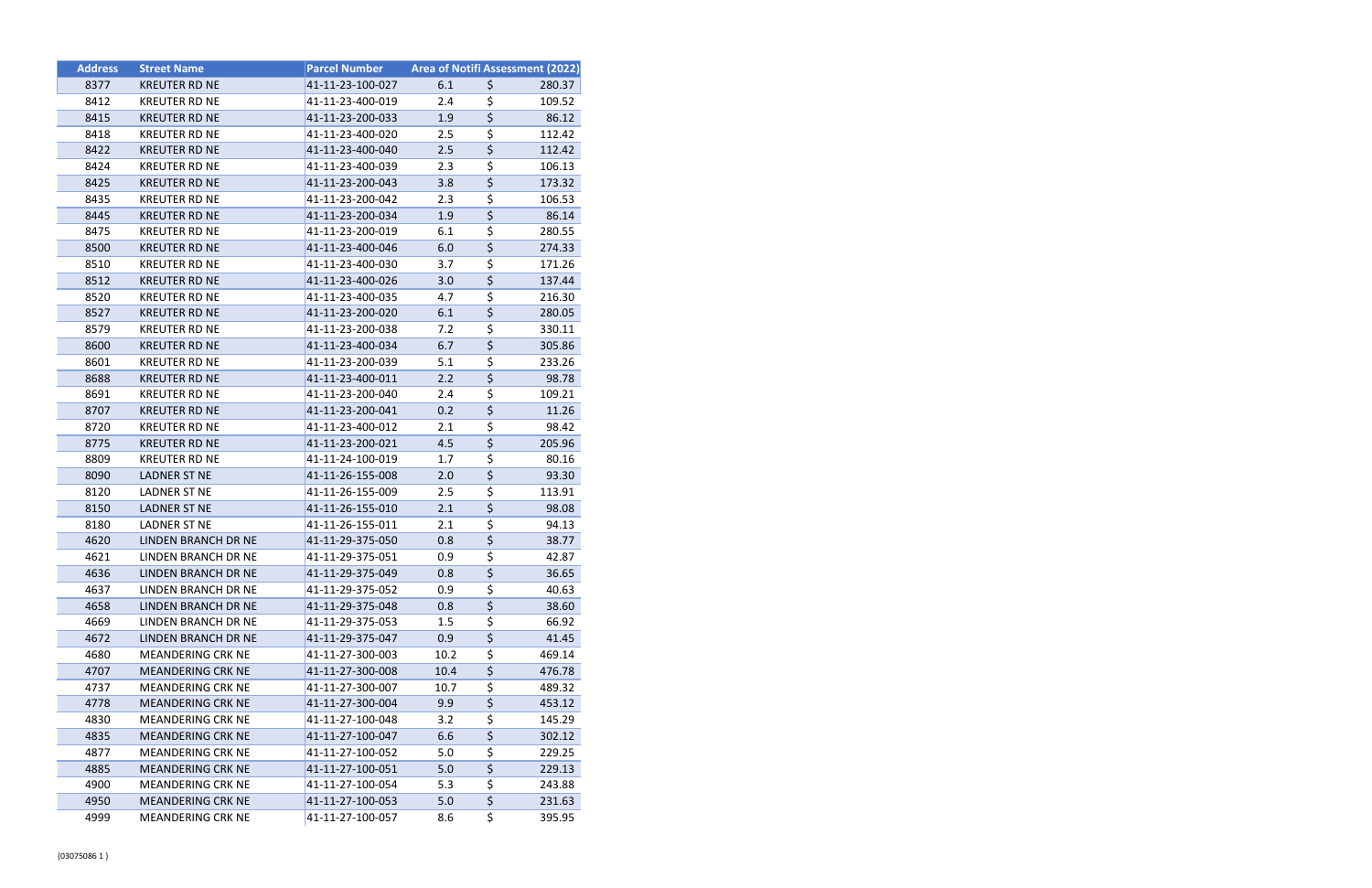| Address | Street Name | Parcel Number | Area of Notifi | Assessment (2022) |
|---|---|---|---|---|
| 8377 | KREUTER RD NE | 41-11-23-100-027 | 6.1 | $ 280.37 |
| 8412 | KREUTER RD NE | 41-11-23-400-019 | 2.4 | $ 109.52 |
| 8415 | KREUTER RD NE | 41-11-23-200-033 | 1.9 | $ 86.12 |
| 8418 | KREUTER RD NE | 41-11-23-400-020 | 2.5 | $ 112.42 |
| 8422 | KREUTER RD NE | 41-11-23-400-040 | 2.5 | $ 112.42 |
| 8424 | KREUTER RD NE | 41-11-23-400-039 | 2.3 | $ 106.13 |
| 8425 | KREUTER RD NE | 41-11-23-200-043 | 3.8 | $ 173.32 |
| 8435 | KREUTER RD NE | 41-11-23-200-042 | 2.3 | $ 106.53 |
| 8445 | KREUTER RD NE | 41-11-23-200-034 | 1.9 | $ 86.14 |
| 8475 | KREUTER RD NE | 41-11-23-200-019 | 6.1 | $ 280.55 |
| 8500 | KREUTER RD NE | 41-11-23-400-046 | 6.0 | $ 274.33 |
| 8510 | KREUTER RD NE | 41-11-23-400-030 | 3.7 | $ 171.26 |
| 8512 | KREUTER RD NE | 41-11-23-400-026 | 3.0 | $ 137.44 |
| 8520 | KREUTER RD NE | 41-11-23-400-035 | 4.7 | $ 216.30 |
| 8527 | KREUTER RD NE | 41-11-23-200-020 | 6.1 | $ 280.05 |
| 8579 | KREUTER RD NE | 41-11-23-200-038 | 7.2 | $ 330.11 |
| 8600 | KREUTER RD NE | 41-11-23-400-034 | 6.7 | $ 305.86 |
| 8601 | KREUTER RD NE | 41-11-23-200-039 | 5.1 | $ 233.26 |
| 8688 | KREUTER RD NE | 41-11-23-400-011 | 2.2 | $ 98.78 |
| 8691 | KREUTER RD NE | 41-11-23-200-040 | 2.4 | $ 109.21 |
| 8707 | KREUTER RD NE | 41-11-23-200-041 | 0.2 | $ 11.26 |
| 8720 | KREUTER RD NE | 41-11-23-400-012 | 2.1 | $ 98.42 |
| 8775 | KREUTER RD NE | 41-11-23-200-021 | 4.5 | $ 205.96 |
| 8809 | KREUTER RD NE | 41-11-24-100-019 | 1.7 | $ 80.16 |
| 8090 | LADNER ST NE | 41-11-26-155-008 | 2.0 | $ 93.30 |
| 8120 | LADNER ST NE | 41-11-26-155-009 | 2.5 | $ 113.91 |
| 8150 | LADNER ST NE | 41-11-26-155-010 | 2.1 | $ 98.08 |
| 8180 | LADNER ST NE | 41-11-26-155-011 | 2.1 | $ 94.13 |
| 4620 | LINDEN BRANCH DR NE | 41-11-29-375-050 | 0.8 | $ 38.77 |
| 4621 | LINDEN BRANCH DR NE | 41-11-29-375-051 | 0.9 | $ 42.87 |
| 4636 | LINDEN BRANCH DR NE | 41-11-29-375-049 | 0.8 | $ 36.65 |
| 4637 | LINDEN BRANCH DR NE | 41-11-29-375-052 | 0.9 | $ 40.63 |
| 4658 | LINDEN BRANCH DR NE | 41-11-29-375-048 | 0.8 | $ 38.60 |
| 4669 | LINDEN BRANCH DR NE | 41-11-29-375-053 | 1.5 | $ 66.92 |
| 4672 | LINDEN BRANCH DR NE | 41-11-29-375-047 | 0.9 | $ 41.45 |
| 4680 | MEANDERING CRK NE | 41-11-27-300-003 | 10.2 | $ 469.14 |
| 4707 | MEANDERING CRK NE | 41-11-27-300-008 | 10.4 | $ 476.78 |
| 4737 | MEANDERING CRK NE | 41-11-27-300-007 | 10.7 | $ 489.32 |
| 4778 | MEANDERING CRK NE | 41-11-27-300-004 | 9.9 | $ 453.12 |
| 4830 | MEANDERING CRK NE | 41-11-27-100-048 | 3.2 | $ 145.29 |
| 4835 | MEANDERING CRK NE | 41-11-27-100-047 | 6.6 | $ 302.12 |
| 4877 | MEANDERING CRK NE | 41-11-27-100-052 | 5.0 | $ 229.25 |
| 4885 | MEANDERING CRK NE | 41-11-27-100-051 | 5.0 | $ 229.13 |
| 4900 | MEANDERING CRK NE | 41-11-27-100-054 | 5.3 | $ 243.88 |
| 4950 | MEANDERING CRK NE | 41-11-27-100-053 | 5.0 | $ 231.63 |
| 4999 | MEANDERING CRK NE | 41-11-27-100-057 | 8.6 | $ 395.95 |

{03075086 1 }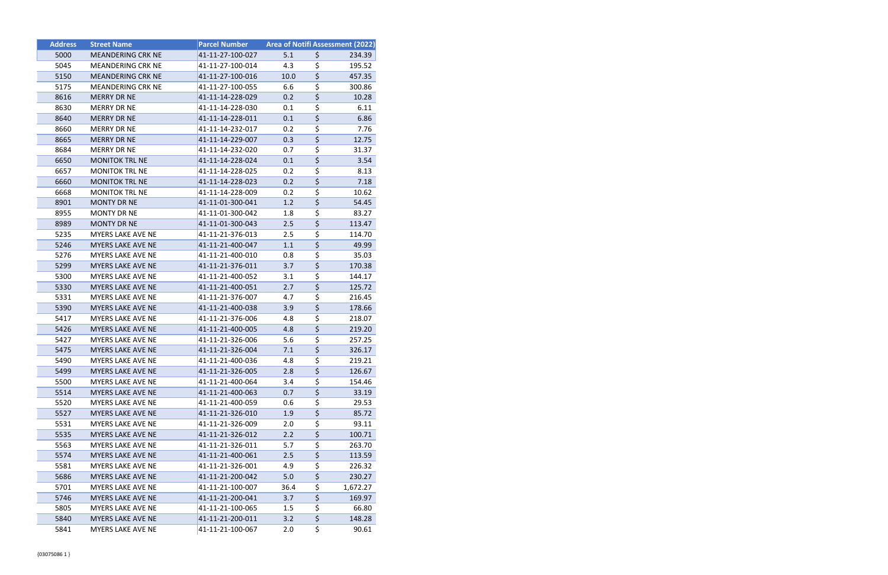| Address | Street Name | Parcel Number | Area of Notifi | Assessment (2022) |
|---|---|---|---|---|
| 5000 | MEANDERING CRK NE | 41-11-27-100-027 | 5.1 | $ 234.39 |
| 5045 | MEANDERING CRK NE | 41-11-27-100-014 | 4.3 | $ 195.52 |
| 5150 | MEANDERING CRK NE | 41-11-27-100-016 | 10.0 | $ 457.35 |
| 5175 | MEANDERING CRK NE | 41-11-27-100-055 | 6.6 | $ 300.86 |
| 8616 | MERRY DR NE | 41-11-14-228-029 | 0.2 | $ 10.28 |
| 8630 | MERRY DR NE | 41-11-14-228-030 | 0.1 | $ 6.11 |
| 8640 | MERRY DR NE | 41-11-14-228-011 | 0.1 | $ 6.86 |
| 8660 | MERRY DR NE | 41-11-14-232-017 | 0.2 | $ 7.76 |
| 8665 | MERRY DR NE | 41-11-14-229-007 | 0.3 | $ 12.75 |
| 8684 | MERRY DR NE | 41-11-14-232-020 | 0.7 | $ 31.37 |
| 6650 | MONITOK TRL NE | 41-11-14-228-024 | 0.1 | $ 3.54 |
| 6657 | MONITOK TRL NE | 41-11-14-228-025 | 0.2 | $ 8.13 |
| 6660 | MONITOK TRL NE | 41-11-14-228-023 | 0.2 | $ 7.18 |
| 6668 | MONITOK TRL NE | 41-11-14-228-009 | 0.2 | $ 10.62 |
| 8901 | MONTY DR NE | 41-11-01-300-041 | 1.2 | $ 54.45 |
| 8955 | MONTY DR NE | 41-11-01-300-042 | 1.8 | $ 83.27 |
| 8989 | MONTY DR NE | 41-11-01-300-043 | 2.5 | $ 113.47 |
| 5235 | MYERS LAKE AVE NE | 41-11-21-376-013 | 2.5 | $ 114.70 |
| 5246 | MYERS LAKE AVE NE | 41-11-21-400-047 | 1.1 | $ 49.99 |
| 5276 | MYERS LAKE AVE NE | 41-11-21-400-010 | 0.8 | $ 35.03 |
| 5299 | MYERS LAKE AVE NE | 41-11-21-376-011 | 3.7 | $ 170.38 |
| 5300 | MYERS LAKE AVE NE | 41-11-21-400-052 | 3.1 | $ 144.17 |
| 5330 | MYERS LAKE AVE NE | 41-11-21-400-051 | 2.7 | $ 125.72 |
| 5331 | MYERS LAKE AVE NE | 41-11-21-376-007 | 4.7 | $ 216.45 |
| 5390 | MYERS LAKE AVE NE | 41-11-21-400-038 | 3.9 | $ 178.66 |
| 5417 | MYERS LAKE AVE NE | 41-11-21-376-006 | 4.8 | $ 218.07 |
| 5426 | MYERS LAKE AVE NE | 41-11-21-400-005 | 4.8 | $ 219.20 |
| 5427 | MYERS LAKE AVE NE | 41-11-21-326-006 | 5.6 | $ 257.25 |
| 5475 | MYERS LAKE AVE NE | 41-11-21-326-004 | 7.1 | $ 326.17 |
| 5490 | MYERS LAKE AVE NE | 41-11-21-400-036 | 4.8 | $ 219.21 |
| 5499 | MYERS LAKE AVE NE | 41-11-21-326-005 | 2.8 | $ 126.67 |
| 5500 | MYERS LAKE AVE NE | 41-11-21-400-064 | 3.4 | $ 154.46 |
| 5514 | MYERS LAKE AVE NE | 41-11-21-400-063 | 0.7 | $ 33.19 |
| 5520 | MYERS LAKE AVE NE | 41-11-21-400-059 | 0.6 | $ 29.53 |
| 5527 | MYERS LAKE AVE NE | 41-11-21-326-010 | 1.9 | $ 85.72 |
| 5531 | MYERS LAKE AVE NE | 41-11-21-326-009 | 2.0 | $ 93.11 |
| 5535 | MYERS LAKE AVE NE | 41-11-21-326-012 | 2.2 | $ 100.71 |
| 5563 | MYERS LAKE AVE NE | 41-11-21-326-011 | 5.7 | $ 263.70 |
| 5574 | MYERS LAKE AVE NE | 41-11-21-400-061 | 2.5 | $ 113.59 |
| 5581 | MYERS LAKE AVE NE | 41-11-21-326-001 | 4.9 | $ 226.32 |
| 5686 | MYERS LAKE AVE NE | 41-11-21-200-042 | 5.0 | $ 230.27 |
| 5701 | MYERS LAKE AVE NE | 41-11-21-100-007 | 36.4 | $ 1,672.27 |
| 5746 | MYERS LAKE AVE NE | 41-11-21-200-041 | 3.7 | $ 169.97 |
| 5805 | MYERS LAKE AVE NE | 41-11-21-100-065 | 1.5 | $ 66.80 |
| 5840 | MYERS LAKE AVE NE | 41-11-21-200-011 | 3.2 | $ 148.28 |
| 5841 | MYERS LAKE AVE NE | 41-11-21-100-067 | 2.0 | $ 90.61 |

{03075086 1 }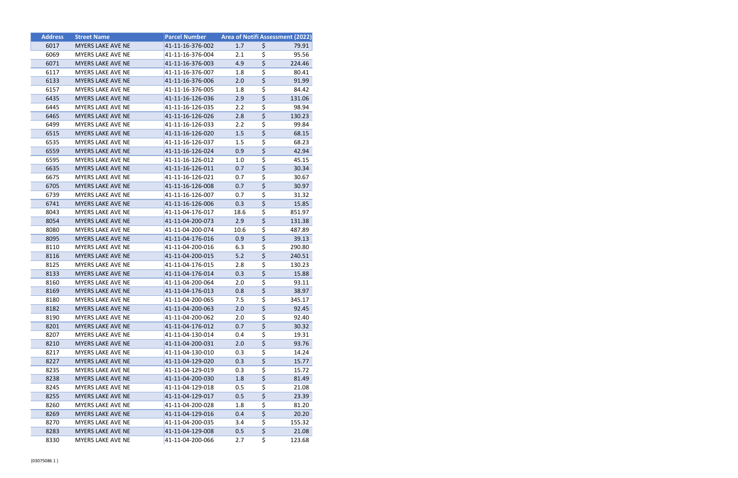| Address | Street Name | Parcel Number | Area of Notifi | Assessment (2022) |
|---|---|---|---|---|
| 6017 | MYERS LAKE AVE NE | 41-11-16-376-002 | 1.7 | $ 79.91 |
| 6069 | MYERS LAKE AVE NE | 41-11-16-376-004 | 2.1 | $ 95.56 |
| 6071 | MYERS LAKE AVE NE | 41-11-16-376-003 | 4.9 | $ 224.46 |
| 6117 | MYERS LAKE AVE NE | 41-11-16-376-007 | 1.8 | $ 80.41 |
| 6133 | MYERS LAKE AVE NE | 41-11-16-376-006 | 2.0 | $ 91.99 |
| 6157 | MYERS LAKE AVE NE | 41-11-16-376-005 | 1.8 | $ 84.42 |
| 6435 | MYERS LAKE AVE NE | 41-11-16-126-036 | 2.9 | $ 131.06 |
| 6445 | MYERS LAKE AVE NE | 41-11-16-126-035 | 2.2 | $ 98.94 |
| 6465 | MYERS LAKE AVE NE | 41-11-16-126-026 | 2.8 | $ 130.23 |
| 6499 | MYERS LAKE AVE NE | 41-11-16-126-033 | 2.2 | $ 99.84 |
| 6515 | MYERS LAKE AVE NE | 41-11-16-126-020 | 1.5 | $ 68.15 |
| 6535 | MYERS LAKE AVE NE | 41-11-16-126-037 | 1.5 | $ 68.23 |
| 6559 | MYERS LAKE AVE NE | 41-11-16-126-024 | 0.9 | $ 42.94 |
| 6595 | MYERS LAKE AVE NE | 41-11-16-126-012 | 1.0 | $ 45.15 |
| 6635 | MYERS LAKE AVE NE | 41-11-16-126-011 | 0.7 | $ 30.34 |
| 6675 | MYERS LAKE AVE NE | 41-11-16-126-021 | 0.7 | $ 30.67 |
| 6705 | MYERS LAKE AVE NE | 41-11-16-126-008 | 0.7 | $ 30.97 |
| 6739 | MYERS LAKE AVE NE | 41-11-16-126-007 | 0.7 | $ 31.32 |
| 6741 | MYERS LAKE AVE NE | 41-11-16-126-006 | 0.3 | $ 15.85 |
| 8043 | MYERS LAKE AVE NE | 41-11-04-176-017 | 18.6 | $ 851.97 |
| 8054 | MYERS LAKE AVE NE | 41-11-04-200-073 | 2.9 | $ 131.38 |
| 8080 | MYERS LAKE AVE NE | 41-11-04-200-074 | 10.6 | $ 487.89 |
| 8095 | MYERS LAKE AVE NE | 41-11-04-176-016 | 0.9 | $ 39.13 |
| 8110 | MYERS LAKE AVE NE | 41-11-04-200-016 | 6.3 | $ 290.80 |
| 8116 | MYERS LAKE AVE NE | 41-11-04-200-015 | 5.2 | $ 240.51 |
| 8125 | MYERS LAKE AVE NE | 41-11-04-176-015 | 2.8 | $ 130.23 |
| 8133 | MYERS LAKE AVE NE | 41-11-04-176-014 | 0.3 | $ 15.88 |
| 8160 | MYERS LAKE AVE NE | 41-11-04-200-064 | 2.0 | $ 93.11 |
| 8169 | MYERS LAKE AVE NE | 41-11-04-176-013 | 0.8 | $ 38.97 |
| 8180 | MYERS LAKE AVE NE | 41-11-04-200-065 | 7.5 | $ 345.17 |
| 8182 | MYERS LAKE AVE NE | 41-11-04-200-063 | 2.0 | $ 92.45 |
| 8190 | MYERS LAKE AVE NE | 41-11-04-200-062 | 2.0 | $ 92.40 |
| 8201 | MYERS LAKE AVE NE | 41-11-04-176-012 | 0.7 | $ 30.32 |
| 8207 | MYERS LAKE AVE NE | 41-11-04-130-014 | 0.4 | $ 19.31 |
| 8210 | MYERS LAKE AVE NE | 41-11-04-200-031 | 2.0 | $ 93.76 |
| 8217 | MYERS LAKE AVE NE | 41-11-04-130-010 | 0.3 | $ 14.24 |
| 8227 | MYERS LAKE AVE NE | 41-11-04-129-020 | 0.3 | $ 15.77 |
| 8235 | MYERS LAKE AVE NE | 41-11-04-129-019 | 0.3 | $ 15.72 |
| 8238 | MYERS LAKE AVE NE | 41-11-04-200-030 | 1.8 | $ 81.49 |
| 8245 | MYERS LAKE AVE NE | 41-11-04-129-018 | 0.5 | $ 21.08 |
| 8255 | MYERS LAKE AVE NE | 41-11-04-129-017 | 0.5 | $ 23.39 |
| 8260 | MYERS LAKE AVE NE | 41-11-04-200-028 | 1.8 | $ 81.20 |
| 8269 | MYERS LAKE AVE NE | 41-11-04-129-016 | 0.4 | $ 20.20 |
| 8270 | MYERS LAKE AVE NE | 41-11-04-200-035 | 3.4 | $ 155.32 |
| 8283 | MYERS LAKE AVE NE | 41-11-04-129-008 | 0.5 | $ 21.08 |
| 8330 | MYERS LAKE AVE NE | 41-11-04-200-066 | 2.7 | $ 123.68 |

{03075086 1 }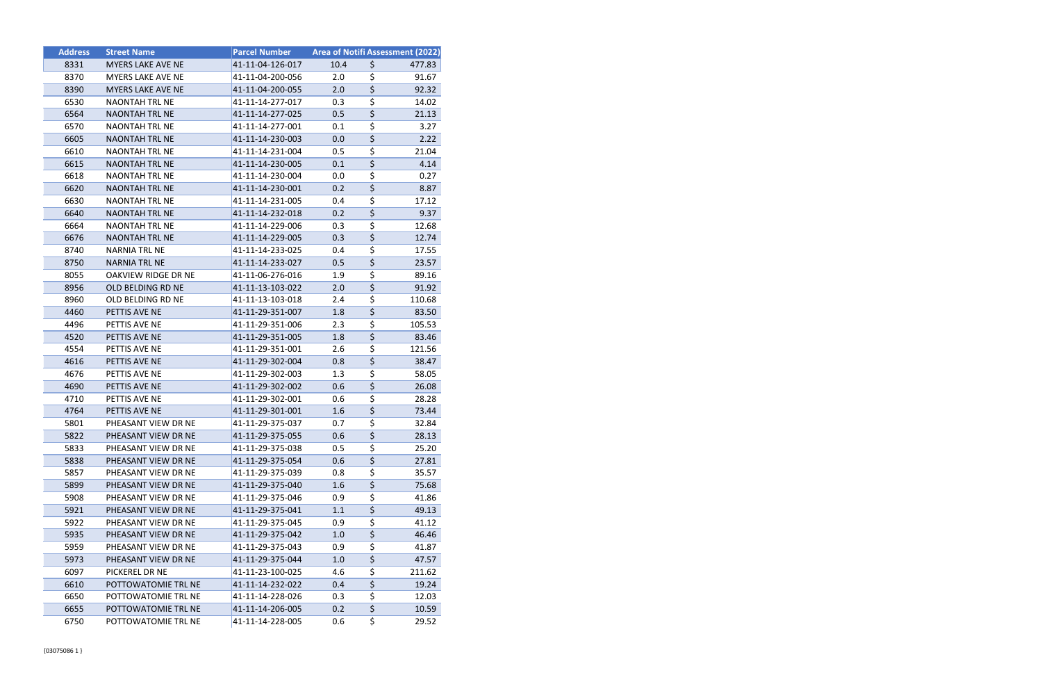| Address | Street Name | Parcel Number | Area of Notifi | Assessment (2022) |
|---|---|---|---|---|
| 8331 | MYERS LAKE AVE NE | 41-11-04-126-017 | 10.4 | $ 477.83 |
| 8370 | MYERS LAKE AVE NE | 41-11-04-200-056 | 2.0 | $ 91.67 |
| 8390 | MYERS LAKE AVE NE | 41-11-04-200-055 | 2.0 | $ 92.32 |
| 6530 | NAONTAH TRL NE | 41-11-14-277-017 | 0.3 | $ 14.02 |
| 6564 | NAONTAH TRL NE | 41-11-14-277-025 | 0.5 | $ 21.13 |
| 6570 | NAONTAH TRL NE | 41-11-14-277-001 | 0.1 | $ 3.27 |
| 6605 | NAONTAH TRL NE | 41-11-14-230-003 | 0.0 | $ 2.22 |
| 6610 | NAONTAH TRL NE | 41-11-14-231-004 | 0.5 | $ 21.04 |
| 6615 | NAONTAH TRL NE | 41-11-14-230-005 | 0.1 | $ 4.14 |
| 6618 | NAONTAH TRL NE | 41-11-14-230-004 | 0.0 | $ 0.27 |
| 6620 | NAONTAH TRL NE | 41-11-14-230-001 | 0.2 | $ 8.87 |
| 6630 | NAONTAH TRL NE | 41-11-14-231-005 | 0.4 | $ 17.12 |
| 6640 | NAONTAH TRL NE | 41-11-14-232-018 | 0.2 | $ 9.37 |
| 6664 | NAONTAH TRL NE | 41-11-14-229-006 | 0.3 | $ 12.68 |
| 6676 | NAONTAH TRL NE | 41-11-14-229-005 | 0.3 | $ 12.74 |
| 8740 | NARNIA TRL NE | 41-11-14-233-025 | 0.4 | $ 17.55 |
| 8750 | NARNIA TRL NE | 41-11-14-233-027 | 0.5 | $ 23.57 |
| 8055 | OAKVIEW RIDGE DR NE | 41-11-06-276-016 | 1.9 | $ 89.16 |
| 8956 | OLD BELDING RD NE | 41-11-13-103-022 | 2.0 | $ 91.92 |
| 8960 | OLD BELDING RD NE | 41-11-13-103-018 | 2.4 | $ 110.68 |
| 4460 | PETTIS AVE NE | 41-11-29-351-007 | 1.8 | $ 83.50 |
| 4496 | PETTIS AVE NE | 41-11-29-351-006 | 2.3 | $ 105.53 |
| 4520 | PETTIS AVE NE | 41-11-29-351-005 | 1.8 | $ 83.46 |
| 4554 | PETTIS AVE NE | 41-11-29-351-001 | 2.6 | $ 121.56 |
| 4616 | PETTIS AVE NE | 41-11-29-302-004 | 0.8 | $ 38.47 |
| 4676 | PETTIS AVE NE | 41-11-29-302-003 | 1.3 | $ 58.05 |
| 4690 | PETTIS AVE NE | 41-11-29-302-002 | 0.6 | $ 26.08 |
| 4710 | PETTIS AVE NE | 41-11-29-302-001 | 0.6 | $ 28.28 |
| 4764 | PETTIS AVE NE | 41-11-29-301-001 | 1.6 | $ 73.44 |
| 5801 | PHEASANT VIEW DR NE | 41-11-29-375-037 | 0.7 | $ 32.84 |
| 5822 | PHEASANT VIEW DR NE | 41-11-29-375-055 | 0.6 | $ 28.13 |
| 5833 | PHEASANT VIEW DR NE | 41-11-29-375-038 | 0.5 | $ 25.20 |
| 5838 | PHEASANT VIEW DR NE | 41-11-29-375-054 | 0.6 | $ 27.81 |
| 5857 | PHEASANT VIEW DR NE | 41-11-29-375-039 | 0.8 | $ 35.57 |
| 5899 | PHEASANT VIEW DR NE | 41-11-29-375-040 | 1.6 | $ 75.68 |
| 5908 | PHEASANT VIEW DR NE | 41-11-29-375-046 | 0.9 | $ 41.86 |
| 5921 | PHEASANT VIEW DR NE | 41-11-29-375-041 | 1.1 | $ 49.13 |
| 5922 | PHEASANT VIEW DR NE | 41-11-29-375-045 | 0.9 | $ 41.12 |
| 5935 | PHEASANT VIEW DR NE | 41-11-29-375-042 | 1.0 | $ 46.46 |
| 5959 | PHEASANT VIEW DR NE | 41-11-29-375-043 | 0.9 | $ 41.87 |
| 5973 | PHEASANT VIEW DR NE | 41-11-29-375-044 | 1.0 | $ 47.57 |
| 6097 | PICKEREL DR NE | 41-11-23-100-025 | 4.6 | $ 211.62 |
| 6610 | POTTOWATOMIE TRL NE | 41-11-14-232-022 | 0.4 | $ 19.24 |
| 6650 | POTTOWATOMIE TRL NE | 41-11-14-228-026 | 0.3 | $ 12.03 |
| 6655 | POTTOWATOMIE TRL NE | 41-11-14-206-005 | 0.2 | $ 10.59 |
| 6750 | POTTOWATOMIE TRL NE | 41-11-14-228-005 | 0.6 | $ 29.52 |

{03075086 1 }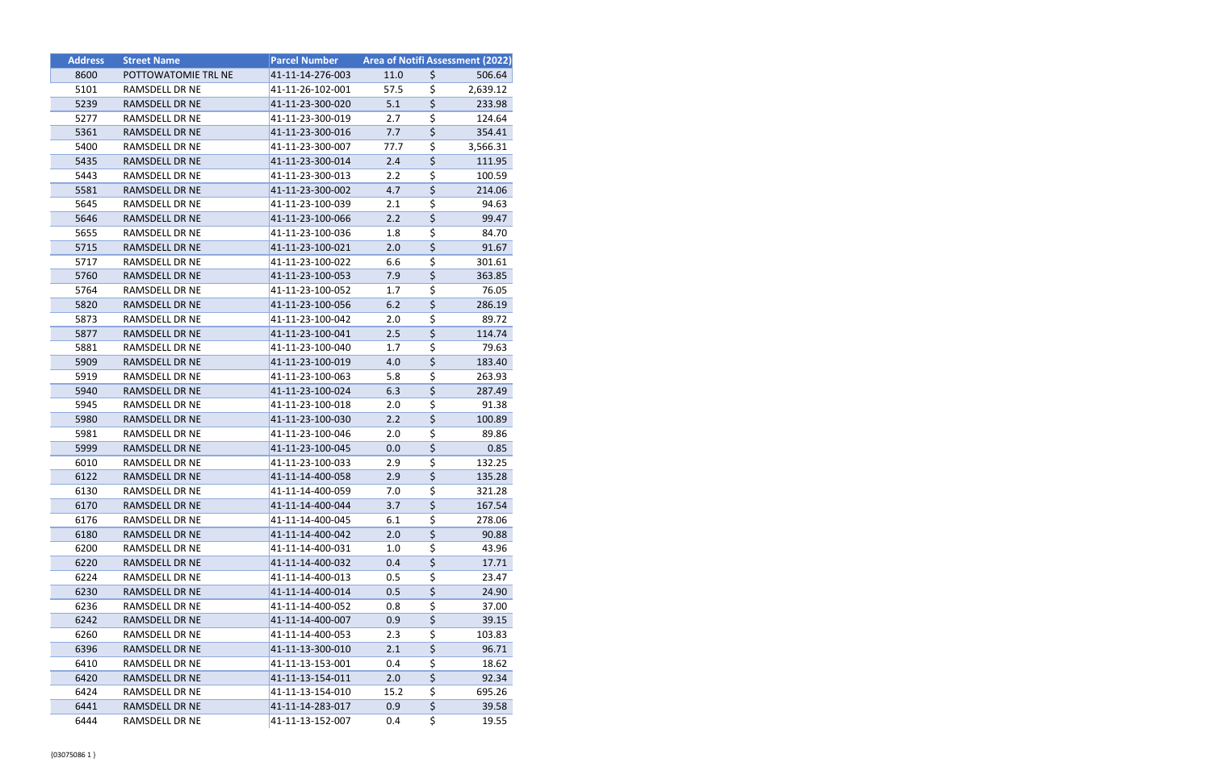| Address | Street Name | Parcel Number | Area of Notifi | Assessment (2022) |
|---|---|---|---|---|
| 8600 | POTTOWATOMIE TRL NE | 41-11-14-276-003 | 11.0 | $ 506.64 |
| 5101 | RAMSDELL DR NE | 41-11-26-102-001 | 57.5 | $ 2,639.12 |
| 5239 | RAMSDELL DR NE | 41-11-23-300-020 | 5.1 | $ 233.98 |
| 5277 | RAMSDELL DR NE | 41-11-23-300-019 | 2.7 | $ 124.64 |
| 5361 | RAMSDELL DR NE | 41-11-23-300-016 | 7.7 | $ 354.41 |
| 5400 | RAMSDELL DR NE | 41-11-23-300-007 | 77.7 | $ 3,566.31 |
| 5435 | RAMSDELL DR NE | 41-11-23-300-014 | 2.4 | $ 111.95 |
| 5443 | RAMSDELL DR NE | 41-11-23-300-013 | 2.2 | $ 100.59 |
| 5581 | RAMSDELL DR NE | 41-11-23-300-002 | 4.7 | $ 214.06 |
| 5645 | RAMSDELL DR NE | 41-11-23-100-039 | 2.1 | $ 94.63 |
| 5646 | RAMSDELL DR NE | 41-11-23-100-066 | 2.2 | $ 99.47 |
| 5655 | RAMSDELL DR NE | 41-11-23-100-036 | 1.8 | $ 84.70 |
| 5715 | RAMSDELL DR NE | 41-11-23-100-021 | 2.0 | $ 91.67 |
| 5717 | RAMSDELL DR NE | 41-11-23-100-022 | 6.6 | $ 301.61 |
| 5760 | RAMSDELL DR NE | 41-11-23-100-053 | 7.9 | $ 363.85 |
| 5764 | RAMSDELL DR NE | 41-11-23-100-052 | 1.7 | $ 76.05 |
| 5820 | RAMSDELL DR NE | 41-11-23-100-056 | 6.2 | $ 286.19 |
| 5873 | RAMSDELL DR NE | 41-11-23-100-042 | 2.0 | $ 89.72 |
| 5877 | RAMSDELL DR NE | 41-11-23-100-041 | 2.5 | $ 114.74 |
| 5881 | RAMSDELL DR NE | 41-11-23-100-040 | 1.7 | $ 79.63 |
| 5909 | RAMSDELL DR NE | 41-11-23-100-019 | 4.0 | $ 183.40 |
| 5919 | RAMSDELL DR NE | 41-11-23-100-063 | 5.8 | $ 263.93 |
| 5940 | RAMSDELL DR NE | 41-11-23-100-024 | 6.3 | $ 287.49 |
| 5945 | RAMSDELL DR NE | 41-11-23-100-018 | 2.0 | $ 91.38 |
| 5980 | RAMSDELL DR NE | 41-11-23-100-030 | 2.2 | $ 100.89 |
| 5981 | RAMSDELL DR NE | 41-11-23-100-046 | 2.0 | $ 89.86 |
| 5999 | RAMSDELL DR NE | 41-11-23-100-045 | 0.0 | $ 0.85 |
| 6010 | RAMSDELL DR NE | 41-11-23-100-033 | 2.9 | $ 132.25 |
| 6122 | RAMSDELL DR NE | 41-11-14-400-058 | 2.9 | $ 135.28 |
| 6130 | RAMSDELL DR NE | 41-11-14-400-059 | 7.0 | $ 321.28 |
| 6170 | RAMSDELL DR NE | 41-11-14-400-044 | 3.7 | $ 167.54 |
| 6176 | RAMSDELL DR NE | 41-11-14-400-045 | 6.1 | $ 278.06 |
| 6180 | RAMSDELL DR NE | 41-11-14-400-042 | 2.0 | $ 90.88 |
| 6200 | RAMSDELL DR NE | 41-11-14-400-031 | 1.0 | $ 43.96 |
| 6220 | RAMSDELL DR NE | 41-11-14-400-032 | 0.4 | $ 17.71 |
| 6224 | RAMSDELL DR NE | 41-11-14-400-013 | 0.5 | $ 23.47 |
| 6230 | RAMSDELL DR NE | 41-11-14-400-014 | 0.5 | $ 24.90 |
| 6236 | RAMSDELL DR NE | 41-11-14-400-052 | 0.8 | $ 37.00 |
| 6242 | RAMSDELL DR NE | 41-11-14-400-007 | 0.9 | $ 39.15 |
| 6260 | RAMSDELL DR NE | 41-11-14-400-053 | 2.3 | $ 103.83 |
| 6396 | RAMSDELL DR NE | 41-11-13-300-010 | 2.1 | $ 96.71 |
| 6410 | RAMSDELL DR NE | 41-11-13-153-001 | 0.4 | $ 18.62 |
| 6420 | RAMSDELL DR NE | 41-11-13-154-011 | 2.0 | $ 92.34 |
| 6424 | RAMSDELL DR NE | 41-11-13-154-010 | 15.2 | $ 695.26 |
| 6441 | RAMSDELL DR NE | 41-11-14-283-017 | 0.9 | $ 39.58 |
| 6444 | RAMSDELL DR NE | 41-11-13-152-007 | 0.4 | $ 19.55 |

{03075086 1 }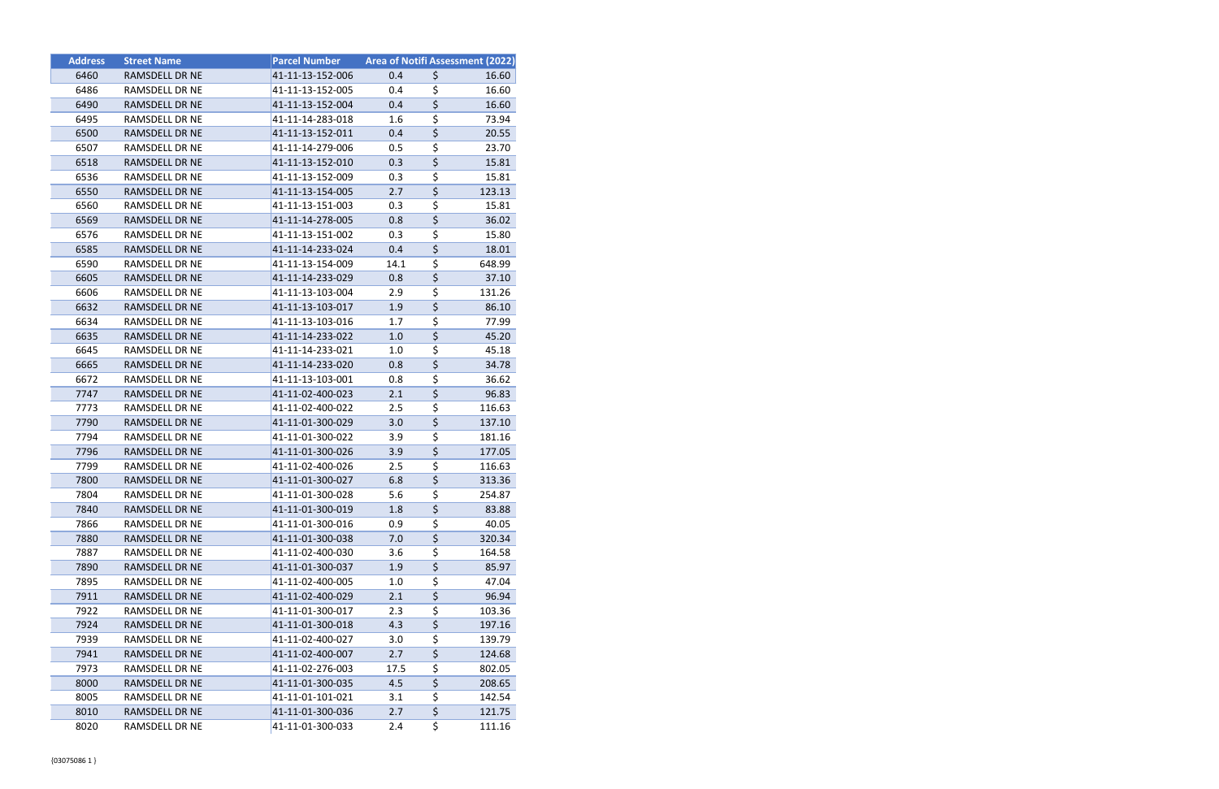| Address | Street Name | Parcel Number | Area of Notifi | Assessment (2022) |
|---|---|---|---|---|
| 6460 | RAMSDELL DR NE | 41-11-13-152-006 | 0.4 | $ 16.60 |
| 6486 | RAMSDELL DR NE | 41-11-13-152-005 | 0.4 | $ 16.60 |
| 6490 | RAMSDELL DR NE | 41-11-13-152-004 | 0.4 | $ 16.60 |
| 6495 | RAMSDELL DR NE | 41-11-14-283-018 | 1.6 | $ 73.94 |
| 6500 | RAMSDELL DR NE | 41-11-13-152-011 | 0.4 | $ 20.55 |
| 6507 | RAMSDELL DR NE | 41-11-14-279-006 | 0.5 | $ 23.70 |
| 6518 | RAMSDELL DR NE | 41-11-13-152-010 | 0.3 | $ 15.81 |
| 6536 | RAMSDELL DR NE | 41-11-13-152-009 | 0.3 | $ 15.81 |
| 6550 | RAMSDELL DR NE | 41-11-13-154-005 | 2.7 | $ 123.13 |
| 6560 | RAMSDELL DR NE | 41-11-13-151-003 | 0.3 | $ 15.81 |
| 6569 | RAMSDELL DR NE | 41-11-14-278-005 | 0.8 | $ 36.02 |
| 6576 | RAMSDELL DR NE | 41-11-13-151-002 | 0.3 | $ 15.80 |
| 6585 | RAMSDELL DR NE | 41-11-14-233-024 | 0.4 | $ 18.01 |
| 6590 | RAMSDELL DR NE | 41-11-13-154-009 | 14.1 | $ 648.99 |
| 6605 | RAMSDELL DR NE | 41-11-14-233-029 | 0.8 | $ 37.10 |
| 6606 | RAMSDELL DR NE | 41-11-13-103-004 | 2.9 | $ 131.26 |
| 6632 | RAMSDELL DR NE | 41-11-13-103-017 | 1.9 | $ 86.10 |
| 6634 | RAMSDELL DR NE | 41-11-13-103-016 | 1.7 | $ 77.99 |
| 6635 | RAMSDELL DR NE | 41-11-14-233-022 | 1.0 | $ 45.20 |
| 6645 | RAMSDELL DR NE | 41-11-14-233-021 | 1.0 | $ 45.18 |
| 6665 | RAMSDELL DR NE | 41-11-14-233-020 | 0.8 | $ 34.78 |
| 6672 | RAMSDELL DR NE | 41-11-13-103-001 | 0.8 | $ 36.62 |
| 7747 | RAMSDELL DR NE | 41-11-02-400-023 | 2.1 | $ 96.83 |
| 7773 | RAMSDELL DR NE | 41-11-02-400-022 | 2.5 | $ 116.63 |
| 7790 | RAMSDELL DR NE | 41-11-01-300-029 | 3.0 | $ 137.10 |
| 7794 | RAMSDELL DR NE | 41-11-01-300-022 | 3.9 | $ 181.16 |
| 7796 | RAMSDELL DR NE | 41-11-01-300-026 | 3.9 | $ 177.05 |
| 7799 | RAMSDELL DR NE | 41-11-02-400-026 | 2.5 | $ 116.63 |
| 7800 | RAMSDELL DR NE | 41-11-01-300-027 | 6.8 | $ 313.36 |
| 7804 | RAMSDELL DR NE | 41-11-01-300-028 | 5.6 | $ 254.87 |
| 7840 | RAMSDELL DR NE | 41-11-01-300-019 | 1.8 | $ 83.88 |
| 7866 | RAMSDELL DR NE | 41-11-01-300-016 | 0.9 | $ 40.05 |
| 7880 | RAMSDELL DR NE | 41-11-01-300-038 | 7.0 | $ 320.34 |
| 7887 | RAMSDELL DR NE | 41-11-02-400-030 | 3.6 | $ 164.58 |
| 7890 | RAMSDELL DR NE | 41-11-01-300-037 | 1.9 | $ 85.97 |
| 7895 | RAMSDELL DR NE | 41-11-02-400-005 | 1.0 | $ 47.04 |
| 7911 | RAMSDELL DR NE | 41-11-02-400-029 | 2.1 | $ 96.94 |
| 7922 | RAMSDELL DR NE | 41-11-01-300-017 | 2.3 | $ 103.36 |
| 7924 | RAMSDELL DR NE | 41-11-01-300-018 | 4.3 | $ 197.16 |
| 7939 | RAMSDELL DR NE | 41-11-02-400-027 | 3.0 | $ 139.79 |
| 7941 | RAMSDELL DR NE | 41-11-02-400-007 | 2.7 | $ 124.68 |
| 7973 | RAMSDELL DR NE | 41-11-02-276-003 | 17.5 | $ 802.05 |
| 8000 | RAMSDELL DR NE | 41-11-01-300-035 | 4.5 | $ 208.65 |
| 8005 | RAMSDELL DR NE | 41-11-01-101-021 | 3.1 | $ 142.54 |
| 8010 | RAMSDELL DR NE | 41-11-01-300-036 | 2.7 | $ 121.75 |
| 8020 | RAMSDELL DR NE | 41-11-01-300-033 | 2.4 | $ 111.16 |

{03075086 1 }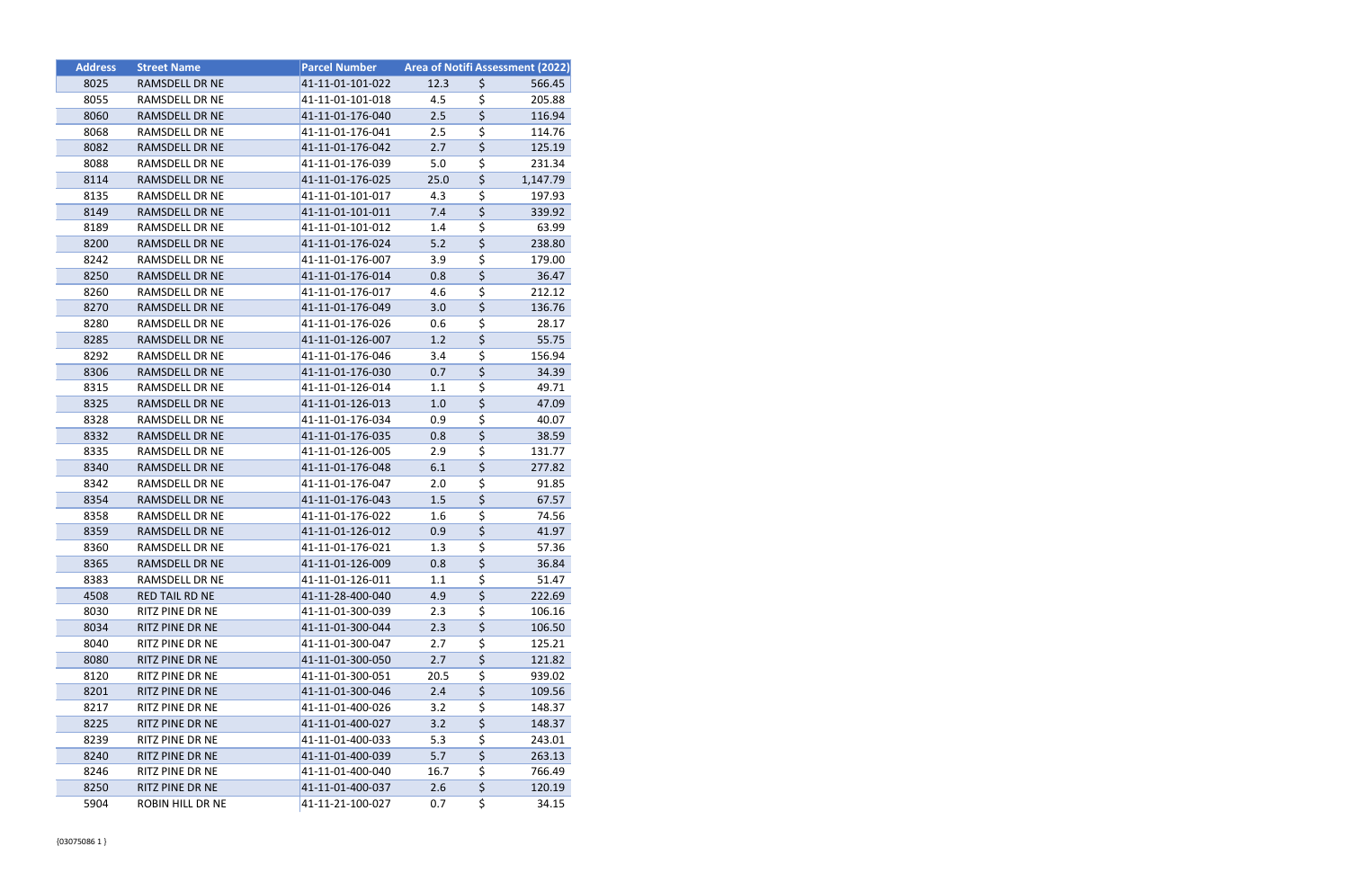| Address | Street Name | Parcel Number | Area of Notifi | Assessment (2022) |
| --- | --- | --- | --- | --- |
| 8025 | RAMSDELL DR NE | 41-11-01-101-022 | 12.3 | $ 566.45 |
| 8055 | RAMSDELL DR NE | 41-11-01-101-018 | 4.5 | $ 205.88 |
| 8060 | RAMSDELL DR NE | 41-11-01-176-040 | 2.5 | $ 116.94 |
| 8068 | RAMSDELL DR NE | 41-11-01-176-041 | 2.5 | $ 114.76 |
| 8082 | RAMSDELL DR NE | 41-11-01-176-042 | 2.7 | $ 125.19 |
| 8088 | RAMSDELL DR NE | 41-11-01-176-039 | 5.0 | $ 231.34 |
| 8114 | RAMSDELL DR NE | 41-11-01-176-025 | 25.0 | $ 1,147.79 |
| 8135 | RAMSDELL DR NE | 41-11-01-101-017 | 4.3 | $ 197.93 |
| 8149 | RAMSDELL DR NE | 41-11-01-101-011 | 7.4 | $ 339.92 |
| 8189 | RAMSDELL DR NE | 41-11-01-101-012 | 1.4 | $ 63.99 |
| 8200 | RAMSDELL DR NE | 41-11-01-176-024 | 5.2 | $ 238.80 |
| 8242 | RAMSDELL DR NE | 41-11-01-176-007 | 3.9 | $ 179.00 |
| 8250 | RAMSDELL DR NE | 41-11-01-176-014 | 0.8 | $ 36.47 |
| 8260 | RAMSDELL DR NE | 41-11-01-176-017 | 4.6 | $ 212.12 |
| 8270 | RAMSDELL DR NE | 41-11-01-176-049 | 3.0 | $ 136.76 |
| 8280 | RAMSDELL DR NE | 41-11-01-176-026 | 0.6 | $ 28.17 |
| 8285 | RAMSDELL DR NE | 41-11-01-126-007 | 1.2 | $ 55.75 |
| 8292 | RAMSDELL DR NE | 41-11-01-176-046 | 3.4 | $ 156.94 |
| 8306 | RAMSDELL DR NE | 41-11-01-176-030 | 0.7 | $ 34.39 |
| 8315 | RAMSDELL DR NE | 41-11-01-126-014 | 1.1 | $ 49.71 |
| 8325 | RAMSDELL DR NE | 41-11-01-126-013 | 1.0 | $ 47.09 |
| 8328 | RAMSDELL DR NE | 41-11-01-176-034 | 0.9 | $ 40.07 |
| 8332 | RAMSDELL DR NE | 41-11-01-176-035 | 0.8 | $ 38.59 |
| 8335 | RAMSDELL DR NE | 41-11-01-126-005 | 2.9 | $ 131.77 |
| 8340 | RAMSDELL DR NE | 41-11-01-176-048 | 6.1 | $ 277.82 |
| 8342 | RAMSDELL DR NE | 41-11-01-176-047 | 2.0 | $ 91.85 |
| 8354 | RAMSDELL DR NE | 41-11-01-176-043 | 1.5 | $ 67.57 |
| 8358 | RAMSDELL DR NE | 41-11-01-176-022 | 1.6 | $ 74.56 |
| 8359 | RAMSDELL DR NE | 41-11-01-126-012 | 0.9 | $ 41.97 |
| 8360 | RAMSDELL DR NE | 41-11-01-176-021 | 1.3 | $ 57.36 |
| 8365 | RAMSDELL DR NE | 41-11-01-126-009 | 0.8 | $ 36.84 |
| 8383 | RAMSDELL DR NE | 41-11-01-126-011 | 1.1 | $ 51.47 |
| 4508 | RED TAIL RD NE | 41-11-28-400-040 | 4.9 | $ 222.69 |
| 8030 | RITZ PINE DR NE | 41-11-01-300-039 | 2.3 | $ 106.16 |
| 8034 | RITZ PINE DR NE | 41-11-01-300-044 | 2.3 | $ 106.50 |
| 8040 | RITZ PINE DR NE | 41-11-01-300-047 | 2.7 | $ 125.21 |
| 8080 | RITZ PINE DR NE | 41-11-01-300-050 | 2.7 | $ 121.82 |
| 8120 | RITZ PINE DR NE | 41-11-01-300-051 | 20.5 | $ 939.02 |
| 8201 | RITZ PINE DR NE | 41-11-01-300-046 | 2.4 | $ 109.56 |
| 8217 | RITZ PINE DR NE | 41-11-01-400-026 | 3.2 | $ 148.37 |
| 8225 | RITZ PINE DR NE | 41-11-01-400-027 | 3.2 | $ 148.37 |
| 8239 | RITZ PINE DR NE | 41-11-01-400-033 | 5.3 | $ 243.01 |
| 8240 | RITZ PINE DR NE | 41-11-01-400-039 | 5.7 | $ 263.13 |
| 8246 | RITZ PINE DR NE | 41-11-01-400-040 | 16.7 | $ 766.49 |
| 8250 | RITZ PINE DR NE | 41-11-01-400-037 | 2.6 | $ 120.19 |
| 5904 | ROBIN HILL DR NE | 41-11-21-100-027 | 0.7 | $ 34.15 |

{03075086 1 }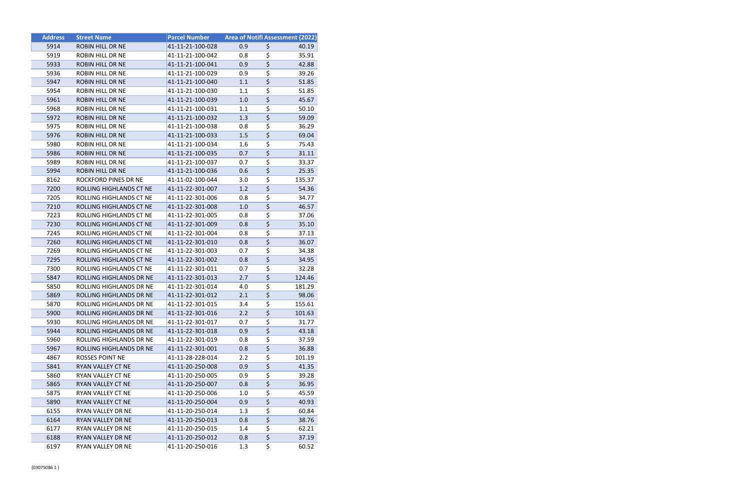| Address | Street Name | Parcel Number | Area of Notifi | Assessment (2022) |
|---|---|---|---|---|
| 5914 | ROBIN HILL DR NE | 41-11-21-100-028 | 0.9 | $ 40.19 |
| 5919 | ROBIN HILL DR NE | 41-11-21-100-042 | 0.8 | $ 35.91 |
| 5933 | ROBIN HILL DR NE | 41-11-21-100-041 | 0.9 | $ 42.88 |
| 5936 | ROBIN HILL DR NE | 41-11-21-100-029 | 0.9 | $ 39.26 |
| 5947 | ROBIN HILL DR NE | 41-11-21-100-040 | 1.1 | $ 51.85 |
| 5954 | ROBIN HILL DR NE | 41-11-21-100-030 | 1.1 | $ 51.85 |
| 5961 | ROBIN HILL DR NE | 41-11-21-100-039 | 1.0 | $ 45.67 |
| 5968 | ROBIN HILL DR NE | 41-11-21-100-031 | 1.1 | $ 50.10 |
| 5972 | ROBIN HILL DR NE | 41-11-21-100-032 | 1.3 | $ 59.09 |
| 5975 | ROBIN HILL DR NE | 41-11-21-100-038 | 0.8 | $ 36.29 |
| 5976 | ROBIN HILL DR NE | 41-11-21-100-033 | 1.5 | $ 69.04 |
| 5980 | ROBIN HILL DR NE | 41-11-21-100-034 | 1.6 | $ 75.43 |
| 5986 | ROBIN HILL DR NE | 41-11-21-100-035 | 0.7 | $ 31.11 |
| 5989 | ROBIN HILL DR NE | 41-11-21-100-037 | 0.7 | $ 33.37 |
| 5994 | ROBIN HILL DR NE | 41-11-21-100-036 | 0.6 | $ 25.35 |
| 8162 | ROCKFORD PINES DR NE | 41-11-02-100-044 | 3.0 | $ 135.37 |
| 7200 | ROLLING HIGHLANDS CT NE | 41-11-22-301-007 | 1.2 | $ 54.36 |
| 7205 | ROLLING HIGHLANDS CT NE | 41-11-22-301-006 | 0.8 | $ 34.77 |
| 7210 | ROLLING HIGHLANDS CT NE | 41-11-22-301-008 | 1.0 | $ 46.57 |
| 7223 | ROLLING HIGHLANDS CT NE | 41-11-22-301-005 | 0.8 | $ 37.06 |
| 7230 | ROLLING HIGHLANDS CT NE | 41-11-22-301-009 | 0.8 | $ 35.10 |
| 7245 | ROLLING HIGHLANDS CT NE | 41-11-22-301-004 | 0.8 | $ 37.13 |
| 7260 | ROLLING HIGHLANDS CT NE | 41-11-22-301-010 | 0.8 | $ 36.07 |
| 7269 | ROLLING HIGHLANDS CT NE | 41-11-22-301-003 | 0.7 | $ 34.38 |
| 7295 | ROLLING HIGHLANDS CT NE | 41-11-22-301-002 | 0.8 | $ 34.95 |
| 7300 | ROLLING HIGHLANDS CT NE | 41-11-22-301-011 | 0.7 | $ 32.28 |
| 5847 | ROLLING HIGHLANDS DR NE | 41-11-22-301-013 | 2.7 | $ 124.46 |
| 5850 | ROLLING HIGHLANDS DR NE | 41-11-22-301-014 | 4.0 | $ 181.29 |
| 5869 | ROLLING HIGHLANDS DR NE | 41-11-22-301-012 | 2.1 | $ 98.06 |
| 5870 | ROLLING HIGHLANDS DR NE | 41-11-22-301-015 | 3.4 | $ 155.61 |
| 5900 | ROLLING HIGHLANDS DR NE | 41-11-22-301-016 | 2.2 | $ 101.63 |
| 5930 | ROLLING HIGHLANDS DR NE | 41-11-22-301-017 | 0.7 | $ 31.77 |
| 5944 | ROLLING HIGHLANDS DR NE | 41-11-22-301-018 | 0.9 | $ 43.18 |
| 5960 | ROLLING HIGHLANDS DR NE | 41-11-22-301-019 | 0.8 | $ 37.59 |
| 5967 | ROLLING HIGHLANDS DR NE | 41-11-22-301-001 | 0.8 | $ 36.88 |
| 4867 | ROSSES POINT NE | 41-11-28-228-014 | 2.2 | $ 101.19 |
| 5841 | RYAN VALLEY CT NE | 41-11-20-250-008 | 0.9 | $ 41.35 |
| 5860 | RYAN VALLEY CT NE | 41-11-20-250-005 | 0.9 | $ 39.28 |
| 5865 | RYAN VALLEY CT NE | 41-11-20-250-007 | 0.8 | $ 36.95 |
| 5875 | RYAN VALLEY CT NE | 41-11-20-250-006 | 1.0 | $ 45.59 |
| 5890 | RYAN VALLEY CT NE | 41-11-20-250-004 | 0.9 | $ 40.93 |
| 6155 | RYAN VALLEY DR NE | 41-11-20-250-014 | 1.3 | $ 60.84 |
| 6164 | RYAN VALLEY DR NE | 41-11-20-250-013 | 0.8 | $ 38.76 |
| 6177 | RYAN VALLEY DR NE | 41-11-20-250-015 | 1.4 | $ 62.21 |
| 6188 | RYAN VALLEY DR NE | 41-11-20-250-012 | 0.8 | $ 37.19 |
| 6197 | RYAN VALLEY DR NE | 41-11-20-250-016 | 1.3 | $ 60.52 |

{03075086 1 }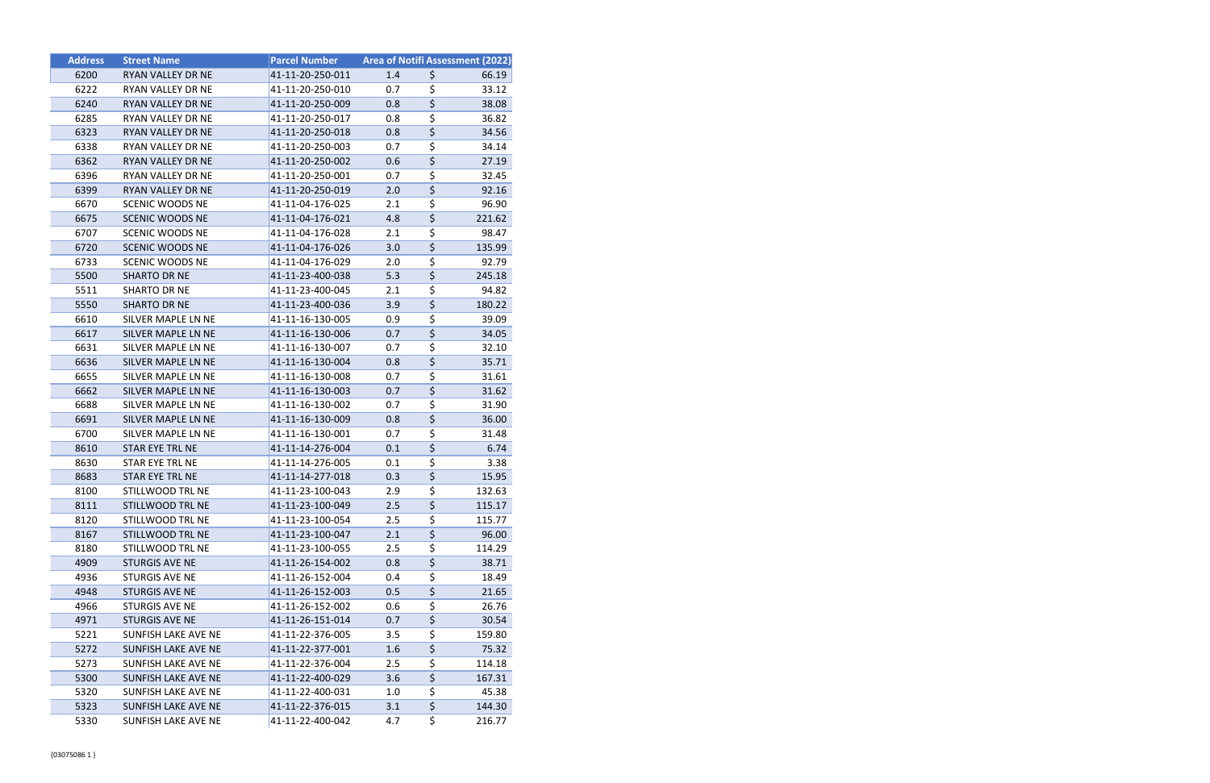| Address | Street Name | Parcel Number | Area of Notifi | Assessment (2022) |
|---|---|---|---|---|
| 6200 | RYAN VALLEY DR NE | 41-11-20-250-011 | 1.4 | $ 66.19 |
| 6222 | RYAN VALLEY DR NE | 41-11-20-250-010 | 0.7 | $ 33.12 |
| 6240 | RYAN VALLEY DR NE | 41-11-20-250-009 | 0.8 | $ 38.08 |
| 6285 | RYAN VALLEY DR NE | 41-11-20-250-017 | 0.8 | $ 36.82 |
| 6323 | RYAN VALLEY DR NE | 41-11-20-250-018 | 0.8 | $ 34.56 |
| 6338 | RYAN VALLEY DR NE | 41-11-20-250-003 | 0.7 | $ 34.14 |
| 6362 | RYAN VALLEY DR NE | 41-11-20-250-002 | 0.6 | $ 27.19 |
| 6396 | RYAN VALLEY DR NE | 41-11-20-250-001 | 0.7 | $ 32.45 |
| 6399 | RYAN VALLEY DR NE | 41-11-20-250-019 | 2.0 | $ 92.16 |
| 6670 | SCENIC WOODS NE | 41-11-04-176-025 | 2.1 | $ 96.90 |
| 6675 | SCENIC WOODS NE | 41-11-04-176-021 | 4.8 | $ 221.62 |
| 6707 | SCENIC WOODS NE | 41-11-04-176-028 | 2.1 | $ 98.47 |
| 6720 | SCENIC WOODS NE | 41-11-04-176-026 | 3.0 | $ 135.99 |
| 6733 | SCENIC WOODS NE | 41-11-04-176-029 | 2.0 | $ 92.79 |
| 5500 | SHARTO DR NE | 41-11-23-400-038 | 5.3 | $ 245.18 |
| 5511 | SHARTO DR NE | 41-11-23-400-045 | 2.1 | $ 94.82 |
| 5550 | SHARTO DR NE | 41-11-23-400-036 | 3.9 | $ 180.22 |
| 6610 | SILVER MAPLE LN NE | 41-11-16-130-005 | 0.9 | $ 39.09 |
| 6617 | SILVER MAPLE LN NE | 41-11-16-130-006 | 0.7 | $ 34.05 |
| 6631 | SILVER MAPLE LN NE | 41-11-16-130-007 | 0.7 | $ 32.10 |
| 6636 | SILVER MAPLE LN NE | 41-11-16-130-004 | 0.8 | $ 35.71 |
| 6655 | SILVER MAPLE LN NE | 41-11-16-130-008 | 0.7 | $ 31.61 |
| 6662 | SILVER MAPLE LN NE | 41-11-16-130-003 | 0.7 | $ 31.62 |
| 6688 | SILVER MAPLE LN NE | 41-11-16-130-002 | 0.7 | $ 31.90 |
| 6691 | SILVER MAPLE LN NE | 41-11-16-130-009 | 0.8 | $ 36.00 |
| 6700 | SILVER MAPLE LN NE | 41-11-16-130-001 | 0.7 | $ 31.48 |
| 8610 | STAR EYE TRL NE | 41-11-14-276-004 | 0.1 | $ 6.74 |
| 8630 | STAR EYE TRL NE | 41-11-14-276-005 | 0.1 | $ 3.38 |
| 8683 | STAR EYE TRL NE | 41-11-14-277-018 | 0.3 | $ 15.95 |
| 8100 | STILLWOOD TRL NE | 41-11-23-100-043 | 2.9 | $ 132.63 |
| 8111 | STILLWOOD TRL NE | 41-11-23-100-049 | 2.5 | $ 115.17 |
| 8120 | STILLWOOD TRL NE | 41-11-23-100-054 | 2.5 | $ 115.77 |
| 8167 | STILLWOOD TRL NE | 41-11-23-100-047 | 2.1 | $ 96.00 |
| 8180 | STILLWOOD TRL NE | 41-11-23-100-055 | 2.5 | $ 114.29 |
| 4909 | STURGIS AVE NE | 41-11-26-154-002 | 0.8 | $ 38.71 |
| 4936 | STURGIS AVE NE | 41-11-26-152-004 | 0.4 | $ 18.49 |
| 4948 | STURGIS AVE NE | 41-11-26-152-003 | 0.5 | $ 21.65 |
| 4966 | STURGIS AVE NE | 41-11-26-152-002 | 0.6 | $ 26.76 |
| 4971 | STURGIS AVE NE | 41-11-26-151-014 | 0.7 | $ 30.54 |
| 5221 | SUNFISH LAKE AVE NE | 41-11-22-376-005 | 3.5 | $ 159.80 |
| 5272 | SUNFISH LAKE AVE NE | 41-11-22-377-001 | 1.6 | $ 75.32 |
| 5273 | SUNFISH LAKE AVE NE | 41-11-22-376-004 | 2.5 | $ 114.18 |
| 5300 | SUNFISH LAKE AVE NE | 41-11-22-400-029 | 3.6 | $ 167.31 |
| 5320 | SUNFISH LAKE AVE NE | 41-11-22-400-031 | 1.0 | $ 45.38 |
| 5323 | SUNFISH LAKE AVE NE | 41-11-22-376-015 | 3.1 | $ 144.30 |
| 5330 | SUNFISH LAKE AVE NE | 41-11-22-400-042 | 4.7 | $ 216.77 |

{03075086 1 }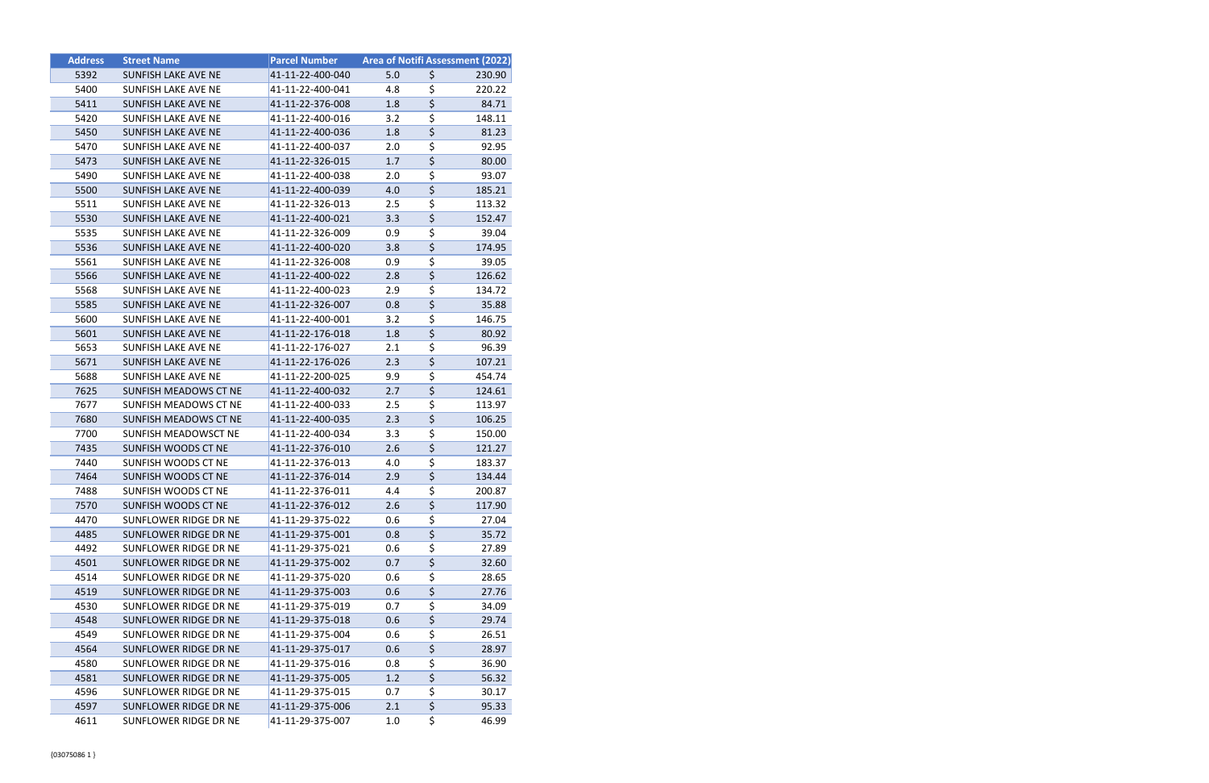| Address | Street Name | Parcel Number | Area of Notifi | Assessment (2022) |
|---|---|---|---|---|
| 5392 | SUNFISH LAKE AVE NE | 41-11-22-400-040 | 5.0 | $ 230.90 |
| 5400 | SUNFISH LAKE AVE NE | 41-11-22-400-041 | 4.8 | $ 220.22 |
| 5411 | SUNFISH LAKE AVE NE | 41-11-22-376-008 | 1.8 | $ 84.71 |
| 5420 | SUNFISH LAKE AVE NE | 41-11-22-400-016 | 3.2 | $ 148.11 |
| 5450 | SUNFISH LAKE AVE NE | 41-11-22-400-036 | 1.8 | $ 81.23 |
| 5470 | SUNFISH LAKE AVE NE | 41-11-22-400-037 | 2.0 | $ 92.95 |
| 5473 | SUNFISH LAKE AVE NE | 41-11-22-326-015 | 1.7 | $ 80.00 |
| 5490 | SUNFISH LAKE AVE NE | 41-11-22-400-038 | 2.0 | $ 93.07 |
| 5500 | SUNFISH LAKE AVE NE | 41-11-22-400-039 | 4.0 | $ 185.21 |
| 5511 | SUNFISH LAKE AVE NE | 41-11-22-326-013 | 2.5 | $ 113.32 |
| 5530 | SUNFISH LAKE AVE NE | 41-11-22-400-021 | 3.3 | $ 152.47 |
| 5535 | SUNFISH LAKE AVE NE | 41-11-22-326-009 | 0.9 | $ 39.04 |
| 5536 | SUNFISH LAKE AVE NE | 41-11-22-400-020 | 3.8 | $ 174.95 |
| 5561 | SUNFISH LAKE AVE NE | 41-11-22-326-008 | 0.9 | $ 39.05 |
| 5566 | SUNFISH LAKE AVE NE | 41-11-22-400-022 | 2.8 | $ 126.62 |
| 5568 | SUNFISH LAKE AVE NE | 41-11-22-400-023 | 2.9 | $ 134.72 |
| 5585 | SUNFISH LAKE AVE NE | 41-11-22-326-007 | 0.8 | $ 35.88 |
| 5600 | SUNFISH LAKE AVE NE | 41-11-22-400-001 | 3.2 | $ 146.75 |
| 5601 | SUNFISH LAKE AVE NE | 41-11-22-176-018 | 1.8 | $ 80.92 |
| 5653 | SUNFISH LAKE AVE NE | 41-11-22-176-027 | 2.1 | $ 96.39 |
| 5671 | SUNFISH LAKE AVE NE | 41-11-22-176-026 | 2.3 | $ 107.21 |
| 5688 | SUNFISH LAKE AVE NE | 41-11-22-200-025 | 9.9 | $ 454.74 |
| 7625 | SUNFISH MEADOWS CT NE | 41-11-22-400-032 | 2.7 | $ 124.61 |
| 7677 | SUNFISH MEADOWS CT NE | 41-11-22-400-033 | 2.5 | $ 113.97 |
| 7680 | SUNFISH MEADOWS CT NE | 41-11-22-400-035 | 2.3 | $ 106.25 |
| 7700 | SUNFISH MEADOWSCT NE | 41-11-22-400-034 | 3.3 | $ 150.00 |
| 7435 | SUNFISH WOODS CT NE | 41-11-22-376-010 | 2.6 | $ 121.27 |
| 7440 | SUNFISH WOODS CT NE | 41-11-22-376-013 | 4.0 | $ 183.37 |
| 7464 | SUNFISH WOODS CT NE | 41-11-22-376-014 | 2.9 | $ 134.44 |
| 7488 | SUNFISH WOODS CT NE | 41-11-22-376-011 | 4.4 | $ 200.87 |
| 7570 | SUNFISH WOODS CT NE | 41-11-22-376-012 | 2.6 | $ 117.90 |
| 4470 | SUNFLOWER RIDGE DR NE | 41-11-29-375-022 | 0.6 | $ 27.04 |
| 4485 | SUNFLOWER RIDGE DR NE | 41-11-29-375-001 | 0.8 | $ 35.72 |
| 4492 | SUNFLOWER RIDGE DR NE | 41-11-29-375-021 | 0.6 | $ 27.89 |
| 4501 | SUNFLOWER RIDGE DR NE | 41-11-29-375-002 | 0.7 | $ 32.60 |
| 4514 | SUNFLOWER RIDGE DR NE | 41-11-29-375-020 | 0.6 | $ 28.65 |
| 4519 | SUNFLOWER RIDGE DR NE | 41-11-29-375-003 | 0.6 | $ 27.76 |
| 4530 | SUNFLOWER RIDGE DR NE | 41-11-29-375-019 | 0.7 | $ 34.09 |
| 4548 | SUNFLOWER RIDGE DR NE | 41-11-29-375-018 | 0.6 | $ 29.74 |
| 4549 | SUNFLOWER RIDGE DR NE | 41-11-29-375-004 | 0.6 | $ 26.51 |
| 4564 | SUNFLOWER RIDGE DR NE | 41-11-29-375-017 | 0.6 | $ 28.97 |
| 4580 | SUNFLOWER RIDGE DR NE | 41-11-29-375-016 | 0.8 | $ 36.90 |
| 4581 | SUNFLOWER RIDGE DR NE | 41-11-29-375-005 | 1.2 | $ 56.32 |
| 4596 | SUNFLOWER RIDGE DR NE | 41-11-29-375-015 | 0.7 | $ 30.17 |
| 4597 | SUNFLOWER RIDGE DR NE | 41-11-29-375-006 | 2.1 | $ 95.33 |
| 4611 | SUNFLOWER RIDGE DR NE | 41-11-29-375-007 | 1.0 | $ 46.99 |

{03075086 1 }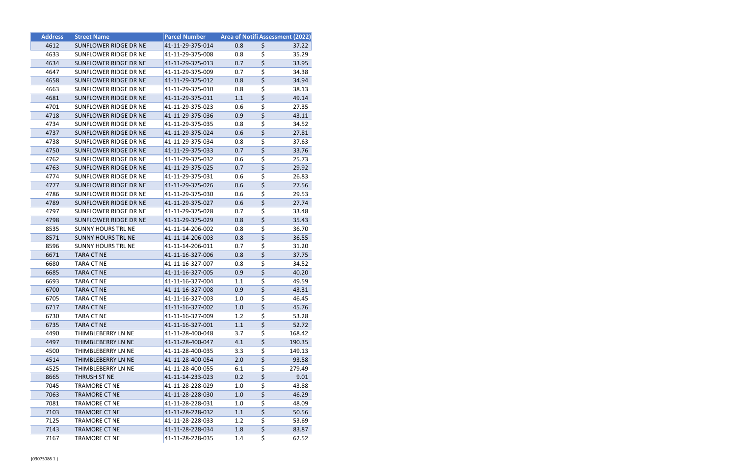| Address | Street Name | Parcel Number | Area of Notifi | Assessment (2022) |
|---|---|---|---|---|
| 4612 | SUNFLOWER RIDGE DR NE | 41-11-29-375-014 | 0.8 | $ 37.22 |
| 4633 | SUNFLOWER RIDGE DR NE | 41-11-29-375-008 | 0.8 | $ 35.29 |
| 4634 | SUNFLOWER RIDGE DR NE | 41-11-29-375-013 | 0.7 | $ 33.95 |
| 4647 | SUNFLOWER RIDGE DR NE | 41-11-29-375-009 | 0.7 | $ 34.38 |
| 4658 | SUNFLOWER RIDGE DR NE | 41-11-29-375-012 | 0.8 | $ 34.94 |
| 4663 | SUNFLOWER RIDGE DR NE | 41-11-29-375-010 | 0.8 | $ 38.13 |
| 4681 | SUNFLOWER RIDGE DR NE | 41-11-29-375-011 | 1.1 | $ 49.14 |
| 4701 | SUNFLOWER RIDGE DR NE | 41-11-29-375-023 | 0.6 | $ 27.35 |
| 4718 | SUNFLOWER RIDGE DR NE | 41-11-29-375-036 | 0.9 | $ 43.11 |
| 4734 | SUNFLOWER RIDGE DR NE | 41-11-29-375-035 | 0.8 | $ 34.52 |
| 4737 | SUNFLOWER RIDGE DR NE | 41-11-29-375-024 | 0.6 | $ 27.81 |
| 4738 | SUNFLOWER RIDGE DR NE | 41-11-29-375-034 | 0.8 | $ 37.63 |
| 4750 | SUNFLOWER RIDGE DR NE | 41-11-29-375-033 | 0.7 | $ 33.76 |
| 4762 | SUNFLOWER RIDGE DR NE | 41-11-29-375-032 | 0.6 | $ 25.73 |
| 4763 | SUNFLOWER RIDGE DR NE | 41-11-29-375-025 | 0.7 | $ 29.92 |
| 4774 | SUNFLOWER RIDGE DR NE | 41-11-29-375-031 | 0.6 | $ 26.83 |
| 4777 | SUNFLOWER RIDGE DR NE | 41-11-29-375-026 | 0.6 | $ 27.56 |
| 4786 | SUNFLOWER RIDGE DR NE | 41-11-29-375-030 | 0.6 | $ 29.53 |
| 4789 | SUNFLOWER RIDGE DR NE | 41-11-29-375-027 | 0.6 | $ 27.74 |
| 4797 | SUNFLOWER RIDGE DR NE | 41-11-29-375-028 | 0.7 | $ 33.48 |
| 4798 | SUNFLOWER RIDGE DR NE | 41-11-29-375-029 | 0.8 | $ 35.43 |
| 8535 | SUNNY HOURS TRL NE | 41-11-14-206-002 | 0.8 | $ 36.70 |
| 8571 | SUNNY HOURS TRL NE | 41-11-14-206-003 | 0.8 | $ 36.55 |
| 8596 | SUNNY HOURS TRL NE | 41-11-14-206-011 | 0.7 | $ 31.20 |
| 6671 | TARA CT NE | 41-11-16-327-006 | 0.8 | $ 37.75 |
| 6680 | TARA CT NE | 41-11-16-327-007 | 0.8 | $ 34.52 |
| 6685 | TARA CT NE | 41-11-16-327-005 | 0.9 | $ 40.20 |
| 6693 | TARA CT NE | 41-11-16-327-004 | 1.1 | $ 49.59 |
| 6700 | TARA CT NE | 41-11-16-327-008 | 0.9 | $ 43.31 |
| 6705 | TARA CT NE | 41-11-16-327-003 | 1.0 | $ 46.45 |
| 6717 | TARA CT NE | 41-11-16-327-002 | 1.0 | $ 45.76 |
| 6730 | TARA CT NE | 41-11-16-327-009 | 1.2 | $ 53.28 |
| 6735 | TARA CT NE | 41-11-16-327-001 | 1.1 | $ 52.72 |
| 4490 | THIMBLEBERRY LN NE | 41-11-28-400-048 | 3.7 | $ 168.42 |
| 4497 | THIMBLEBERRY LN NE | 41-11-28-400-047 | 4.1 | $ 190.35 |
| 4500 | THIMBLEBERRY LN NE | 41-11-28-400-035 | 3.3 | $ 149.13 |
| 4514 | THIMBLEBERRY LN NE | 41-11-28-400-054 | 2.0 | $ 93.58 |
| 4525 | THIMBLEBERRY LN NE | 41-11-28-400-055 | 6.1 | $ 279.49 |
| 8665 | THRUSH ST NE | 41-11-14-233-023 | 0.2 | $ 9.01 |
| 7045 | TRAMORE CT NE | 41-11-28-228-029 | 1.0 | $ 43.88 |
| 7063 | TRAMORE CT NE | 41-11-28-228-030 | 1.0 | $ 46.29 |
| 7081 | TRAMORE CT NE | 41-11-28-228-031 | 1.0 | $ 48.09 |
| 7103 | TRAMORE CT NE | 41-11-28-228-032 | 1.1 | $ 50.56 |
| 7125 | TRAMORE CT NE | 41-11-28-228-033 | 1.2 | $ 53.69 |
| 7143 | TRAMORE CT NE | 41-11-28-228-034 | 1.8 | $ 83.87 |
| 7167 | TRAMORE CT NE | 41-11-28-228-035 | 1.4 | $ 62.52 |

{03075086 1 }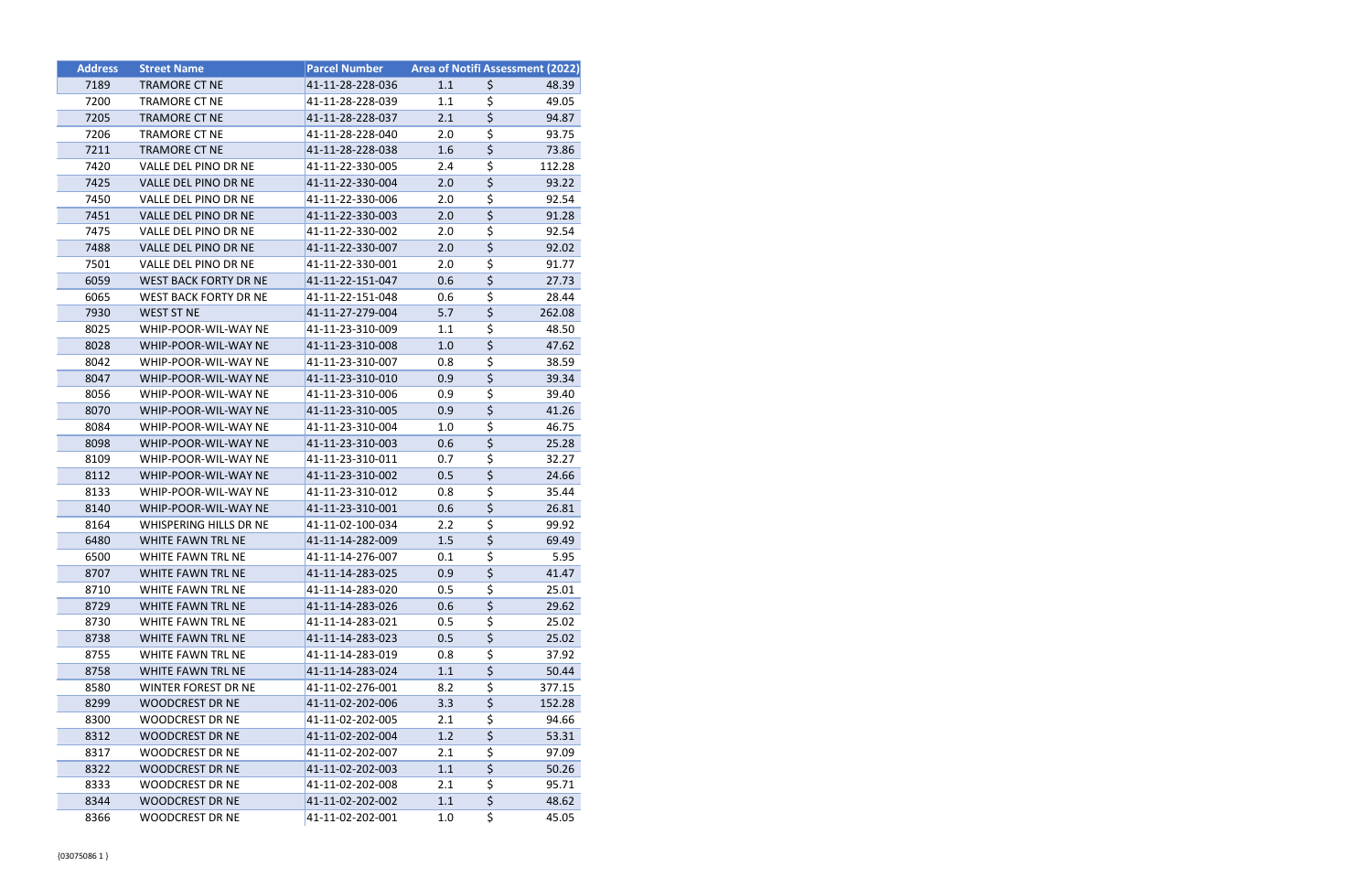| Address | Street Name | Parcel Number | Area of Notifi | Assessment (2022) |
|---|---|---|---|---|
| 7189 | TRAMORE CT NE | 41-11-28-228-036 | 1.1 | $ 48.39 |
| 7200 | TRAMORE CT NE | 41-11-28-228-039 | 1.1 | $ 49.05 |
| 7205 | TRAMORE CT NE | 41-11-28-228-037 | 2.1 | $ 94.87 |
| 7206 | TRAMORE CT NE | 41-11-28-228-040 | 2.0 | $ 93.75 |
| 7211 | TRAMORE CT NE | 41-11-28-228-038 | 1.6 | $ 73.86 |
| 7420 | VALLE DEL PINO DR NE | 41-11-22-330-005 | 2.4 | $ 112.28 |
| 7425 | VALLE DEL PINO DR NE | 41-11-22-330-004 | 2.0 | $ 93.22 |
| 7450 | VALLE DEL PINO DR NE | 41-11-22-330-006 | 2.0 | $ 92.54 |
| 7451 | VALLE DEL PINO DR NE | 41-11-22-330-003 | 2.0 | $ 91.28 |
| 7475 | VALLE DEL PINO DR NE | 41-11-22-330-002 | 2.0 | $ 92.54 |
| 7488 | VALLE DEL PINO DR NE | 41-11-22-330-007 | 2.0 | $ 92.02 |
| 7501 | VALLE DEL PINO DR NE | 41-11-22-330-001 | 2.0 | $ 91.77 |
| 6059 | WEST BACK FORTY DR NE | 41-11-22-151-047 | 0.6 | $ 27.73 |
| 6065 | WEST BACK FORTY DR NE | 41-11-22-151-048 | 0.6 | $ 28.44 |
| 7930 | WEST ST NE | 41-11-27-279-004 | 5.7 | $ 262.08 |
| 8025 | WHIP-POOR-WIL-WAY NE | 41-11-23-310-009 | 1.1 | $ 48.50 |
| 8028 | WHIP-POOR-WIL-WAY NE | 41-11-23-310-008 | 1.0 | $ 47.62 |
| 8042 | WHIP-POOR-WIL-WAY NE | 41-11-23-310-007 | 0.8 | $ 38.59 |
| 8047 | WHIP-POOR-WIL-WAY NE | 41-11-23-310-010 | 0.9 | $ 39.34 |
| 8056 | WHIP-POOR-WIL-WAY NE | 41-11-23-310-006 | 0.9 | $ 39.40 |
| 8070 | WHIP-POOR-WIL-WAY NE | 41-11-23-310-005 | 0.9 | $ 41.26 |
| 8084 | WHIP-POOR-WIL-WAY NE | 41-11-23-310-004 | 1.0 | $ 46.75 |
| 8098 | WHIP-POOR-WIL-WAY NE | 41-11-23-310-003 | 0.6 | $ 25.28 |
| 8109 | WHIP-POOR-WIL-WAY NE | 41-11-23-310-011 | 0.7 | $ 32.27 |
| 8112 | WHIP-POOR-WIL-WAY NE | 41-11-23-310-002 | 0.5 | $ 24.66 |
| 8133 | WHIP-POOR-WIL-WAY NE | 41-11-23-310-012 | 0.8 | $ 35.44 |
| 8140 | WHIP-POOR-WIL-WAY NE | 41-11-23-310-001 | 0.6 | $ 26.81 |
| 8164 | WHISPERING HILLS DR NE | 41-11-02-100-034 | 2.2 | $ 99.92 |
| 6480 | WHITE FAWN TRL NE | 41-11-14-282-009 | 1.5 | $ 69.49 |
| 6500 | WHITE FAWN TRL NE | 41-11-14-276-007 | 0.1 | $ 5.95 |
| 8707 | WHITE FAWN TRL NE | 41-11-14-283-025 | 0.9 | $ 41.47 |
| 8710 | WHITE FAWN TRL NE | 41-11-14-283-020 | 0.5 | $ 25.01 |
| 8729 | WHITE FAWN TRL NE | 41-11-14-283-026 | 0.6 | $ 29.62 |
| 8730 | WHITE FAWN TRL NE | 41-11-14-283-021 | 0.5 | $ 25.02 |
| 8738 | WHITE FAWN TRL NE | 41-11-14-283-023 | 0.5 | $ 25.02 |
| 8755 | WHITE FAWN TRL NE | 41-11-14-283-019 | 0.8 | $ 37.92 |
| 8758 | WHITE FAWN TRL NE | 41-11-14-283-024 | 1.1 | $ 50.44 |
| 8580 | WINTER FOREST DR NE | 41-11-02-276-001 | 8.2 | $ 377.15 |
| 8299 | WOODCREST DR NE | 41-11-02-202-006 | 3.3 | $ 152.28 |
| 8300 | WOODCREST DR NE | 41-11-02-202-005 | 2.1 | $ 94.66 |
| 8312 | WOODCREST DR NE | 41-11-02-202-004 | 1.2 | $ 53.31 |
| 8317 | WOODCREST DR NE | 41-11-02-202-007 | 2.1 | $ 97.09 |
| 8322 | WOODCREST DR NE | 41-11-02-202-003 | 1.1 | $ 50.26 |
| 8333 | WOODCREST DR NE | 41-11-02-202-008 | 2.1 | $ 95.71 |
| 8344 | WOODCREST DR NE | 41-11-02-202-002 | 1.1 | $ 48.62 |
| 8366 | WOODCREST DR NE | 41-11-02-202-001 | 1.0 | $ 45.05 |

{03075086 1 }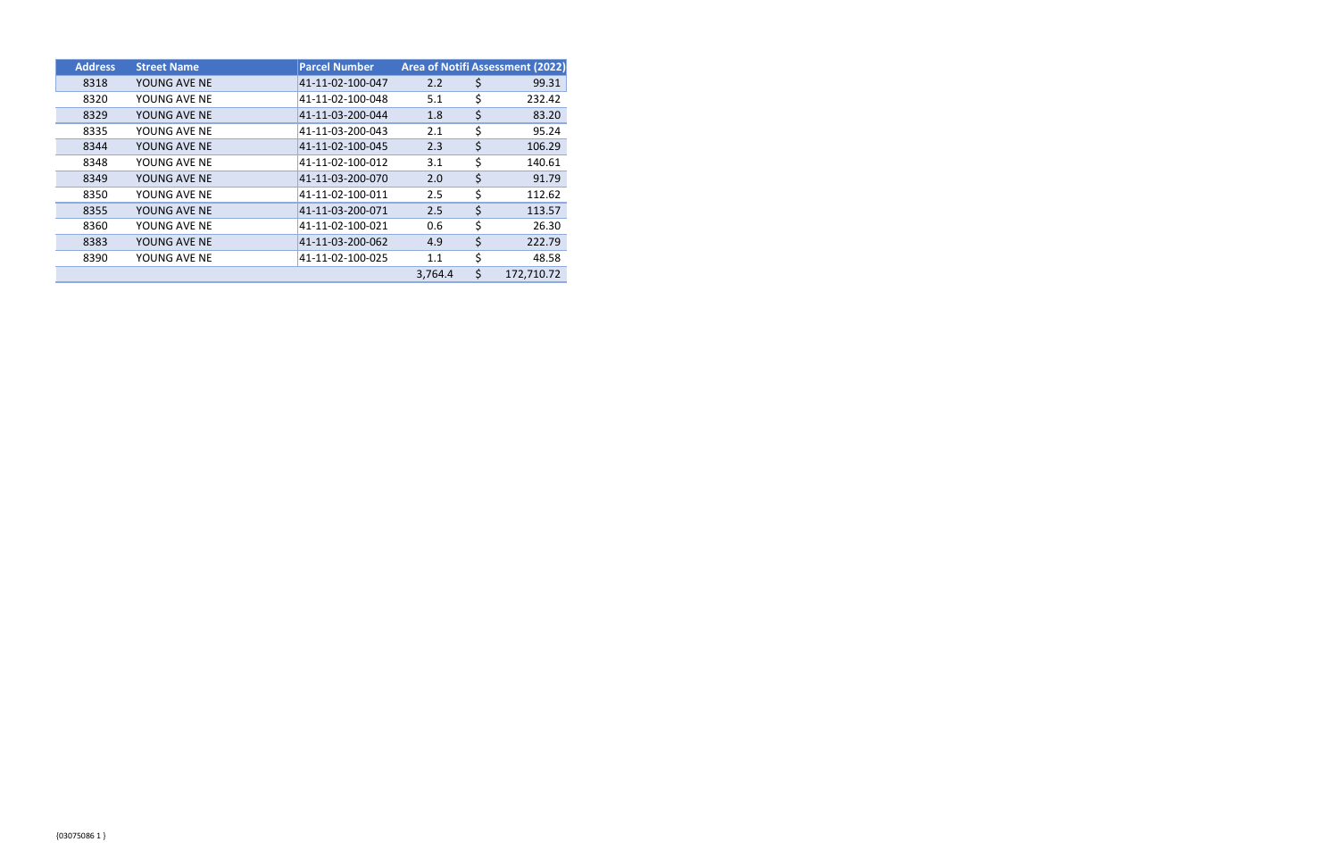| Address | Street Name | Parcel Number | Area of Notifi | Assessment (2022) |
|---|---|---|---|---|
| 8318 | YOUNG AVE NE | 41-11-02-100-047 | 2.2 | $ 99.31 |
| 8320 | YOUNG AVE NE | 41-11-02-100-048 | 5.1 | $ 232.42 |
| 8329 | YOUNG AVE NE | 41-11-03-200-044 | 1.8 | $ 83.20 |
| 8335 | YOUNG AVE NE | 41-11-03-200-043 | 2.1 | $ 95.24 |
| 8344 | YOUNG AVE NE | 41-11-02-100-045 | 2.3 | $ 106.29 |
| 8348 | YOUNG AVE NE | 41-11-02-100-012 | 3.1 | $ 140.61 |
| 8349 | YOUNG AVE NE | 41-11-03-200-070 | 2.0 | $ 91.79 |
| 8350 | YOUNG AVE NE | 41-11-02-100-011 | 2.5 | $ 112.62 |
| 8355 | YOUNG AVE NE | 41-11-03-200-071 | 2.5 | $ 113.57 |
| 8360 | YOUNG AVE NE | 41-11-02-100-021 | 0.6 | $ 26.30 |
| 8383 | YOUNG AVE NE | 41-11-03-200-062 | 4.9 | $ 222.79 |
| 8390 | YOUNG AVE NE | 41-11-02-100-025 | 1.1 | $ 48.58 |
| | | | 3,764.4 | $ 172,710.72 |

{03075086 1 }